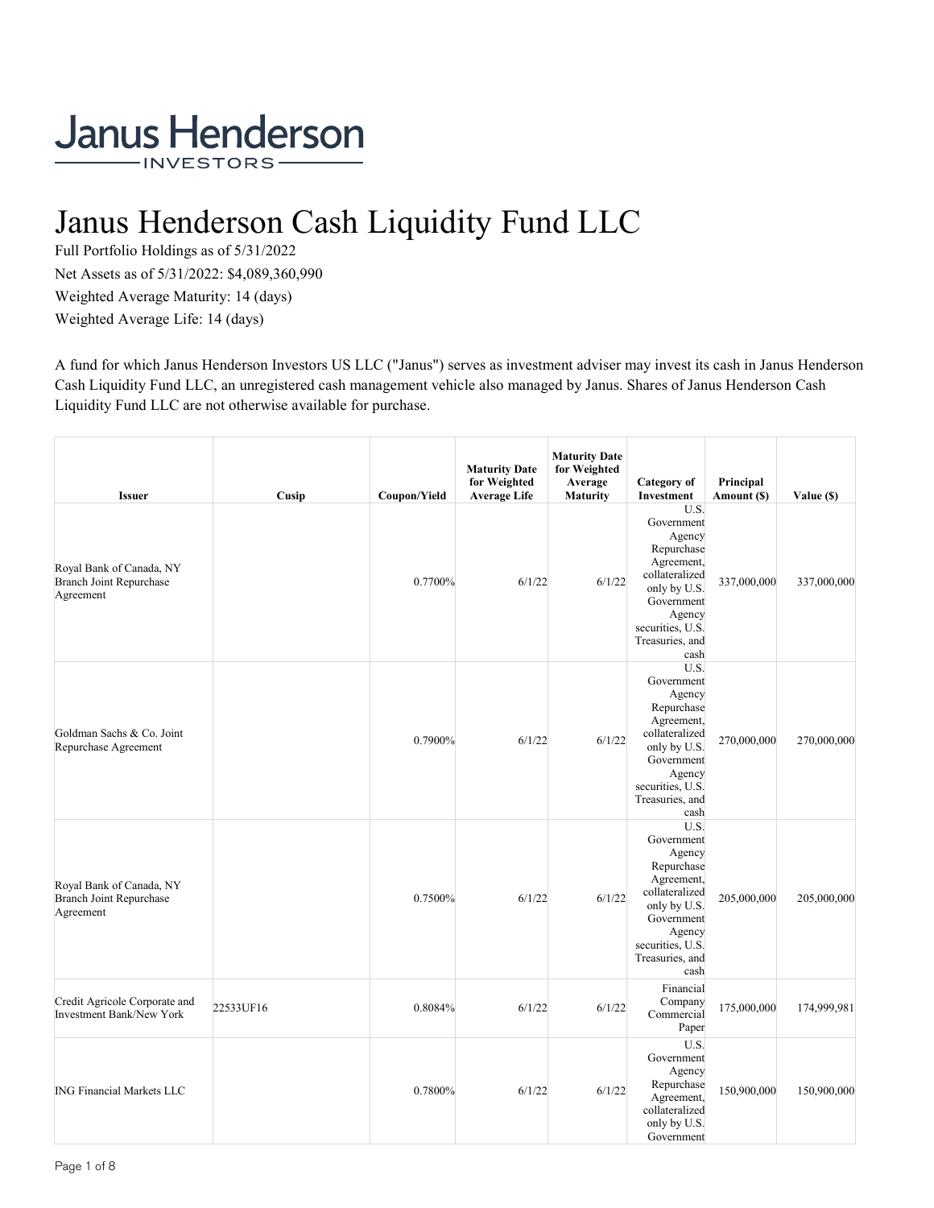Janus Henderson INVESTORS

# Janus Henderson Cash Liquidity Fund LLC

Full Portfolio Holdings as of 5/31/2022

Net Assets as of 5/31/2022: $4,089,360,990

Weighted Average Maturity: 14 (days)

Weighted Average Life: 14 (days)

A fund for which Janus Henderson Investors US LLC ("Janus") serves as investment adviser may invest its cash in Janus Henderson Cash Liquidity Fund LLC, an unregistered cash management vehicle also managed by Janus. Shares of Janus Henderson Cash Liquidity Fund LLC are not otherwise available for purchase.

| Issuer | Cusip | Coupon/Yield | Maturity Date for Weighted Average Life | Maturity Date for Weighted Average Maturity | Category of Investment | Principal Amount ($) | Value ($) |
|---|---|---|---|---|---|---|---|
| Royal Bank of Canada, NY Branch Joint Repurchase Agreement | | 0.7700% | 6/1/22 | 6/1/22 | U.S. Government Agency Repurchase Agreement, collateralized only by U.S. Government Agency securities, U.S. Treasuries, and cash | 337,000,000 | 337,000,000 |
| Goldman Sachs & Co. Joint Repurchase Agreement | | 0.7900% | 6/1/22 | 6/1/22 | U.S. Government Agency Repurchase Agreement, collateralized only by U.S. Government Agency securities, U.S. Treasuries, and cash | 270,000,000 | 270,000,000 |
| Royal Bank of Canada, NY Branch Joint Repurchase Agreement | | 0.7500% | 6/1/22 | 6/1/22 | U.S. Government Agency Repurchase Agreement, collateralized only by U.S. Government Agency securities, U.S. Treasuries, and cash | 205,000,000 | 205,000,000 |
| Credit Agricole Corporate and Investment Bank/New York | 22533UF16 | 0.8084% | 6/1/22 | 6/1/22 | Financial Company Commercial Paper | 175,000,000 | 174,999,981 |
| ING Financial Markets LLC | | 0.7800% | 6/1/22 | 6/1/22 | U.S. Government Agency Repurchase Agreement, collateralized only by U.S. Government | 150,900,000 | 150,900,000 |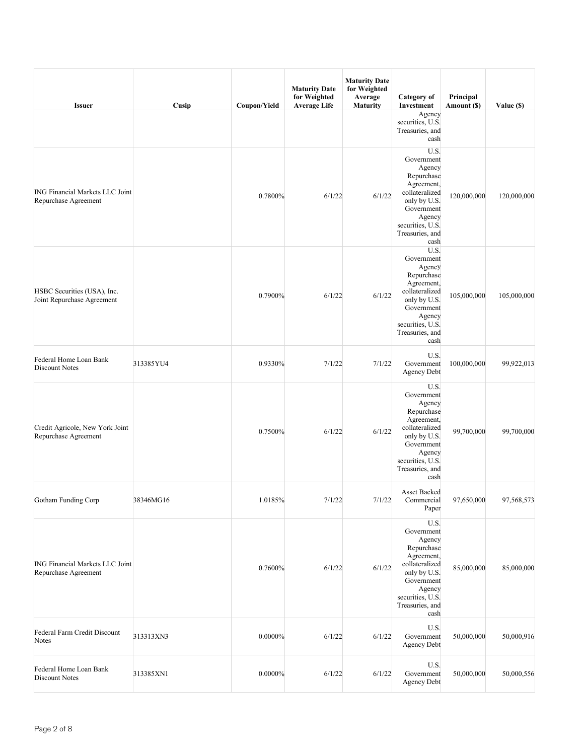| Issuer | Cusip | Coupon/Yield | Maturity Date for Weighted Average Life | Maturity Date for Weighted Average Maturity | Category of Investment | Principal Amount ($) | Value ($) |
|---|---|---|---|---|---|---|---|
| | | | | | Agency securities, U.S. Treasuries, and cash | | |
| ING Financial Markets LLC Joint Repurchase Agreement | | 0.7800% | 6/1/22 | 6/1/22 | U.S. Government Agency Repurchase Agreement, collateralized only by U.S. Government Agency securities, U.S. Treasuries, and cash | 120,000,000 | 120,000,000 |
| HSBC Securities (USA), Inc. Joint Repurchase Agreement | | 0.7900% | 6/1/22 | 6/1/22 | U.S. Government Agency Repurchase Agreement, collateralized only by U.S. Government Agency securities, U.S. Treasuries, and cash | 105,000,000 | 105,000,000 |
| Federal Home Loan Bank Discount Notes | 313385YU4 | 0.9330% | 7/1/22 | 7/1/22 | U.S. Government Agency Debt | 100,000,000 | 99,922,013 |
| Credit Agricole, New York Joint Repurchase Agreement | | 0.7500% | 6/1/22 | 6/1/22 | U.S. Government Agency Repurchase Agreement, collateralized only by U.S. Government Agency securities, U.S. Treasuries, and cash | 99,700,000 | 99,700,000 |
| Gotham Funding Corp | 38346MG16 | 1.0185% | 7/1/22 | 7/1/22 | Asset Backed Commercial Paper | 97,650,000 | 97,568,573 |
| ING Financial Markets LLC Joint Repurchase Agreement | | 0.7600% | 6/1/22 | 6/1/22 | U.S. Government Agency Repurchase Agreement, collateralized only by U.S. Government Agency securities, U.S. Treasuries, and cash | 85,000,000 | 85,000,000 |
| Federal Farm Credit Discount Notes | 313313XN3 | 0.0000% | 6/1/22 | 6/1/22 | U.S. Government Agency Debt | 50,000,000 | 50,000,916 |
| Federal Home Loan Bank Discount Notes | 313385XN1 | 0.0000% | 6/1/22 | 6/1/22 | U.S. Government Agency Debt | 50,000,000 | 50,000,556 |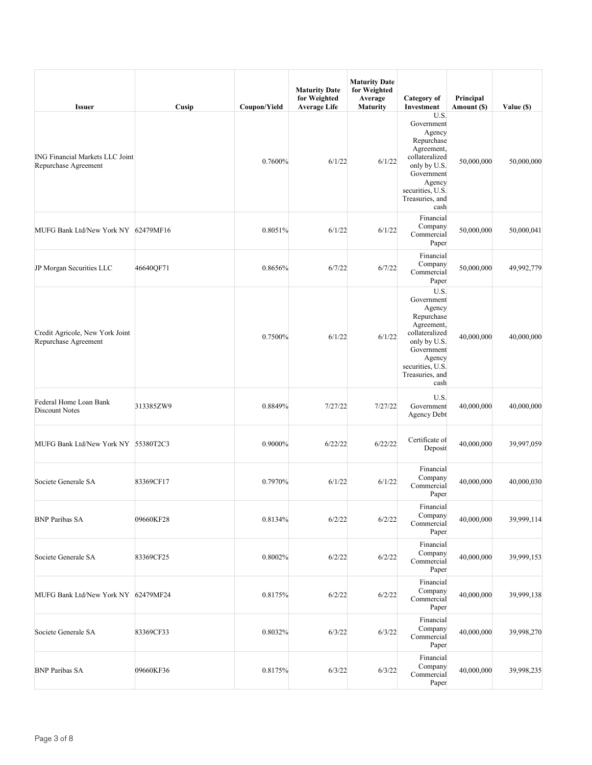| Issuer | Cusip | Coupon/Yield | Maturity Date for Weighted Average Life | Maturity Date for Weighted Average Maturity | Category of Investment | Principal Amount ($) | Value ($) |
|---|---|---|---|---|---|---|---|
| ING Financial Markets LLC Joint Repurchase Agreement | | 0.7600% | 6/1/22 | 6/1/22 | U.S. Government Agency Repurchase Agreement, collateralized only by U.S. Government Agency securities, U.S. Treasuries, and cash | 50,000,000 | 50,000,000 |
| MUFG Bank Ltd/New York NY | 62479MF16 | 0.8051% | 6/1/22 | 6/1/22 | Financial Company Commercial Paper | 50,000,000 | 50,000,041 |
| JP Morgan Securities LLC | 46640QF71 | 0.8656% | 6/7/22 | 6/7/22 | Financial Company Commercial Paper | 50,000,000 | 49,992,779 |
| Credit Agricole, New York Joint Repurchase Agreement | | 0.7500% | 6/1/22 | 6/1/22 | U.S. Government Agency Repurchase Agreement, collateralized only by U.S. Government Agency securities, U.S. Treasuries, and cash | 40,000,000 | 40,000,000 |
| Federal Home Loan Bank Discount Notes | 313385ZW9 | 0.8849% | 7/27/22 | 7/27/22 | U.S. Government Agency Debt | 40,000,000 | 40,000,000 |
| MUFG Bank Ltd/New York NY | 55380T2C3 | 0.9000% | 6/22/22 | 6/22/22 | Certificate of Deposit | 40,000,000 | 39,997,059 |
| Societe Generale SA | 83369CF17 | 0.7970% | 6/1/22 | 6/1/22 | Financial Company Commercial Paper | 40,000,000 | 40,000,030 |
| BNP Paribas SA | 09660KF28 | 0.8134% | 6/2/22 | 6/2/22 | Financial Company Commercial Paper | 40,000,000 | 39,999,114 |
| Societe Generale SA | 83369CF25 | 0.8002% | 6/2/22 | 6/2/22 | Financial Company Commercial Paper | 40,000,000 | 39,999,153 |
| MUFG Bank Ltd/New York NY | 62479MF24 | 0.8175% | 6/2/22 | 6/2/22 | Financial Company Commercial Paper | 40,000,000 | 39,999,138 |
| Societe Generale SA | 83369CF33 | 0.8032% | 6/3/22 | 6/3/22 | Financial Company Commercial Paper | 40,000,000 | 39,998,270 |
| BNP Paribas SA | 09660KF36 | 0.8175% | 6/3/22 | 6/3/22 | Financial Company Commercial Paper | 40,000,000 | 39,998,235 |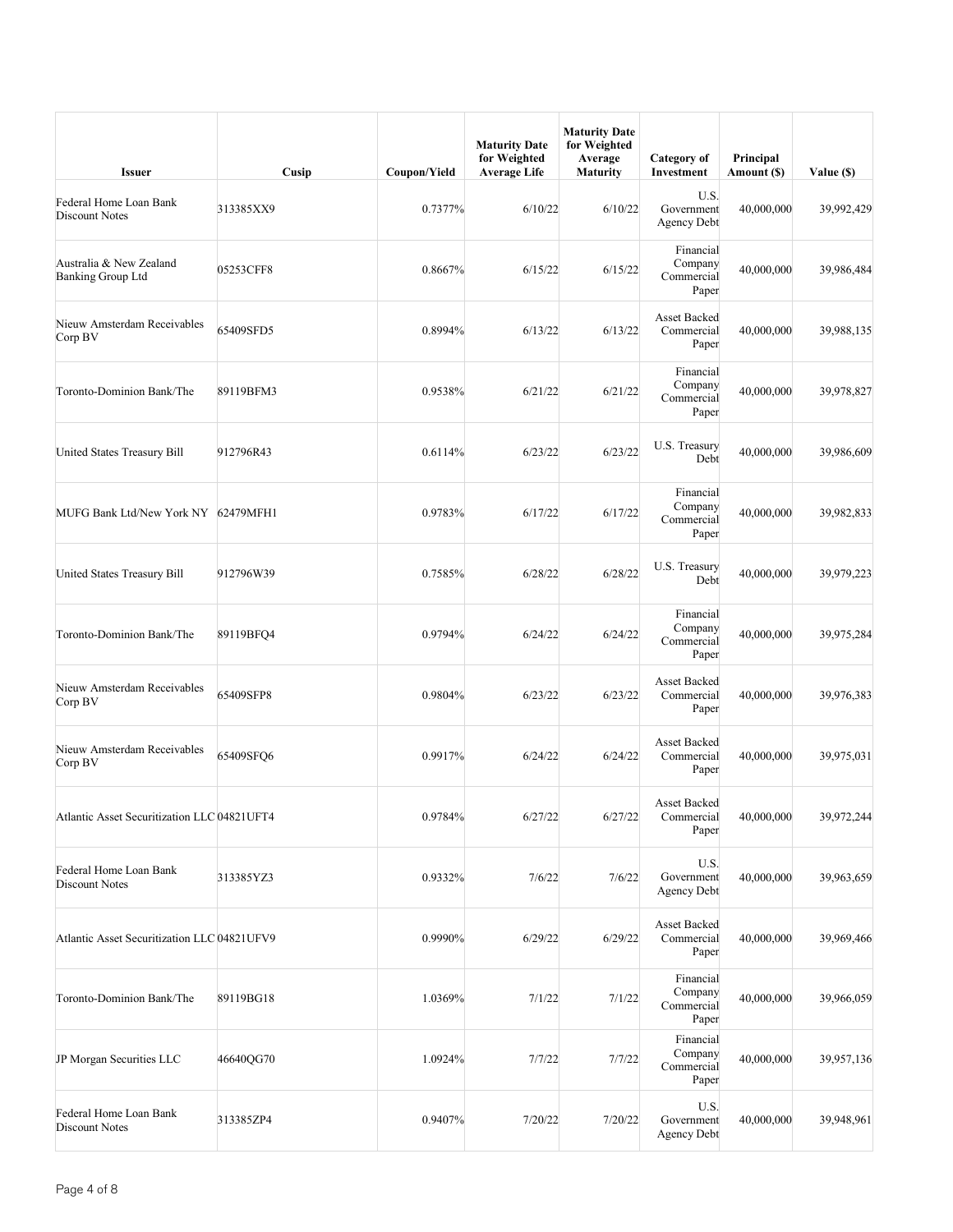| Issuer | Cusip | Coupon/Yield | Maturity Date for Weighted Average Life | Maturity Date for Weighted Average Maturity | Category of Investment | Principal Amount ($) | Value ($) |
|---|---|---|---|---|---|---|---|
| Federal Home Loan Bank Discount Notes | 313385XX9 | 0.7377% | 6/10/22 | 6/10/22 | U.S. Government Agency Debt | 40,000,000 | 39,992,429 |
| Australia & New Zealand Banking Group Ltd | 05253CFF8 | 0.8667% | 6/15/22 | 6/15/22 | Financial Company Commercial Paper | 40,000,000 | 39,986,484 |
| Nieuw Amsterdam Receivables Corp BV | 65409SFD5 | 0.8994% | 6/13/22 | 6/13/22 | Asset Backed Commercial Paper | 40,000,000 | 39,988,135 |
| Toronto-Dominion Bank/The | 89119BFM3 | 0.9538% | 6/21/22 | 6/21/22 | Financial Company Commercial Paper | 40,000,000 | 39,978,827 |
| United States Treasury Bill | 912796R43 | 0.6114% | 6/23/22 | 6/23/22 | U.S. Treasury Debt | 40,000,000 | 39,986,609 |
| MUFG Bank Ltd/New York NY | 62479MFH1 | 0.9783% | 6/17/22 | 6/17/22 | Financial Company Commercial Paper | 40,000,000 | 39,982,833 |
| United States Treasury Bill | 912796W39 | 0.7585% | 6/28/22 | 6/28/22 | U.S. Treasury Debt | 40,000,000 | 39,979,223 |
| Toronto-Dominion Bank/The | 89119BFQ4 | 0.9794% | 6/24/22 | 6/24/22 | Financial Company Commercial Paper | 40,000,000 | 39,975,284 |
| Nieuw Amsterdam Receivables Corp BV | 65409SFP8 | 0.9804% | 6/23/22 | 6/23/22 | Asset Backed Commercial Paper | 40,000,000 | 39,976,383 |
| Nieuw Amsterdam Receivables Corp BV | 65409SFQ6 | 0.9917% | 6/24/22 | 6/24/22 | Asset Backed Commercial Paper | 40,000,000 | 39,975,031 |
| Atlantic Asset Securitization LLC | 04821UFT4 | 0.9784% | 6/27/22 | 6/27/22 | Asset Backed Commercial Paper | 40,000,000 | 39,972,244 |
| Federal Home Loan Bank Discount Notes | 313385YZ3 | 0.9332% | 7/6/22 | 7/6/22 | U.S. Government Agency Debt | 40,000,000 | 39,963,659 |
| Atlantic Asset Securitization LLC | 04821UFV9 | 0.9990% | 6/29/22 | 6/29/22 | Asset Backed Commercial Paper | 40,000,000 | 39,969,466 |
| Toronto-Dominion Bank/The | 89119BG18 | 1.0369% | 7/1/22 | 7/1/22 | Financial Company Commercial Paper | 40,000,000 | 39,966,059 |
| JP Morgan Securities LLC | 46640QG70 | 1.0924% | 7/7/22 | 7/7/22 | Financial Company Commercial Paper | 40,000,000 | 39,957,136 |
| Federal Home Loan Bank Discount Notes | 313385ZP4 | 0.9407% | 7/20/22 | 7/20/22 | U.S. Government Agency Debt | 40,000,000 | 39,948,961 |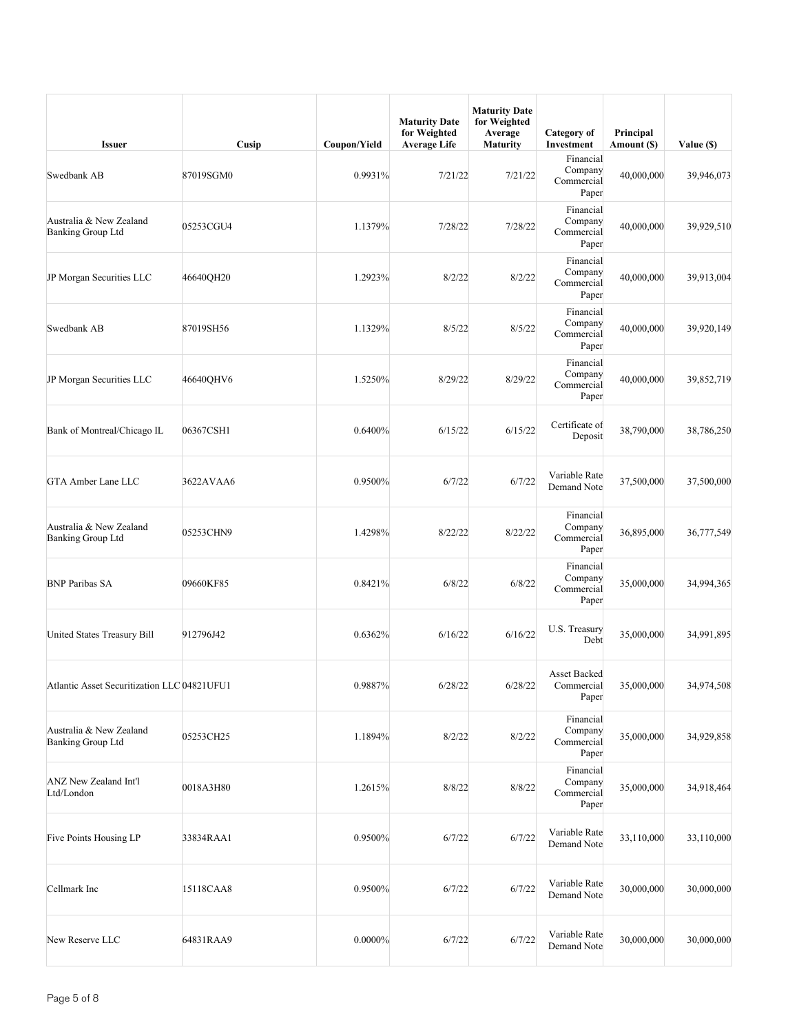| Issuer | Cusip | Coupon/Yield | Maturity Date for Weighted Average Life | Maturity Date for Weighted Average Maturity | Category of Investment | Principal Amount ($) | Value ($) |
|---|---|---|---|---|---|---|---|
| Swedbank AB | 87019SGM0 | 0.9931% | 7/21/22 | 7/21/22 | Financial Company Commercial Paper | 40,000,000 | 39,946,073 |
| Australia & New Zealand Banking Group Ltd | 05253CGU4 | 1.1379% | 7/28/22 | 7/28/22 | Financial Company Commercial Paper | 40,000,000 | 39,929,510 |
| JP Morgan Securities LLC | 46640QH20 | 1.2923% | 8/2/22 | 8/2/22 | Financial Company Commercial Paper | 40,000,000 | 39,913,004 |
| Swedbank AB | 87019SH56 | 1.1329% | 8/5/22 | 8/5/22 | Financial Company Commercial Paper | 40,000,000 | 39,920,149 |
| JP Morgan Securities LLC | 46640QHV6 | 1.5250% | 8/29/22 | 8/29/22 | Financial Company Commercial Paper | 40,000,000 | 39,852,719 |
| Bank of Montreal/Chicago IL | 06367CSH1 | 0.6400% | 6/15/22 | 6/15/22 | Certificate of Deposit | 38,790,000 | 38,786,250 |
| GTA Amber Lane LLC | 3622AVAA6 | 0.9500% | 6/7/22 | 6/7/22 | Variable Rate Demand Note | 37,500,000 | 37,500,000 |
| Australia & New Zealand Banking Group Ltd | 05253CHN9 | 1.4298% | 8/22/22 | 8/22/22 | Financial Company Commercial Paper | 36,895,000 | 36,777,549 |
| BNP Paribas SA | 09660KF85 | 0.8421% | 6/8/22 | 6/8/22 | Financial Company Commercial Paper | 35,000,000 | 34,994,365 |
| United States Treasury Bill | 912796J42 | 0.6362% | 6/16/22 | 6/16/22 | U.S. Treasury Debt | 35,000,000 | 34,991,895 |
| Atlantic Asset Securitization LLC | 04821UFU1 | 0.9887% | 6/28/22 | 6/28/22 | Asset Backed Commercial Paper | 35,000,000 | 34,974,508 |
| Australia & New Zealand Banking Group Ltd | 05253CH25 | 1.1894% | 8/2/22 | 8/2/22 | Financial Company Commercial Paper | 35,000,000 | 34,929,858 |
| ANZ New Zealand Int'l Ltd/London | 0018A3H80 | 1.2615% | 8/8/22 | 8/8/22 | Financial Company Commercial Paper | 35,000,000 | 34,918,464 |
| Five Points Housing LP | 33834RAA1 | 0.9500% | 6/7/22 | 6/7/22 | Variable Rate Demand Note | 33,110,000 | 33,110,000 |
| Cellmark Inc | 15118CAA8 | 0.9500% | 6/7/22 | 6/7/22 | Variable Rate Demand Note | 30,000,000 | 30,000,000 |
| New Reserve LLC | 64831RAA9 | 0.0000% | 6/7/22 | 6/7/22 | Variable Rate Demand Note | 30,000,000 | 30,000,000 |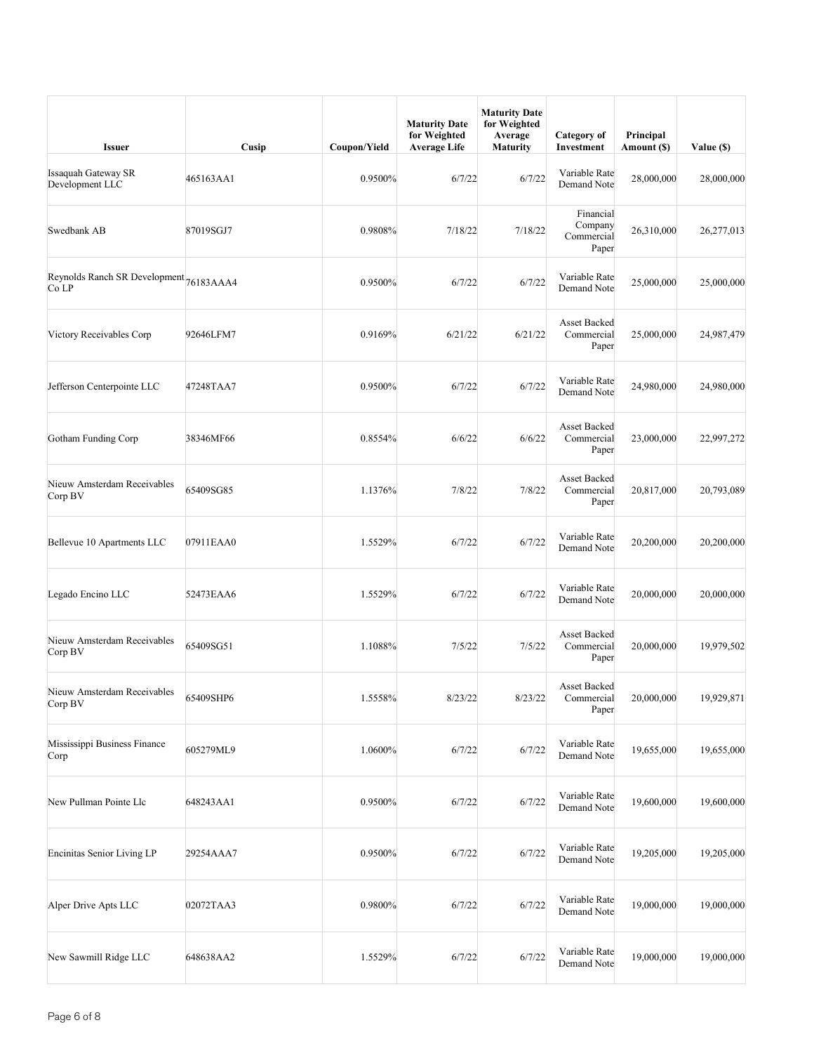| Issuer | Cusip | Coupon/Yield | Maturity Date for Weighted Average Life | Maturity Date for Weighted Average Maturity | Category of Investment | Principal Amount ($) | Value ($) |
|---|---|---|---|---|---|---|---|
| Issaquah Gateway SR Development LLC | 465163AA1 | 0.9500% | 6/7/22 | 6/7/22 | Variable Rate Demand Note | 28,000,000 | 28,000,000 |
| Swedbank AB | 87019SGJ7 | 0.9808% | 7/18/22 | 7/18/22 | Financial Company Commercial Paper | 26,310,000 | 26,277,013 |
| Reynolds Ranch SR Development Co LP | 76183AAA4 | 0.9500% | 6/7/22 | 6/7/22 | Variable Rate Demand Note | 25,000,000 | 25,000,000 |
| Victory Receivables Corp | 92646LFM7 | 0.9169% | 6/21/22 | 6/21/22 | Asset Backed Commercial Paper | 25,000,000 | 24,987,479 |
| Jefferson Centerpointe LLC | 47248TAA7 | 0.9500% | 6/7/22 | 6/7/22 | Variable Rate Demand Note | 24,980,000 | 24,980,000 |
| Gotham Funding Corp | 38346MF66 | 0.8554% | 6/6/22 | 6/6/22 | Asset Backed Commercial Paper | 23,000,000 | 22,997,272 |
| Nieuw Amsterdam Receivables Corp BV | 65409SG85 | 1.1376% | 7/8/22 | 7/8/22 | Asset Backed Commercial Paper | 20,817,000 | 20,793,089 |
| Bellevue 10 Apartments LLC | 07911EAA0 | 1.5529% | 6/7/22 | 6/7/22 | Variable Rate Demand Note | 20,200,000 | 20,200,000 |
| Legado Encino LLC | 52473EAA6 | 1.5529% | 6/7/22 | 6/7/22 | Variable Rate Demand Note | 20,000,000 | 20,000,000 |
| Nieuw Amsterdam Receivables Corp BV | 65409SG51 | 1.1088% | 7/5/22 | 7/5/22 | Asset Backed Commercial Paper | 20,000,000 | 19,979,502 |
| Nieuw Amsterdam Receivables Corp BV | 65409SHP6 | 1.5558% | 8/23/22 | 8/23/22 | Asset Backed Commercial Paper | 20,000,000 | 19,929,871 |
| Mississippi Business Finance Corp | 605279ML9 | 1.0600% | 6/7/22 | 6/7/22 | Variable Rate Demand Note | 19,655,000 | 19,655,000 |
| New Pullman Pointe Llc | 648243AA1 | 0.9500% | 6/7/22 | 6/7/22 | Variable Rate Demand Note | 19,600,000 | 19,600,000 |
| Encinitas Senior Living LP | 29254AAA7 | 0.9500% | 6/7/22 | 6/7/22 | Variable Rate Demand Note | 19,205,000 | 19,205,000 |
| Alper Drive Apts LLC | 02072TAA3 | 0.9800% | 6/7/22 | 6/7/22 | Variable Rate Demand Note | 19,000,000 | 19,000,000 |
| New Sawmill Ridge LLC | 648638AA2 | 1.5529% | 6/7/22 | 6/7/22 | Variable Rate Demand Note | 19,000,000 | 19,000,000 |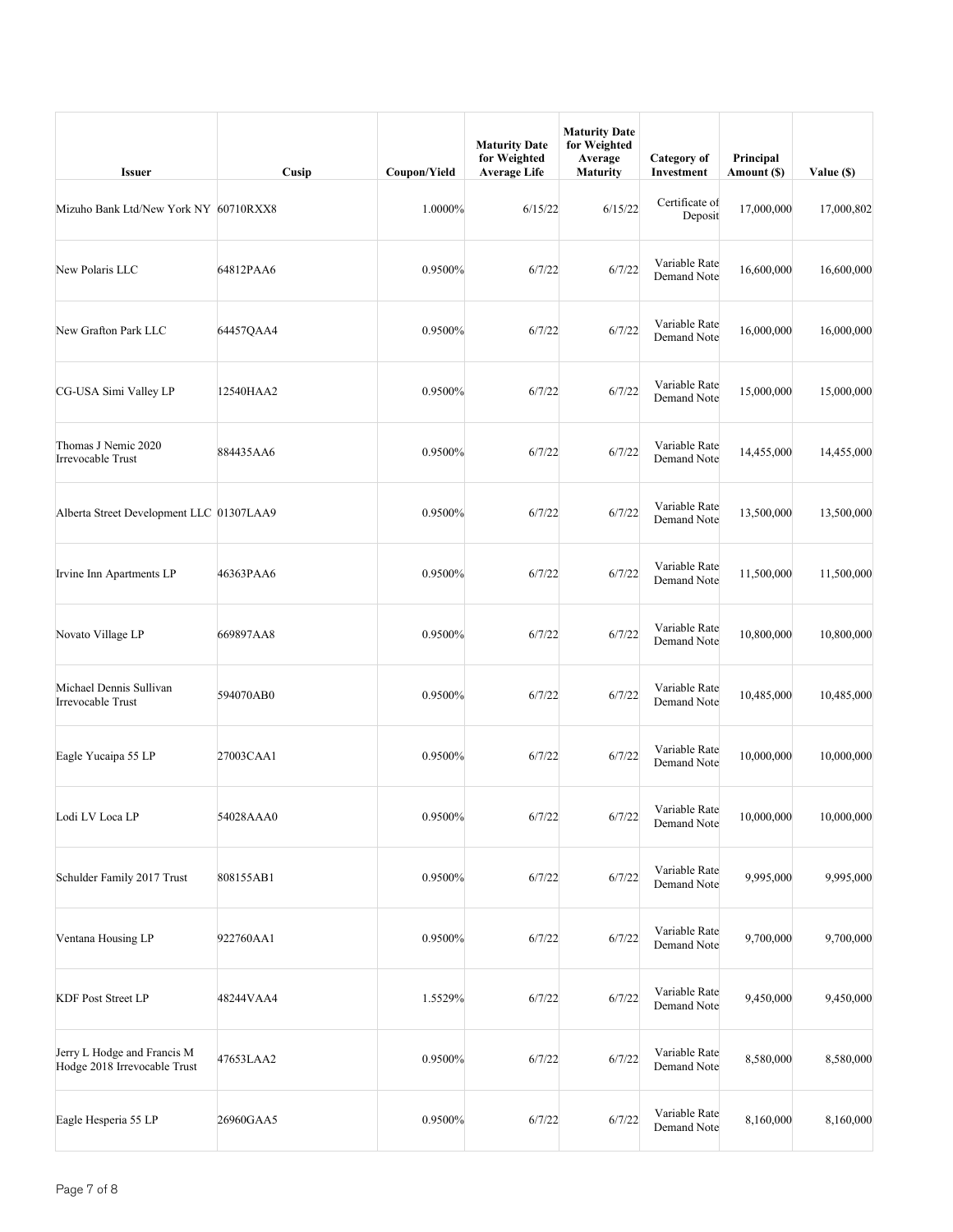| Issuer | Cusip | Coupon/Yield | Maturity Date for Weighted Average Life | Maturity Date for Weighted Average Maturity | Category of Investment | Principal Amount ($) | Value ($) |
|---|---|---|---|---|---|---|---|
| Mizuho Bank Ltd/New York NY | 60710RXX8 | 1.0000% | 6/15/22 | 6/15/22 | Certificate of Deposit | 17,000,000 | 17,000,802 |
| New Polaris LLC | 64812PAA6 | 0.9500% | 6/7/22 | 6/7/22 | Variable Rate Demand Note | 16,600,000 | 16,600,000 |
| New Grafton Park LLC | 64457QAA4 | 0.9500% | 6/7/22 | 6/7/22 | Variable Rate Demand Note | 16,000,000 | 16,000,000 |
| CG-USA Simi Valley LP | 12540HAA2 | 0.9500% | 6/7/22 | 6/7/22 | Variable Rate Demand Note | 15,000,000 | 15,000,000 |
| Thomas J Nemic 2020 Irrevocable Trust | 884435AA6 | 0.9500% | 6/7/22 | 6/7/22 | Variable Rate Demand Note | 14,455,000 | 14,455,000 |
| Alberta Street Development LLC | 01307LAA9 | 0.9500% | 6/7/22 | 6/7/22 | Variable Rate Demand Note | 13,500,000 | 13,500,000 |
| Irvine Inn Apartments LP | 46363PAA6 | 0.9500% | 6/7/22 | 6/7/22 | Variable Rate Demand Note | 11,500,000 | 11,500,000 |
| Novato Village LP | 669897AA8 | 0.9500% | 6/7/22 | 6/7/22 | Variable Rate Demand Note | 10,800,000 | 10,800,000 |
| Michael Dennis Sullivan Irrevocable Trust | 594070AB0 | 0.9500% | 6/7/22 | 6/7/22 | Variable Rate Demand Note | 10,485,000 | 10,485,000 |
| Eagle Yucaipa 55 LP | 27003CAA1 | 0.9500% | 6/7/22 | 6/7/22 | Variable Rate Demand Note | 10,000,000 | 10,000,000 |
| Lodi LV Loca LP | 54028AAA0 | 0.9500% | 6/7/22 | 6/7/22 | Variable Rate Demand Note | 10,000,000 | 10,000,000 |
| Schulder Family 2017 Trust | 808155AB1 | 0.9500% | 6/7/22 | 6/7/22 | Variable Rate Demand Note | 9,995,000 | 9,995,000 |
| Ventana Housing LP | 922760AA1 | 0.9500% | 6/7/22 | 6/7/22 | Variable Rate Demand Note | 9,700,000 | 9,700,000 |
| KDF Post Street LP | 48244VAA4 | 1.5529% | 6/7/22 | 6/7/22 | Variable Rate Demand Note | 9,450,000 | 9,450,000 |
| Jerry L Hodge and Francis M Hodge 2018 Irrevocable Trust | 47653LAA2 | 0.9500% | 6/7/22 | 6/7/22 | Variable Rate Demand Note | 8,580,000 | 8,580,000 |
| Eagle Hesperia 55 LP | 26960GAA5 | 0.9500% | 6/7/22 | 6/7/22 | Variable Rate Demand Note | 8,160,000 | 8,160,000 |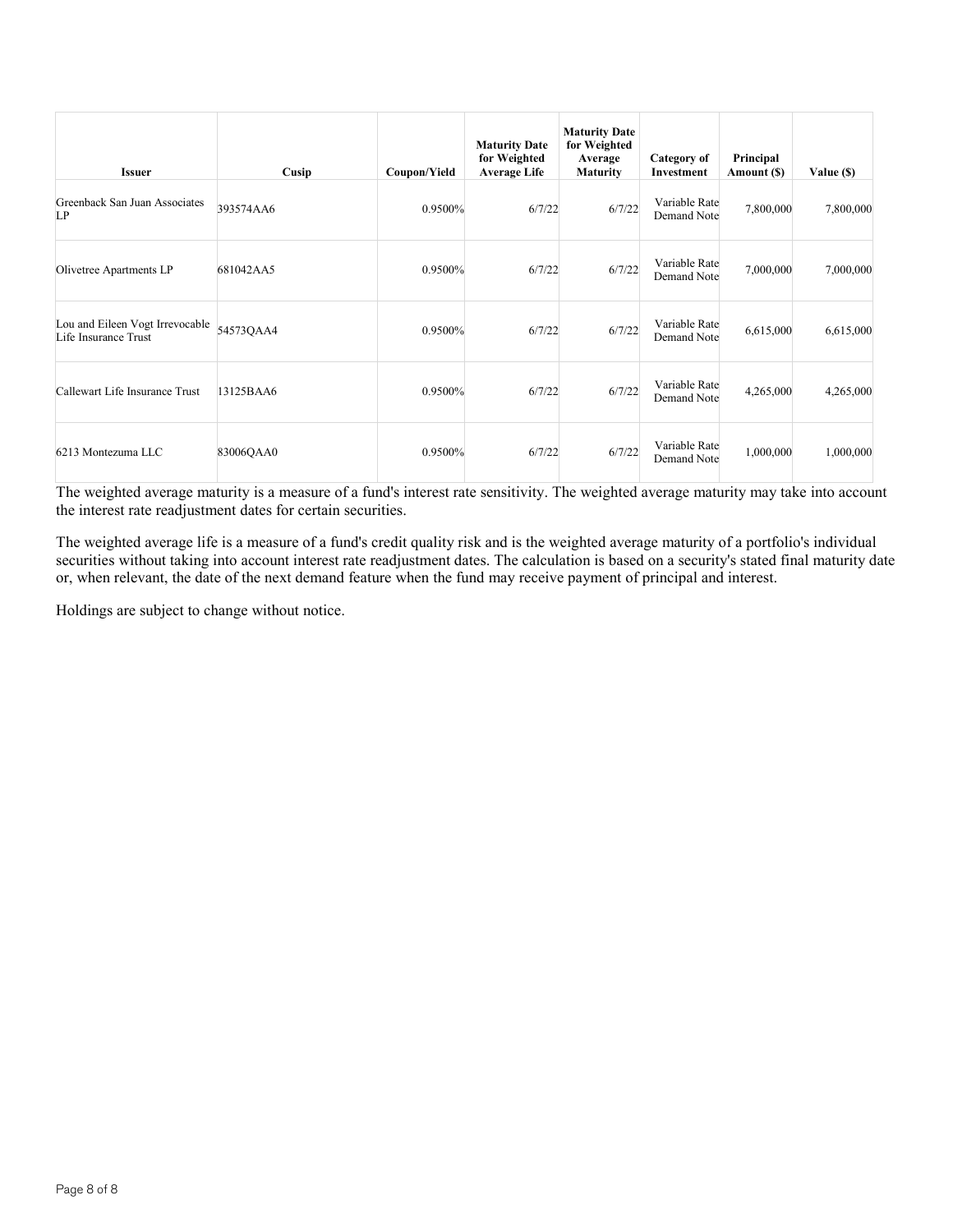| Issuer | Cusip | Coupon/Yield | Maturity Date for Weighted Average Life | Maturity Date for Weighted Average Maturity | Category of Investment | Principal Amount ($) | Value ($) |
| --- | --- | --- | --- | --- | --- | --- | --- |
| Greenback San Juan Associates LP | 393574AA6 | 0.9500% | 6/7/22 | 6/7/22 | Variable Rate Demand Note | 7,800,000 | 7,800,000 |
| Olivetree Apartments LP | 681042AA5 | 0.9500% | 6/7/22 | 6/7/22 | Variable Rate Demand Note | 7,000,000 | 7,000,000 |
| Lou and Eileen Vogt Irrevocable Life Insurance Trust | 54573QAA4 | 0.9500% | 6/7/22 | 6/7/22 | Variable Rate Demand Note | 6,615,000 | 6,615,000 |
| Callewart Life Insurance Trust | 13125BAA6 | 0.9500% | 6/7/22 | 6/7/22 | Variable Rate Demand Note | 4,265,000 | 4,265,000 |
| 6213 Montezuma LLC | 83006QAA0 | 0.9500% | 6/7/22 | 6/7/22 | Variable Rate Demand Note | 1,000,000 | 1,000,000 |

The weighted average maturity is a measure of a fund's interest rate sensitivity. The weighted average maturity may take into account the interest rate readjustment dates for certain securities.

The weighted average life is a measure of a fund's credit quality risk and is the weighted average maturity of a portfolio's individual securities without taking into account interest rate readjustment dates. The calculation is based on a security's stated final maturity date or, when relevant, the date of the next demand feature when the fund may receive payment of principal and interest.

Holdings are subject to change without notice.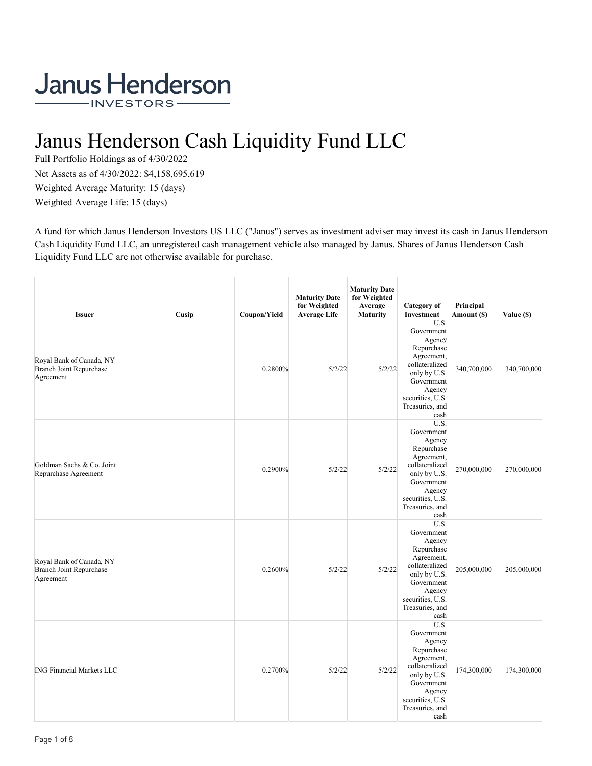Janus Henderson
INVESTORS

# Janus Henderson Cash Liquidity Fund LLC

Full Portfolio Holdings as of 4/30/2022

Net Assets as of 4/30/2022: $4,158,695,619

Weighted Average Maturity: 15 (days)

Weighted Average Life: 15 (days)

A fund for which Janus Henderson Investors US LLC ("Janus") serves as investment adviser may invest its cash in Janus Henderson Cash Liquidity Fund LLC, an unregistered cash management vehicle also managed by Janus. Shares of Janus Henderson Cash Liquidity Fund LLC are not otherwise available for purchase.

| Issuer | Cusip | Coupon/Yield | Maturity Date for Weighted Average Life | Maturity Date for Weighted Average Maturity | Category of Investment | Principal Amount ($) | Value ($) |
|---|---|---|---|---|---|---|---|
| Royal Bank of Canada, NY Branch Joint Repurchase Agreement | | 0.2800% | 5/2/22 | 5/2/22 | U.S. Government Agency Repurchase Agreement, collateralized only by U.S. Government Agency securities, U.S. Treasuries, and cash | 340,700,000 | 340,700,000 |
| Goldman Sachs & Co. Joint Repurchase Agreement | | 0.2900% | 5/2/22 | 5/2/22 | U.S. Government Agency Repurchase Agreement, collateralized only by U.S. Government Agency securities, U.S. Treasuries, and cash | 270,000,000 | 270,000,000 |
| Royal Bank of Canada, NY Branch Joint Repurchase Agreement | | 0.2600% | 5/2/22 | 5/2/22 | U.S. Government Agency Repurchase Agreement, collateralized only by U.S. Government Agency securities, U.S. Treasuries, and cash | 205,000,000 | 205,000,000 |
| ING Financial Markets LLC | | 0.2700% | 5/2/22 | 5/2/22 | U.S. Government Agency Repurchase Agreement, collateralized only by U.S. Government Agency securities, U.S. Treasuries, and cash | 174,300,000 | 174,300,000 |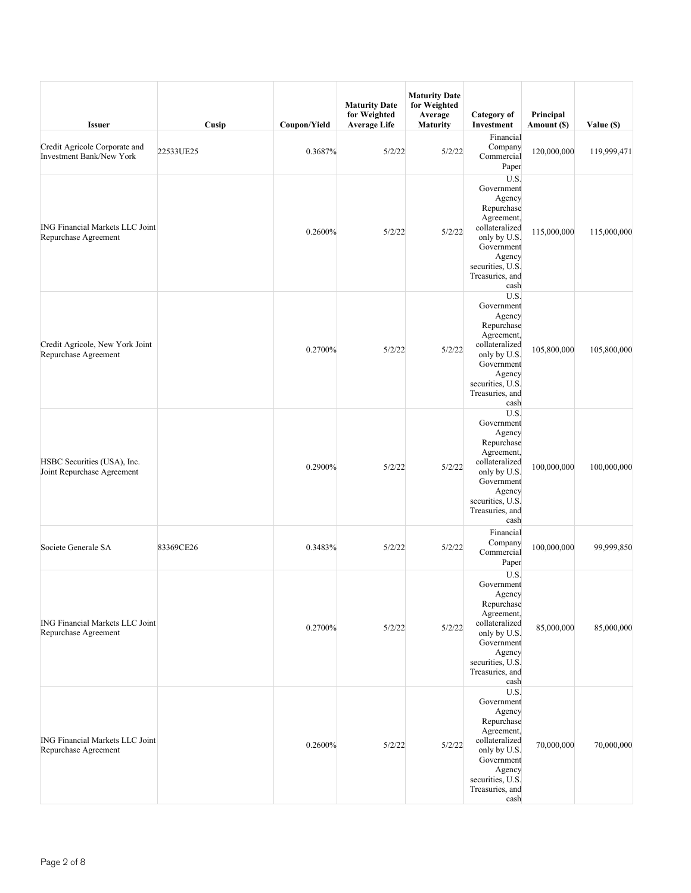| Issuer | Cusip | Coupon/Yield | Maturity Date for Weighted Average Life | Maturity Date for Weighted Average Maturity | Category of Investment | Principal Amount ($) | Value ($) |
|---|---|---|---|---|---|---|---|
| Credit Agricole Corporate and Investment Bank/New York | 22533UE25 | 0.3687% | 5/2/22 | 5/2/22 | Financial Company Commercial Paper | 120,000,000 | 119,999,471 |
| ING Financial Markets LLC Joint Repurchase Agreement | | 0.2600% | 5/2/22 | 5/2/22 | U.S. Government Agency Repurchase Agreement, collateralized only by U.S. Government Agency securities, U.S. Treasuries, and cash | 115,000,000 | 115,000,000 |
| Credit Agricole, New York Joint Repurchase Agreement | | 0.2700% | 5/2/22 | 5/2/22 | U.S. Government Agency Repurchase Agreement, collateralized only by U.S. Government Agency securities, U.S. Treasuries, and cash | 105,800,000 | 105,800,000 |
| HSBC Securities (USA), Inc. Joint Repurchase Agreement | | 0.2900% | 5/2/22 | 5/2/22 | U.S. Government Agency Repurchase Agreement, collateralized only by U.S. Government Agency securities, U.S. Treasuries, and cash | 100,000,000 | 100,000,000 |
| Societe Generale SA | 83369CE26 | 0.3483% | 5/2/22 | 5/2/22 | Financial Company Commercial Paper | 100,000,000 | 99,999,850 |
| ING Financial Markets LLC Joint Repurchase Agreement | | 0.2700% | 5/2/22 | 5/2/22 | U.S. Government Agency Repurchase Agreement, collateralized only by U.S. Government Agency securities, U.S. Treasuries, and cash | 85,000,000 | 85,000,000 |
| ING Financial Markets LLC Joint Repurchase Agreement | | 0.2600% | 5/2/22 | 5/2/22 | U.S. Government Agency Repurchase Agreement, collateralized only by U.S. Government Agency securities, U.S. Treasuries, and cash | 70,000,000 | 70,000,000 |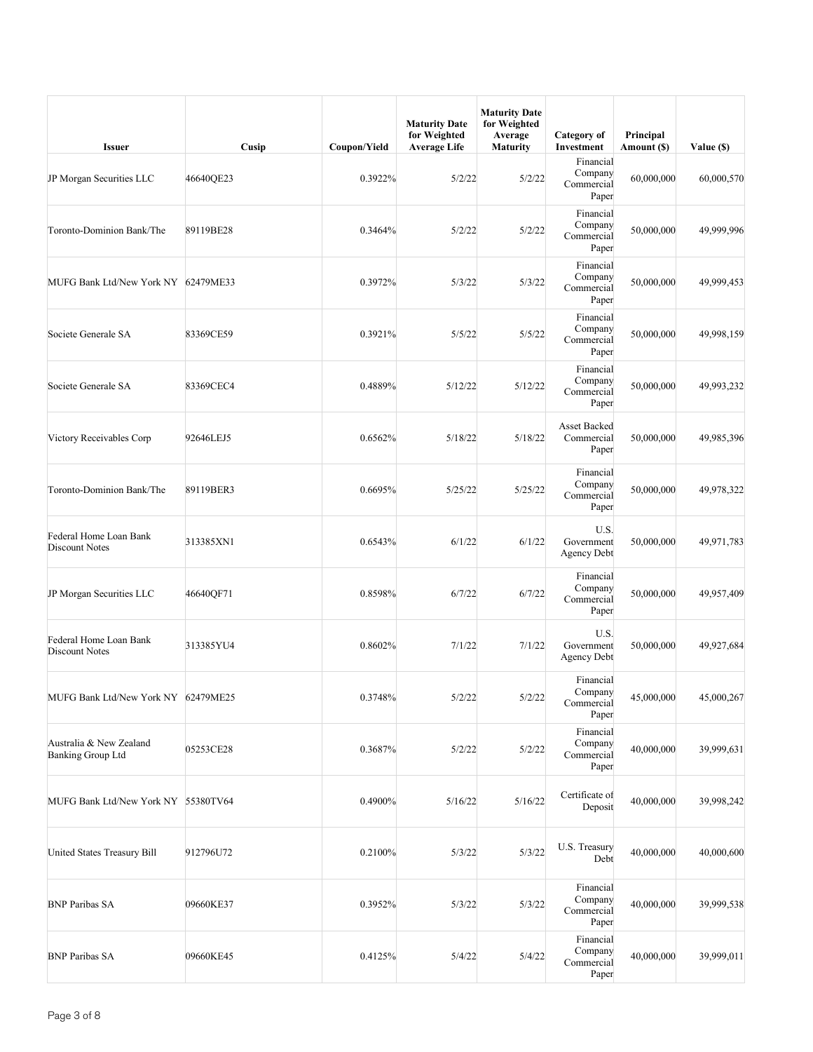| Issuer | Cusip | Coupon/Yield | Maturity Date for Weighted Average Life | Maturity Date for Weighted Average Maturity | Category of Investment | Principal Amount ($) | Value ($) |
|---|---|---|---|---|---|---|---|
| JP Morgan Securities LLC | 46640QE23 | 0.3922% | 5/2/22 | 5/2/22 | Financial Company Commercial Paper | 60,000,000 | 60,000,570 |
| Toronto-Dominion Bank/The | 89119BE28 | 0.3464% | 5/2/22 | 5/2/22 | Financial Company Commercial Paper | 50,000,000 | 49,999,996 |
| MUFG Bank Ltd/New York NY | 62479ME33 | 0.3972% | 5/3/22 | 5/3/22 | Financial Company Commercial Paper | 50,000,000 | 49,999,453 |
| Societe Generale SA | 83369CE59 | 0.3921% | 5/5/22 | 5/5/22 | Financial Company Commercial Paper | 50,000,000 | 49,998,159 |
| Societe Generale SA | 83369CEC4 | 0.4889% | 5/12/22 | 5/12/22 | Financial Company Commercial Paper | 50,000,000 | 49,993,232 |
| Victory Receivables Corp | 92646LEJ5 | 0.6562% | 5/18/22 | 5/18/22 | Asset Backed Commercial Paper | 50,000,000 | 49,985,396 |
| Toronto-Dominion Bank/The | 89119BER3 | 0.6695% | 5/25/22 | 5/25/22 | Financial Company Commercial Paper | 50,000,000 | 49,978,322 |
| Federal Home Loan Bank Discount Notes | 313385XN1 | 0.6543% | 6/1/22 | 6/1/22 | U.S. Government Agency Debt | 50,000,000 | 49,971,783 |
| JP Morgan Securities LLC | 46640QF71 | 0.8598% | 6/7/22 | 6/7/22 | Financial Company Commercial Paper | 50,000,000 | 49,957,409 |
| Federal Home Loan Bank Discount Notes | 313385YU4 | 0.8602% | 7/1/22 | 7/1/22 | U.S. Government Agency Debt | 50,000,000 | 49,927,684 |
| MUFG Bank Ltd/New York NY | 62479ME25 | 0.3748% | 5/2/22 | 5/2/22 | Financial Company Commercial Paper | 45,000,000 | 45,000,267 |
| Australia & New Zealand Banking Group Ltd | 05253CE28 | 0.3687% | 5/2/22 | 5/2/22 | Financial Company Commercial Paper | 40,000,000 | 39,999,631 |
| MUFG Bank Ltd/New York NY | 55380TV64 | 0.4900% | 5/16/22 | 5/16/22 | Certificate of Deposit | 40,000,000 | 39,998,242 |
| United States Treasury Bill | 912796U72 | 0.2100% | 5/3/22 | 5/3/22 | U.S. Treasury Debt | 40,000,000 | 40,000,600 |
| BNP Paribas SA | 09660KE37 | 0.3952% | 5/3/22 | 5/3/22 | Financial Company Commercial Paper | 40,000,000 | 39,999,538 |
| BNP Paribas SA | 09660KE45 | 0.4125% | 5/4/22 | 5/4/22 | Financial Company Commercial Paper | 40,000,000 | 39,999,011 |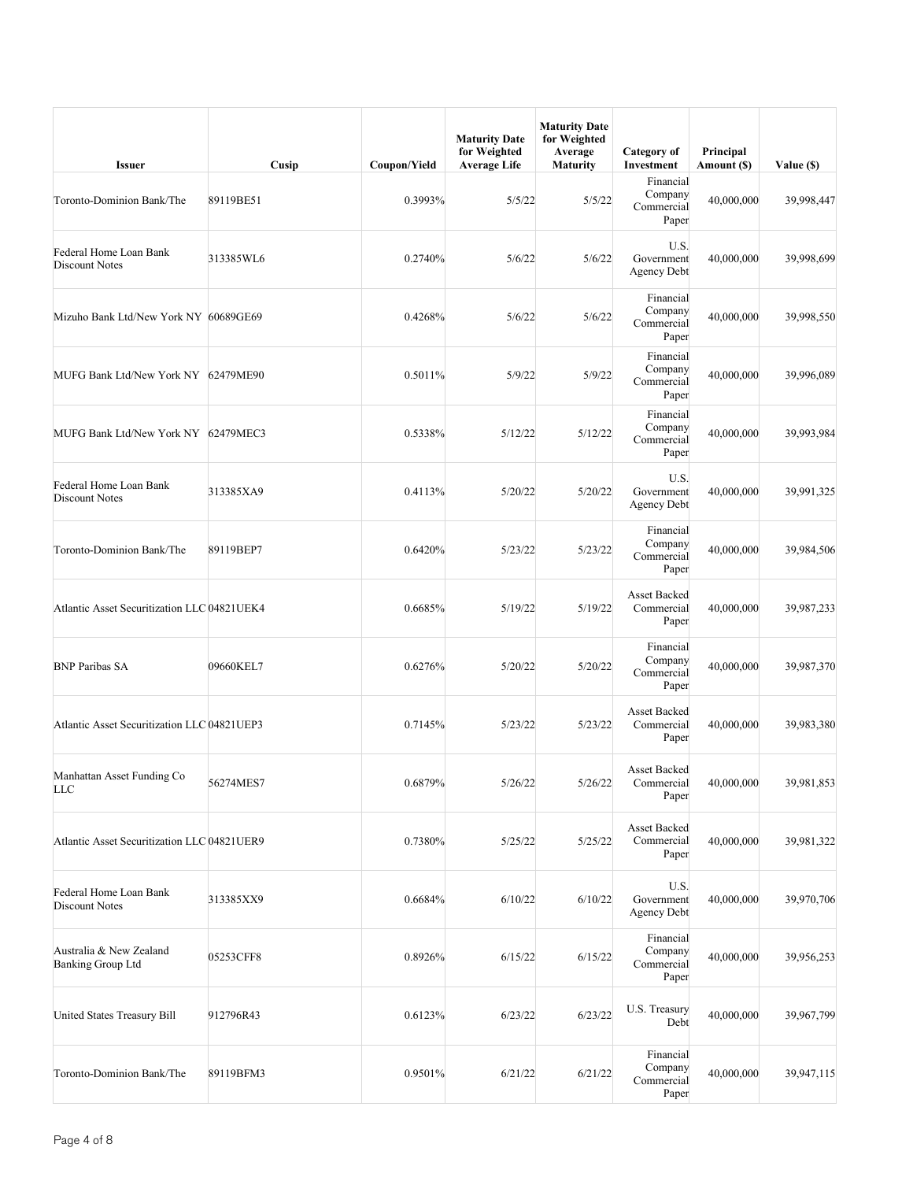| Issuer | Cusip | Coupon/Yield | Maturity Date for Weighted Average Life | Maturity Date for Weighted Average Maturity | Category of Investment | Principal Amount ($) | Value ($) |
|---|---|---|---|---|---|---|---|
| Toronto-Dominion Bank/The | 89119BE51 | 0.3993% | 5/5/22 | 5/5/22 | Financial Company Commercial Paper | 40,000,000 | 39,998,447 |
| Federal Home Loan Bank Discount Notes | 313385WL6 | 0.2740% | 5/6/22 | 5/6/22 | U.S. Government Agency Debt | 40,000,000 | 39,998,699 |
| Mizuho Bank Ltd/New York NY | 60689GE69 | 0.4268% | 5/6/22 | 5/6/22 | Financial Company Commercial Paper | 40,000,000 | 39,998,550 |
| MUFG Bank Ltd/New York NY | 62479ME90 | 0.5011% | 5/9/22 | 5/9/22 | Financial Company Commercial Paper | 40,000,000 | 39,996,089 |
| MUFG Bank Ltd/New York NY | 62479MEC3 | 0.5338% | 5/12/22 | 5/12/22 | Financial Company Commercial Paper | 40,000,000 | 39,993,984 |
| Federal Home Loan Bank Discount Notes | 313385XA9 | 0.4113% | 5/20/22 | 5/20/22 | U.S. Government Agency Debt | 40,000,000 | 39,991,325 |
| Toronto-Dominion Bank/The | 89119BEP7 | 0.6420% | 5/23/22 | 5/23/22 | Financial Company Commercial Paper | 40,000,000 | 39,984,506 |
| Atlantic Asset Securitization LLC | 04821UEK4 | 0.6685% | 5/19/22 | 5/19/22 | Asset Backed Commercial Paper | 40,000,000 | 39,987,233 |
| BNP Paribas SA | 09660KEL7 | 0.6276% | 5/20/22 | 5/20/22 | Financial Company Commercial Paper | 40,000,000 | 39,987,370 |
| Atlantic Asset Securitization LLC | 04821UEP3 | 0.7145% | 5/23/22 | 5/23/22 | Asset Backed Commercial Paper | 40,000,000 | 39,983,380 |
| Manhattan Asset Funding Co LLC | 56274MES7 | 0.6879% | 5/26/22 | 5/26/22 | Asset Backed Commercial Paper | 40,000,000 | 39,981,853 |
| Atlantic Asset Securitization LLC | 04821UER9 | 0.7380% | 5/25/22 | 5/25/22 | Asset Backed Commercial Paper | 40,000,000 | 39,981,322 |
| Federal Home Loan Bank Discount Notes | 313385XX9 | 0.6684% | 6/10/22 | 6/10/22 | U.S. Government Agency Debt | 40,000,000 | 39,970,706 |
| Australia & New Zealand Banking Group Ltd | 05253CFF8 | 0.8926% | 6/15/22 | 6/15/22 | Financial Company Commercial Paper | 40,000,000 | 39,956,253 |
| United States Treasury Bill | 912796R43 | 0.6123% | 6/23/22 | 6/23/22 | U.S. Treasury Debt | 40,000,000 | 39,967,799 |
| Toronto-Dominion Bank/The | 89119BFM3 | 0.9501% | 6/21/22 | 6/21/22 | Financial Company Commercial Paper | 40,000,000 | 39,947,115 |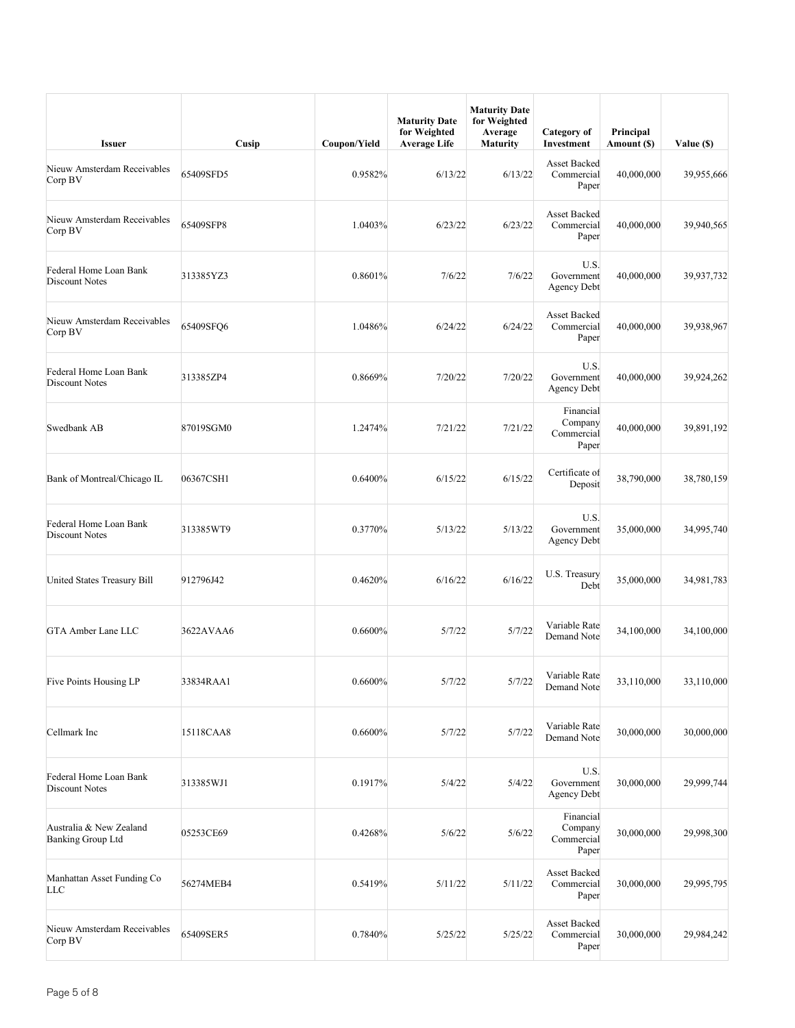| Issuer | Cusip | Coupon/Yield | Maturity Date for Weighted Average Life | Maturity Date for Weighted Average Maturity | Category of Investment | Principal Amount ($) | Value ($) |
|---|---|---|---|---|---|---|---|
| Nieuw Amsterdam Receivables Corp BV | 65409SFD5 | 0.9582% | 6/13/22 | 6/13/22 | Asset Backed Commercial Paper | 40,000,000 | 39,955,666 |
| Nieuw Amsterdam Receivables Corp BV | 65409SFP8 | 1.0403% | 6/23/22 | 6/23/22 | Asset Backed Commercial Paper | 40,000,000 | 39,940,565 |
| Federal Home Loan Bank Discount Notes | 313385YZ3 | 0.8601% | 7/6/22 | 7/6/22 | U.S. Government Agency Debt | 40,000,000 | 39,937,732 |
| Nieuw Amsterdam Receivables Corp BV | 65409SFQ6 | 1.0486% | 6/24/22 | 6/24/22 | Asset Backed Commercial Paper | 40,000,000 | 39,938,967 |
| Federal Home Loan Bank Discount Notes | 313385ZP4 | 0.8669% | 7/20/22 | 7/20/22 | U.S. Government Agency Debt | 40,000,000 | 39,924,262 |
| Swedbank AB | 87019SGM0 | 1.2474% | 7/21/22 | 7/21/22 | Financial Company Commercial Paper | 40,000,000 | 39,891,192 |
| Bank of Montreal/Chicago IL | 06367CSH1 | 0.6400% | 6/15/22 | 6/15/22 | Certificate of Deposit | 38,790,000 | 38,780,159 |
| Federal Home Loan Bank Discount Notes | 313385WT9 | 0.3770% | 5/13/22 | 5/13/22 | U.S. Government Agency Debt | 35,000,000 | 34,995,740 |
| United States Treasury Bill | 912796J42 | 0.4620% | 6/16/22 | 6/16/22 | U.S. Treasury Debt | 35,000,000 | 34,981,783 |
| GTA Amber Lane LLC | 3622AVAA6 | 0.6600% | 5/7/22 | 5/7/22 | Variable Rate Demand Note | 34,100,000 | 34,100,000 |
| Five Points Housing LP | 33834RAA1 | 0.6600% | 5/7/22 | 5/7/22 | Variable Rate Demand Note | 33,110,000 | 33,110,000 |
| Cellmark Inc | 15118CAA8 | 0.6600% | 5/7/22 | 5/7/22 | Variable Rate Demand Note | 30,000,000 | 30,000,000 |
| Federal Home Loan Bank Discount Notes | 313385WJ1 | 0.1917% | 5/4/22 | 5/4/22 | U.S. Government Agency Debt | 30,000,000 | 29,999,744 |
| Australia & New Zealand Banking Group Ltd | 05253CE69 | 0.4268% | 5/6/22 | 5/6/22 | Financial Company Commercial Paper | 30,000,000 | 29,998,300 |
| Manhattan Asset Funding Co LLC | 56274MEB4 | 0.5419% | 5/11/22 | 5/11/22 | Asset Backed Commercial Paper | 30,000,000 | 29,995,795 |
| Nieuw Amsterdam Receivables Corp BV | 65409SER5 | 0.7840% | 5/25/22 | 5/25/22 | Asset Backed Commercial Paper | 30,000,000 | 29,984,242 |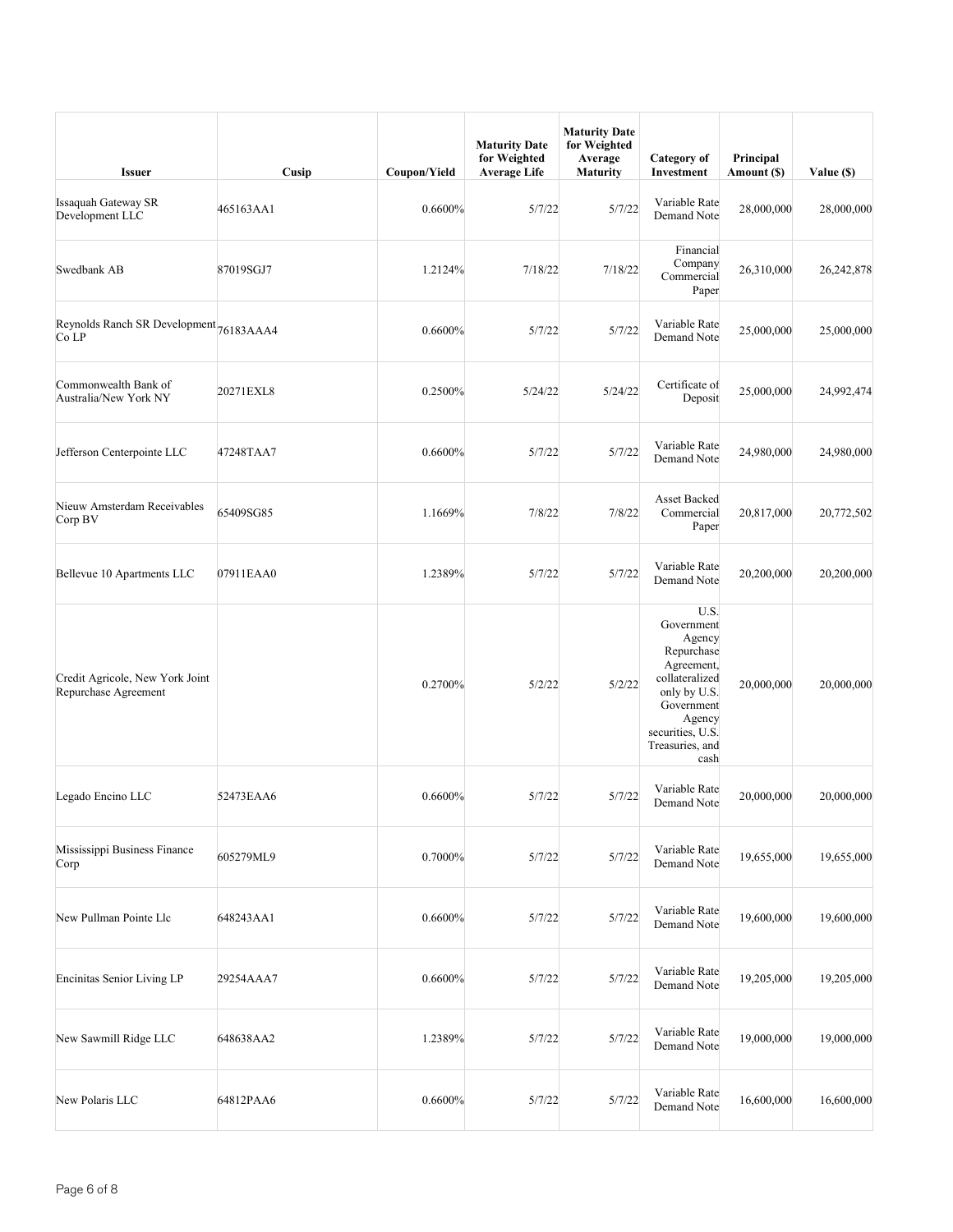| Issuer | Cusip | Coupon/Yield | Maturity Date for Weighted Average Life | Maturity Date for Weighted Average Maturity | Category of Investment | Principal Amount ($) | Value ($) |
|---|---|---|---|---|---|---|---|
| Issaquah Gateway SR Development LLC | 465163AA1 | 0.6600% | 5/7/22 | 5/7/22 | Variable Rate Demand Note | 28,000,000 | 28,000,000 |
| Swedbank AB | 87019SGJ7 | 1.2124% | 7/18/22 | 7/18/22 | Financial Company Commercial Paper | 26,310,000 | 26,242,878 |
| Reynolds Ranch SR Development Co LP | 76183AAA4 | 0.6600% | 5/7/22 | 5/7/22 | Variable Rate Demand Note | 25,000,000 | 25,000,000 |
| Commonwealth Bank of Australia/New York NY | 20271EXL8 | 0.2500% | 5/24/22 | 5/24/22 | Certificate of Deposit | 25,000,000 | 24,992,474 |
| Jefferson Centerpointe LLC | 47248TAA7 | 0.6600% | 5/7/22 | 5/7/22 | Variable Rate Demand Note | 24,980,000 | 24,980,000 |
| Nieuw Amsterdam Receivables Corp BV | 65409SG85 | 1.1669% | 7/8/22 | 7/8/22 | Asset Backed Commercial Paper | 20,817,000 | 20,772,502 |
| Bellevue 10 Apartments LLC | 07911EAA0 | 1.2389% | 5/7/22 | 5/7/22 | Variable Rate Demand Note | 20,200,000 | 20,200,000 |
| Credit Agricole, New York Joint Repurchase Agreement | | 0.2700% | 5/2/22 | 5/2/22 | U.S. Government Agency Repurchase Agreement, collateralized only by U.S. Government Agency securities, U.S. Treasuries, and cash | 20,000,000 | 20,000,000 |
| Legado Encino LLC | 52473EAA6 | 0.6600% | 5/7/22 | 5/7/22 | Variable Rate Demand Note | 20,000,000 | 20,000,000 |
| Mississippi Business Finance Corp | 605279ML9 | 0.7000% | 5/7/22 | 5/7/22 | Variable Rate Demand Note | 19,655,000 | 19,655,000 |
| New Pullman Pointe Llc | 648243AA1 | 0.6600% | 5/7/22 | 5/7/22 | Variable Rate Demand Note | 19,600,000 | 19,600,000 |
| Encinitas Senior Living LP | 29254AAA7 | 0.6600% | 5/7/22 | 5/7/22 | Variable Rate Demand Note | 19,205,000 | 19,205,000 |
| New Sawmill Ridge LLC | 648638AA2 | 1.2389% | 5/7/22 | 5/7/22 | Variable Rate Demand Note | 19,000,000 | 19,000,000 |
| New Polaris LLC | 64812PAA6 | 0.6600% | 5/7/22 | 5/7/22 | Variable Rate Demand Note | 16,600,000 | 16,600,000 |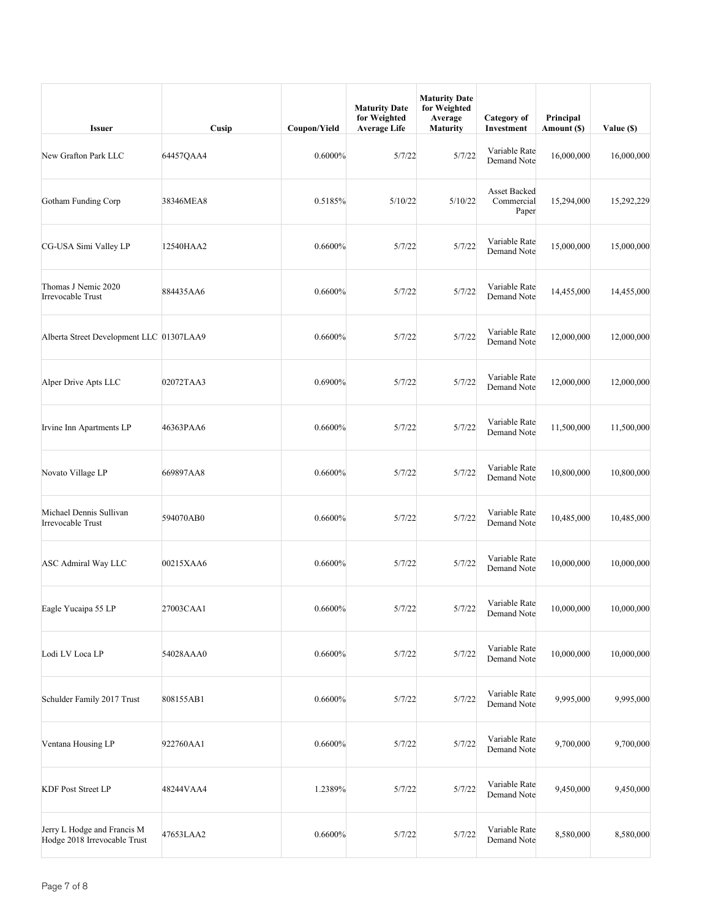| Issuer | Cusip | Coupon/Yield | Maturity Date for Weighted Average Life | Maturity Date for Weighted Average Maturity | Category of Investment | Principal Amount ($) | Value ($) |
|---|---|---|---|---|---|---|---|
| New Grafton Park LLC | 64457QAA4 | 0.6000% | 5/7/22 | 5/7/22 | Variable Rate Demand Note | 16,000,000 | 16,000,000 |
| Gotham Funding Corp | 38346MEA8 | 0.5185% | 5/10/22 | 5/10/22 | Asset Backed Commercial Paper | 15,294,000 | 15,292,229 |
| CG-USA Simi Valley LP | 12540HAA2 | 0.6600% | 5/7/22 | 5/7/22 | Variable Rate Demand Note | 15,000,000 | 15,000,000 |
| Thomas J Nemic 2020 Irrevocable Trust | 884435AA6 | 0.6600% | 5/7/22 | 5/7/22 | Variable Rate Demand Note | 14,455,000 | 14,455,000 |
| Alberta Street Development LLC | 01307LAA9 | 0.6600% | 5/7/22 | 5/7/22 | Variable Rate Demand Note | 12,000,000 | 12,000,000 |
| Alper Drive Apts LLC | 02072TAA3 | 0.6900% | 5/7/22 | 5/7/22 | Variable Rate Demand Note | 12,000,000 | 12,000,000 |
| Irvine Inn Apartments LP | 46363PAA6 | 0.6600% | 5/7/22 | 5/7/22 | Variable Rate Demand Note | 11,500,000 | 11,500,000 |
| Novato Village LP | 669897AA8 | 0.6600% | 5/7/22 | 5/7/22 | Variable Rate Demand Note | 10,800,000 | 10,800,000 |
| Michael Dennis Sullivan Irrevocable Trust | 594070AB0 | 0.6600% | 5/7/22 | 5/7/22 | Variable Rate Demand Note | 10,485,000 | 10,485,000 |
| ASC Admiral Way LLC | 00215XAA6 | 0.6600% | 5/7/22 | 5/7/22 | Variable Rate Demand Note | 10,000,000 | 10,000,000 |
| Eagle Yucaipa 55 LP | 27003CAA1 | 0.6600% | 5/7/22 | 5/7/22 | Variable Rate Demand Note | 10,000,000 | 10,000,000 |
| Lodi LV Loca LP | 54028AAA0 | 0.6600% | 5/7/22 | 5/7/22 | Variable Rate Demand Note | 10,000,000 | 10,000,000 |
| Schulder Family 2017 Trust | 808155AB1 | 0.6600% | 5/7/22 | 5/7/22 | Variable Rate Demand Note | 9,995,000 | 9,995,000 |
| Ventana Housing LP | 922760AA1 | 0.6600% | 5/7/22 | 5/7/22 | Variable Rate Demand Note | 9,700,000 | 9,700,000 |
| KDF Post Street LP | 48244VAA4 | 1.2389% | 5/7/22 | 5/7/22 | Variable Rate Demand Note | 9,450,000 | 9,450,000 |
| Jerry L Hodge and Francis M Hodge 2018 Irrevocable Trust | 47653LAA2 | 0.6600% | 5/7/22 | 5/7/22 | Variable Rate Demand Note | 8,580,000 | 8,580,000 |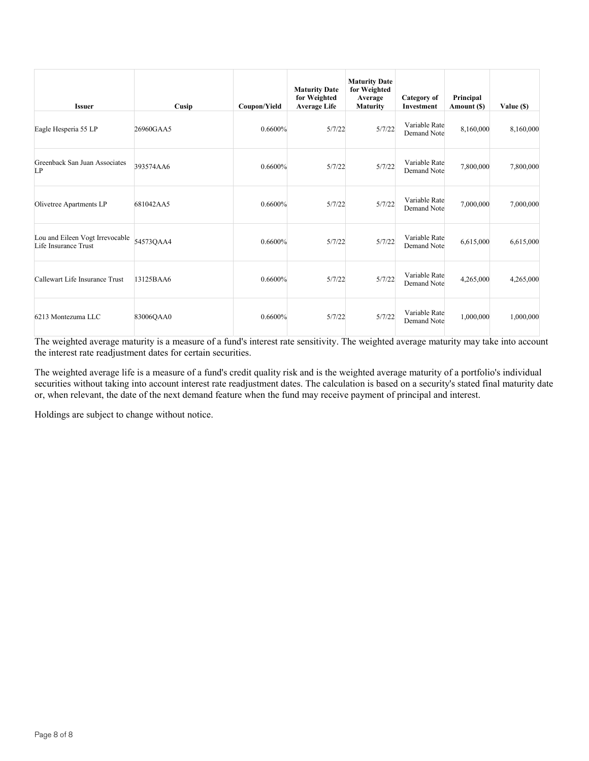| Issuer | Cusip | Coupon/Yield | Maturity Date for Weighted Average Life | Maturity Date for Weighted Average Maturity | Category of Investment | Principal Amount ($) | Value ($) |
|---|---|---|---|---|---|---|---|
| Eagle Hesperia 55 LP | 26960GAA5 | 0.6600% | 5/7/22 | 5/7/22 | Variable Rate Demand Note | 8,160,000 | 8,160,000 |
| Greenback San Juan Associates LP | 393574AA6 | 0.6600% | 5/7/22 | 5/7/22 | Variable Rate Demand Note | 7,800,000 | 7,800,000 |
| Olivetree Apartments LP | 681042AA5 | 0.6600% | 5/7/22 | 5/7/22 | Variable Rate Demand Note | 7,000,000 | 7,000,000 |
| Lou and Eileen Vogt Irrevocable Life Insurance Trust | 54573QAA4 | 0.6600% | 5/7/22 | 5/7/22 | Variable Rate Demand Note | 6,615,000 | 6,615,000 |
| Callewart Life Insurance Trust | 13125BAA6 | 0.6600% | 5/7/22 | 5/7/22 | Variable Rate Demand Note | 4,265,000 | 4,265,000 |
| 6213 Montezuma LLC | 83006QAA0 | 0.6600% | 5/7/22 | 5/7/22 | Variable Rate Demand Note | 1,000,000 | 1,000,000 |

The weighted average maturity is a measure of a fund's interest rate sensitivity. The weighted average maturity may take into account the interest rate readjustment dates for certain securities.

The weighted average life is a measure of a fund's credit quality risk and is the weighted average maturity of a portfolio's individual securities without taking into account interest rate readjustment dates. The calculation is based on a security's stated final maturity date or, when relevant, the date of the next demand feature when the fund may receive payment of principal and interest.

Holdings are subject to change without notice.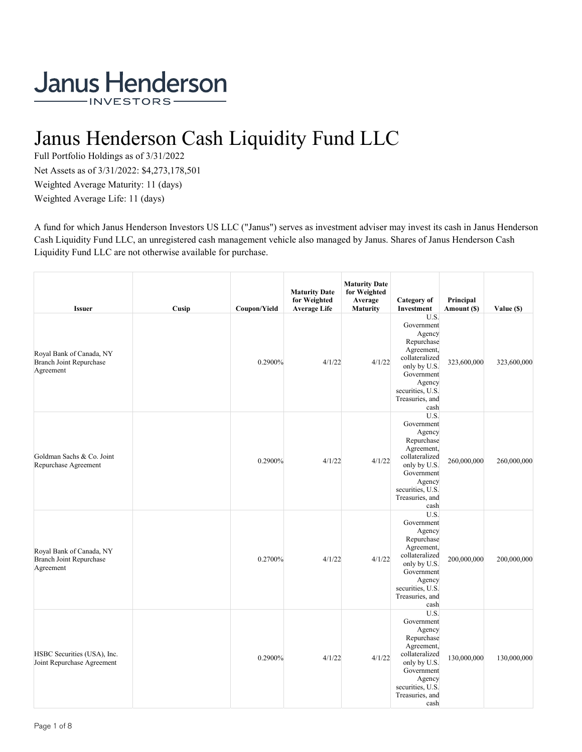# Janus Henderson Cash Liquidity Fund LLC

Full Portfolio Holdings as of 3/31/2022

Net Assets as of 3/31/2022: $4,273,178,501

Weighted Average Maturity: 11 (days)

Weighted Average Life: 11 (days)

A fund for which Janus Henderson Investors US LLC ("Janus") serves as investment adviser may invest its cash in Janus Henderson Cash Liquidity Fund LLC, an unregistered cash management vehicle also managed by Janus. Shares of Janus Henderson Cash Liquidity Fund LLC are not otherwise available for purchase.

| Issuer | Cusip | Coupon/Yield | Maturity Date for Weighted Average Life | Maturity Date for Weighted Average Maturity | Category of Investment | Principal Amount ($) | Value ($) |
|---|---|---|---|---|---|---|---|
| Royal Bank of Canada, NY Branch Joint Repurchase Agreement | | 0.2900% | 4/1/22 | 4/1/22 | U.S. Government Agency Repurchase Agreement, collateralized only by U.S. Government Agency securities, U.S. Treasuries, and cash | 323,600,000 | 323,600,000 |
| Goldman Sachs & Co. Joint Repurchase Agreement | | 0.2900% | 4/1/22 | 4/1/22 | U.S. Government Agency Repurchase Agreement, collateralized only by U.S. Government Agency securities, U.S. Treasuries, and cash | 260,000,000 | 260,000,000 |
| Royal Bank of Canada, NY Branch Joint Repurchase Agreement | | 0.2700% | 4/1/22 | 4/1/22 | U.S. Government Agency Repurchase Agreement, collateralized only by U.S. Government Agency securities, U.S. Treasuries, and cash | 200,000,000 | 200,000,000 |
| HSBC Securities (USA), Inc. Joint Repurchase Agreement | | 0.2900% | 4/1/22 | 4/1/22 | U.S. Government Agency Repurchase Agreement, collateralized only by U.S. Government Agency securities, U.S. Treasuries, and cash | 130,000,000 | 130,000,000 |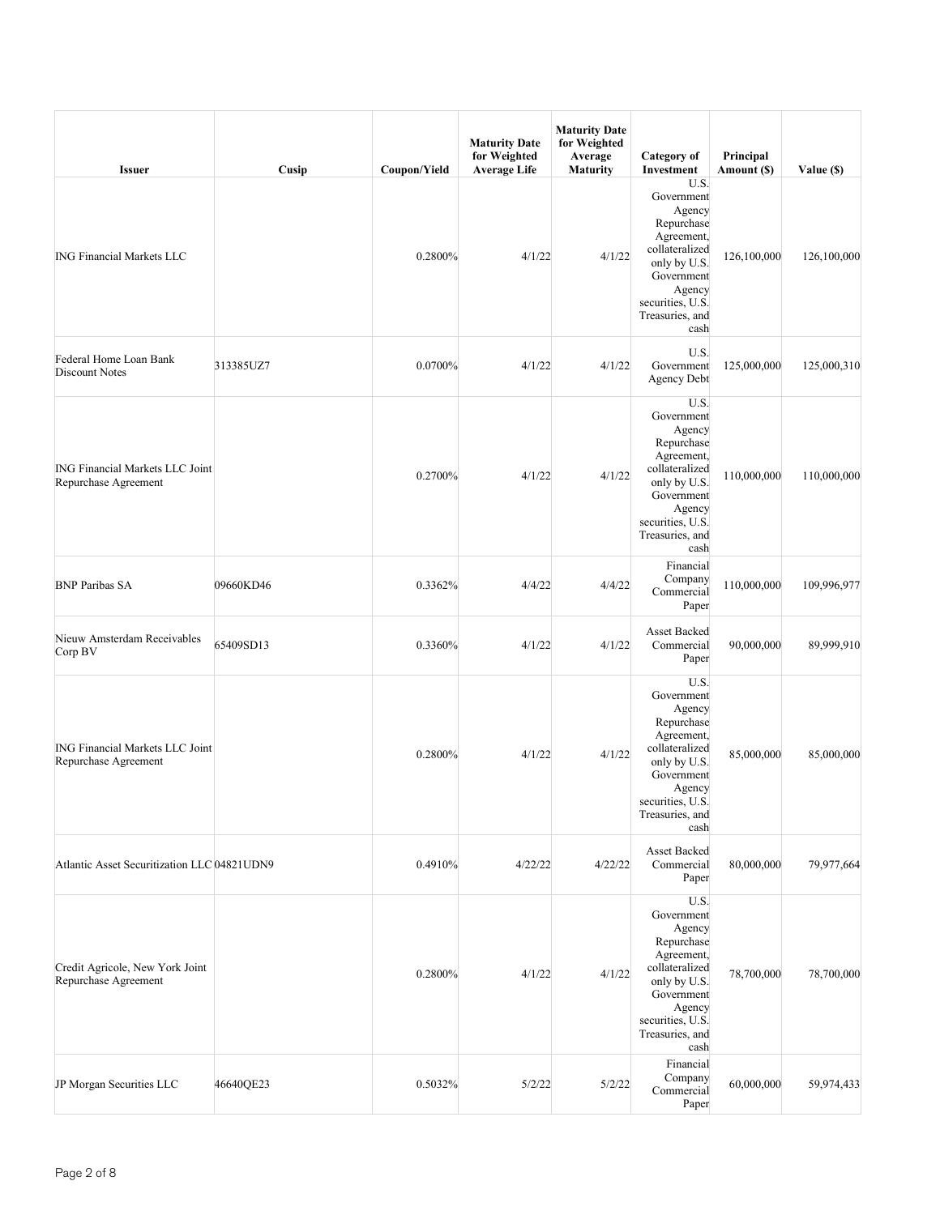| Issuer | Cusip | Coupon/Yield | Maturity Date for Weighted Average Life | Maturity Date for Weighted Average Maturity | Category of Investment | Principal Amount ($) | Value ($) |
|---|---|---|---|---|---|---|---|
| ING Financial Markets LLC | | 0.2800% | 4/1/22 | 4/1/22 | U.S. Government Agency Repurchase Agreement, collateralized only by U.S. Government Agency securities, U.S. Treasuries, and cash | 126,100,000 | 126,100,000 |
| Federal Home Loan Bank Discount Notes | 313385UZ7 | 0.0700% | 4/1/22 | 4/1/22 | U.S. Government Agency Debt | 125,000,000 | 125,000,310 |
| ING Financial Markets LLC Joint Repurchase Agreement | | 0.2700% | 4/1/22 | 4/1/22 | U.S. Government Agency Repurchase Agreement, collateralized only by U.S. Government Agency securities, U.S. Treasuries, and cash | 110,000,000 | 110,000,000 |
| BNP Paribas SA | 09660KD46 | 0.3362% | 4/4/22 | 4/4/22 | Financial Company Commercial Paper | 110,000,000 | 109,996,977 |
| Nieuw Amsterdam Receivables Corp BV | 65409SD13 | 0.3360% | 4/1/22 | 4/1/22 | Asset Backed Commercial Paper | 90,000,000 | 89,999,910 |
| ING Financial Markets LLC Joint Repurchase Agreement | | 0.2800% | 4/1/22 | 4/1/22 | U.S. Government Agency Repurchase Agreement, collateralized only by U.S. Government Agency securities, U.S. Treasuries, and cash | 85,000,000 | 85,000,000 |
| Atlantic Asset Securitization LLC | 04821UDN9 | 0.4910% | 4/22/22 | 4/22/22 | Asset Backed Commercial Paper | 80,000,000 | 79,977,664 |
| Credit Agricole, New York Joint Repurchase Agreement | | 0.2800% | 4/1/22 | 4/1/22 | U.S. Government Agency Repurchase Agreement, collateralized only by U.S. Government Agency securities, U.S. Treasuries, and cash | 78,700,000 | 78,700,000 |
| JP Morgan Securities LLC | 46640QE23 | 0.5032% | 5/2/22 | 5/2/22 | Financial Company Commercial Paper | 60,000,000 | 59,974,433 |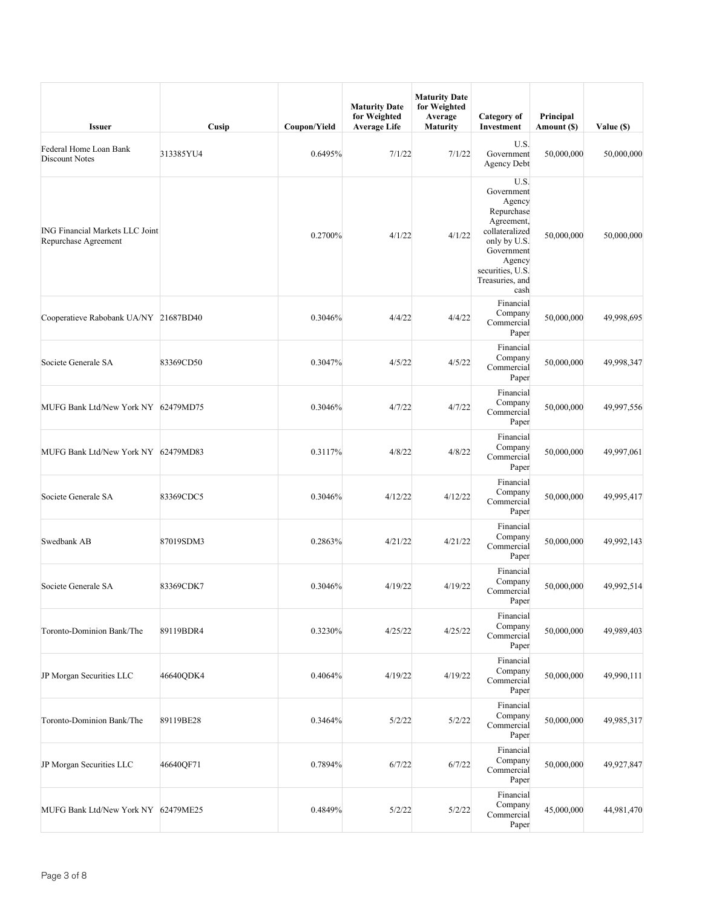| Issuer | Cusip | Coupon/Yield | Maturity Date for Weighted Average Life | Maturity Date for Weighted Average Maturity | Category of Investment | Principal Amount ($) | Value ($) |
|---|---|---|---|---|---|---|---|
| Federal Home Loan Bank Discount Notes | 313385YU4 | 0.6495% | 7/1/22 | 7/1/22 | U.S. Government Agency Debt | 50,000,000 | 50,000,000 |
| ING Financial Markets LLC Joint Repurchase Agreement | | 0.2700% | 4/1/22 | 4/1/22 | U.S. Government Agency Repurchase Agreement, collateralized only by U.S. Government Agency securities, U.S. Treasuries, and cash | 50,000,000 | 50,000,000 |
| Cooperatieve Rabobank UA/NY | 21687BD40 | 0.3046% | 4/4/22 | 4/4/22 | Financial Company Commercial Paper | 50,000,000 | 49,998,695 |
| Societe Generale SA | 83369CD50 | 0.3047% | 4/5/22 | 4/5/22 | Financial Company Commercial Paper | 50,000,000 | 49,998,347 |
| MUFG Bank Ltd/New York NY | 62479MD75 | 0.3046% | 4/7/22 | 4/7/22 | Financial Company Commercial Paper | 50,000,000 | 49,997,556 |
| MUFG Bank Ltd/New York NY | 62479MD83 | 0.3117% | 4/8/22 | 4/8/22 | Financial Company Commercial Paper | 50,000,000 | 49,997,061 |
| Societe Generale SA | 83369CDC5 | 0.3046% | 4/12/22 | 4/12/22 | Financial Company Commercial Paper | 50,000,000 | 49,995,417 |
| Swedbank AB | 87019SDM3 | 0.2863% | 4/21/22 | 4/21/22 | Financial Company Commercial Paper | 50,000,000 | 49,992,143 |
| Societe Generale SA | 83369CDK7 | 0.3046% | 4/19/22 | 4/19/22 | Financial Company Commercial Paper | 50,000,000 | 49,992,514 |
| Toronto-Dominion Bank/The | 89119BDR4 | 0.3230% | 4/25/22 | 4/25/22 | Financial Company Commercial Paper | 50,000,000 | 49,989,403 |
| JP Morgan Securities LLC | 46640QDK4 | 0.4064% | 4/19/22 | 4/19/22 | Financial Company Commercial Paper | 50,000,000 | 49,990,111 |
| Toronto-Dominion Bank/The | 89119BE28 | 0.3464% | 5/2/22 | 5/2/22 | Financial Company Commercial Paper | 50,000,000 | 49,985,317 |
| JP Morgan Securities LLC | 46640QF71 | 0.7894% | 6/7/22 | 6/7/22 | Financial Company Commercial Paper | 50,000,000 | 49,927,847 |
| MUFG Bank Ltd/New York NY | 62479ME25 | 0.4849% | 5/2/22 | 5/2/22 | Financial Company Commercial Paper | 45,000,000 | 44,981,470 |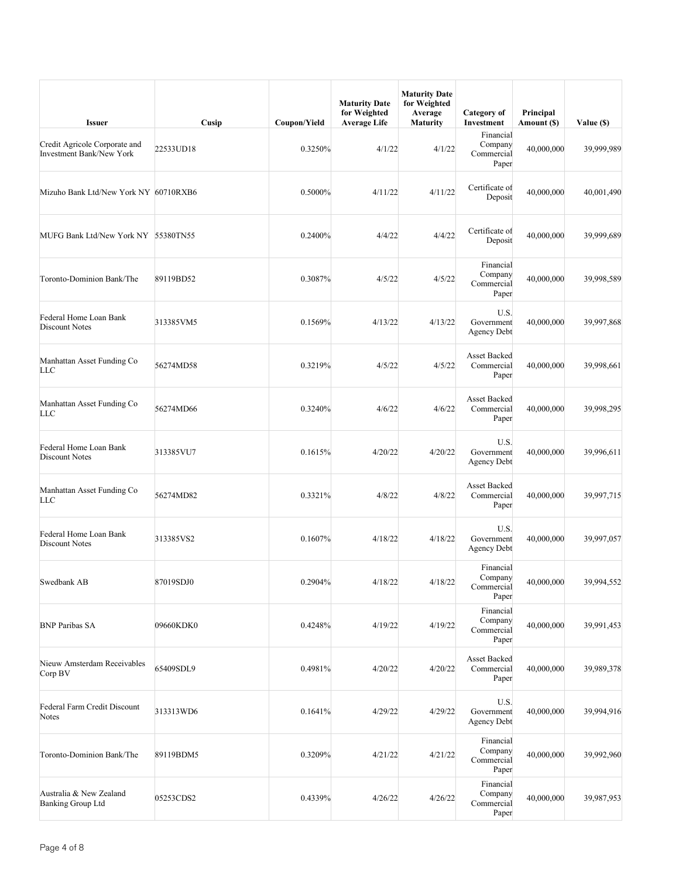| Issuer | Cusip | Coupon/Yield | Maturity Date for Weighted Average Life | Maturity Date for Weighted Average Maturity | Category of Investment | Principal Amount ($) | Value ($) |
|---|---|---|---|---|---|---|---|
| Credit Agricole Corporate and Investment Bank/New York | 22533UD18 | 0.3250% | 4/1/22 | 4/1/22 | Financial Company Commercial Paper | 40,000,000 | 39,999,989 |
| Mizuho Bank Ltd/New York NY | 60710RXB6 | 0.5000% | 4/11/22 | 4/11/22 | Certificate of Deposit | 40,000,000 | 40,001,490 |
| MUFG Bank Ltd/New York NY | 55380TN55 | 0.2400% | 4/4/22 | 4/4/22 | Certificate of Deposit | 40,000,000 | 39,999,689 |
| Toronto-Dominion Bank/The | 89119BD52 | 0.3087% | 4/5/22 | 4/5/22 | Financial Company Commercial Paper | 40,000,000 | 39,998,589 |
| Federal Home Loan Bank Discount Notes | 313385VM5 | 0.1569% | 4/13/22 | 4/13/22 | U.S. Government Agency Debt | 40,000,000 | 39,997,868 |
| Manhattan Asset Funding Co LLC | 56274MD58 | 0.3219% | 4/5/22 | 4/5/22 | Asset Backed Commercial Paper | 40,000,000 | 39,998,661 |
| Manhattan Asset Funding Co LLC | 56274MD66 | 0.3240% | 4/6/22 | 4/6/22 | Asset Backed Commercial Paper | 40,000,000 | 39,998,295 |
| Federal Home Loan Bank Discount Notes | 313385VU7 | 0.1615% | 4/20/22 | 4/20/22 | U.S. Government Agency Debt | 40,000,000 | 39,996,611 |
| Manhattan Asset Funding Co LLC | 56274MD82 | 0.3321% | 4/8/22 | 4/8/22 | Asset Backed Commercial Paper | 40,000,000 | 39,997,715 |
| Federal Home Loan Bank Discount Notes | 313385VS2 | 0.1607% | 4/18/22 | 4/18/22 | U.S. Government Agency Debt | 40,000,000 | 39,997,057 |
| Swedbank AB | 87019SDJ0 | 0.2904% | 4/18/22 | 4/18/22 | Financial Company Commercial Paper | 40,000,000 | 39,994,552 |
| BNP Paribas SA | 09660KDK0 | 0.4248% | 4/19/22 | 4/19/22 | Financial Company Commercial Paper | 40,000,000 | 39,991,453 |
| Nieuw Amsterdam Receivables Corp BV | 65409SDL9 | 0.4981% | 4/20/22 | 4/20/22 | Asset Backed Commercial Paper | 40,000,000 | 39,989,378 |
| Federal Farm Credit Discount Notes | 313313WD6 | 0.1641% | 4/29/22 | 4/29/22 | U.S. Government Agency Debt | 40,000,000 | 39,994,916 |
| Toronto-Dominion Bank/The | 89119BDM5 | 0.3209% | 4/21/22 | 4/21/22 | Financial Company Commercial Paper | 40,000,000 | 39,992,960 |
| Australia & New Zealand Banking Group Ltd | 05253CDS2 | 0.4339% | 4/26/22 | 4/26/22 | Financial Company Commercial Paper | 40,000,000 | 39,987,953 |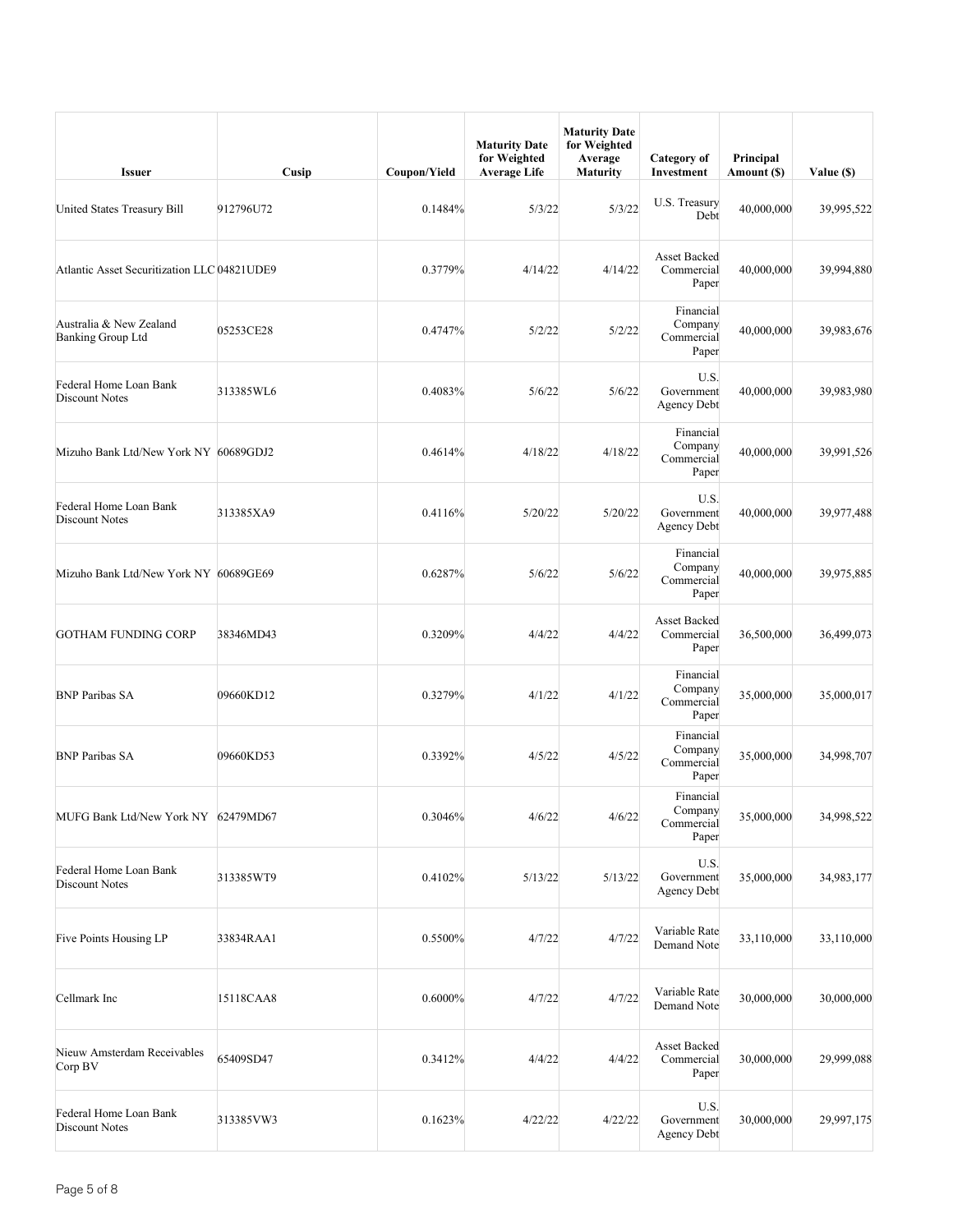| Issuer | Cusip | Coupon/Yield | Maturity Date for Weighted Average Life | Maturity Date for Weighted Average Maturity | Category of Investment | Principal Amount ($) | Value ($) |
|---|---|---|---|---|---|---|---|
| United States Treasury Bill | 912796U72 | 0.1484% | 5/3/22 | 5/3/22 | U.S. Treasury Debt | 40,000,000 | 39,995,522 |
| Atlantic Asset Securitization LLC | 04821UDE9 | 0.3779% | 4/14/22 | 4/14/22 | Asset Backed Commercial Paper | 40,000,000 | 39,994,880 |
| Australia & New Zealand Banking Group Ltd | 05253CE28 | 0.4747% | 5/2/22 | 5/2/22 | Financial Company Commercial Paper | 40,000,000 | 39,983,676 |
| Federal Home Loan Bank Discount Notes | 313385WL6 | 0.4083% | 5/6/22 | 5/6/22 | U.S. Government Agency Debt | 40,000,000 | 39,983,980 |
| Mizuho Bank Ltd/New York NY | 60689GDJ2 | 0.4614% | 4/18/22 | 4/18/22 | Financial Company Commercial Paper | 40,000,000 | 39,991,526 |
| Federal Home Loan Bank Discount Notes | 313385XA9 | 0.4116% | 5/20/22 | 5/20/22 | U.S. Government Agency Debt | 40,000,000 | 39,977,488 |
| Mizuho Bank Ltd/New York NY | 60689GE69 | 0.6287% | 5/6/22 | 5/6/22 | Financial Company Commercial Paper | 40,000,000 | 39,975,885 |
| GOTHAM FUNDING CORP | 38346MD43 | 0.3209% | 4/4/22 | 4/4/22 | Asset Backed Commercial Paper | 36,500,000 | 36,499,073 |
| BNP Paribas SA | 09660KD12 | 0.3279% | 4/1/22 | 4/1/22 | Financial Company Commercial Paper | 35,000,000 | 35,000,017 |
| BNP Paribas SA | 09660KD53 | 0.3392% | 4/5/22 | 4/5/22 | Financial Company Commercial Paper | 35,000,000 | 34,998,707 |
| MUFG Bank Ltd/New York NY | 62479MD67 | 0.3046% | 4/6/22 | 4/6/22 | Financial Company Commercial Paper | 35,000,000 | 34,998,522 |
| Federal Home Loan Bank Discount Notes | 313385WT9 | 0.4102% | 5/13/22 | 5/13/22 | U.S. Government Agency Debt | 35,000,000 | 34,983,177 |
| Five Points Housing LP | 33834RAA1 | 0.5500% | 4/7/22 | 4/7/22 | Variable Rate Demand Note | 33,110,000 | 33,110,000 |
| Cellmark Inc | 15118CAA8 | 0.6000% | 4/7/22 | 4/7/22 | Variable Rate Demand Note | 30,000,000 | 30,000,000 |
| Nieuw Amsterdam Receivables Corp BV | 65409SD47 | 0.3412% | 4/4/22 | 4/4/22 | Asset Backed Commercial Paper | 30,000,000 | 29,999,088 |
| Federal Home Loan Bank Discount Notes | 313385VW3 | 0.1623% | 4/22/22 | 4/22/22 | U.S. Government Agency Debt | 30,000,000 | 29,997,175 |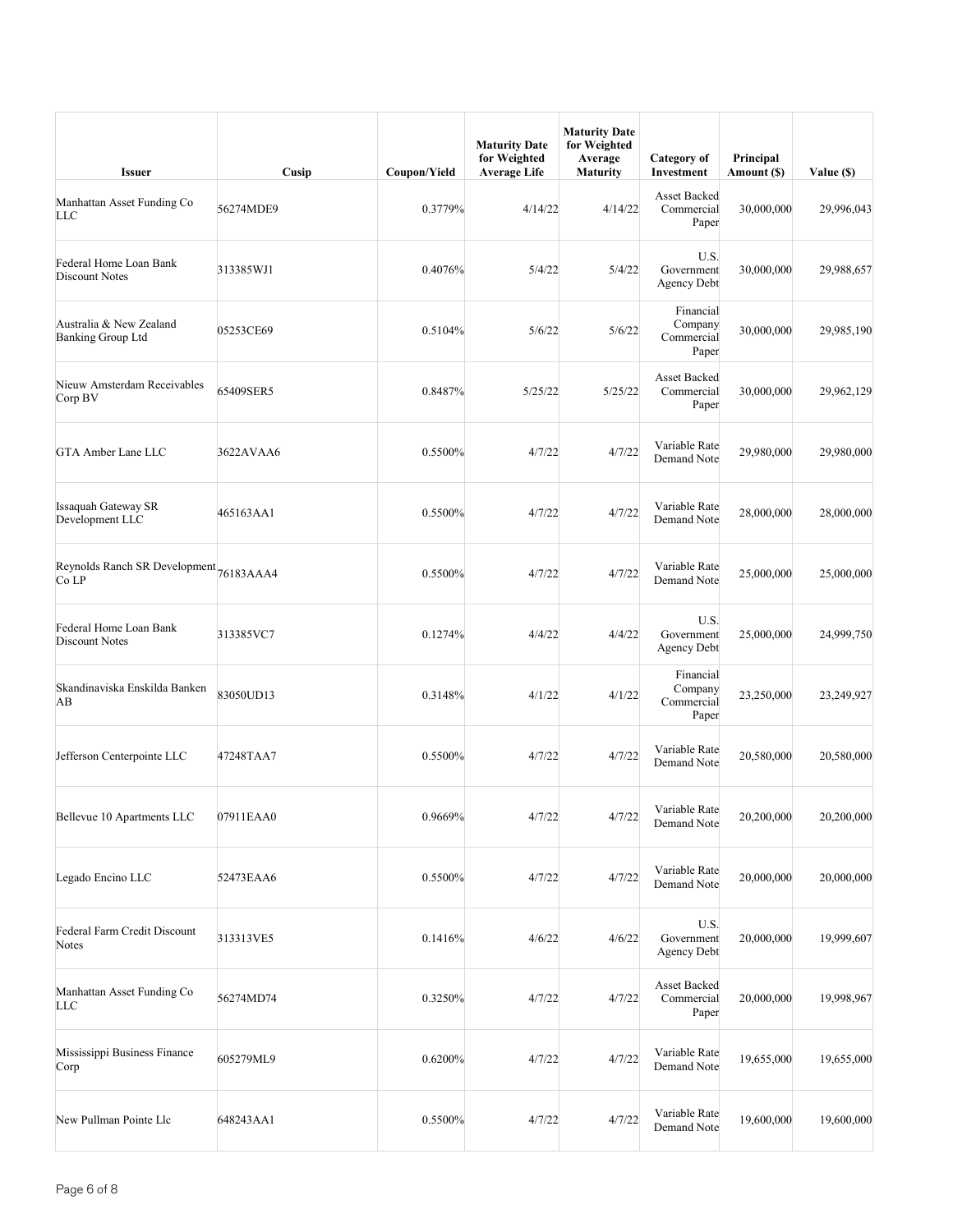| Issuer | Cusip | Coupon/Yield | Maturity Date for Weighted Average Life | Maturity Date for Weighted Average Maturity | Category of Investment | Principal Amount ($) | Value ($) |
|---|---|---|---|---|---|---|---|
| Manhattan Asset Funding Co LLC | 56274MDE9 | 0.3779% | 4/14/22 | 4/14/22 | Asset Backed Commercial Paper | 30,000,000 | 29,996,043 |
| Federal Home Loan Bank Discount Notes | 313385WJ1 | 0.4076% | 5/4/22 | 5/4/22 | U.S. Government Agency Debt | 30,000,000 | 29,988,657 |
| Australia & New Zealand Banking Group Ltd | 05253CE69 | 0.5104% | 5/6/22 | 5/6/22 | Financial Company Commercial Paper | 30,000,000 | 29,985,190 |
| Nieuw Amsterdam Receivables Corp BV | 65409SER5 | 0.8487% | 5/25/22 | 5/25/22 | Asset Backed Commercial Paper | 30,000,000 | 29,962,129 |
| GTA Amber Lane LLC | 3622AVAA6 | 0.5500% | 4/7/22 | 4/7/22 | Variable Rate Demand Note | 29,980,000 | 29,980,000 |
| Issaquah Gateway SR Development LLC | 465163AA1 | 0.5500% | 4/7/22 | 4/7/22 | Variable Rate Demand Note | 28,000,000 | 28,000,000 |
| Reynolds Ranch SR Development Co LP | 76183AAA4 | 0.5500% | 4/7/22 | 4/7/22 | Variable Rate Demand Note | 25,000,000 | 25,000,000 |
| Federal Home Loan Bank Discount Notes | 313385VC7 | 0.1274% | 4/4/22 | 4/4/22 | U.S. Government Agency Debt | 25,000,000 | 24,999,750 |
| Skandinaviska Enskilda Banken AB | 83050UD13 | 0.3148% | 4/1/22 | 4/1/22 | Financial Company Commercial Paper | 23,250,000 | 23,249,927 |
| Jefferson Centerpointe LLC | 47248TAA7 | 0.5500% | 4/7/22 | 4/7/22 | Variable Rate Demand Note | 20,580,000 | 20,580,000 |
| Bellevue 10 Apartments LLC | 07911EAA0 | 0.9669% | 4/7/22 | 4/7/22 | Variable Rate Demand Note | 20,200,000 | 20,200,000 |
| Legado Encino LLC | 52473EAA6 | 0.5500% | 4/7/22 | 4/7/22 | Variable Rate Demand Note | 20,000,000 | 20,000,000 |
| Federal Farm Credit Discount Notes | 313313VE5 | 0.1416% | 4/6/22 | 4/6/22 | U.S. Government Agency Debt | 20,000,000 | 19,999,607 |
| Manhattan Asset Funding Co LLC | 56274MD74 | 0.3250% | 4/7/22 | 4/7/22 | Asset Backed Commercial Paper | 20,000,000 | 19,998,967 |
| Mississippi Business Finance Corp | 605279ML9 | 0.6200% | 4/7/22 | 4/7/22 | Variable Rate Demand Note | 19,655,000 | 19,655,000 |
| New Pullman Pointe Llc | 648243AA1 | 0.5500% | 4/7/22 | 4/7/22 | Variable Rate Demand Note | 19,600,000 | 19,600,000 |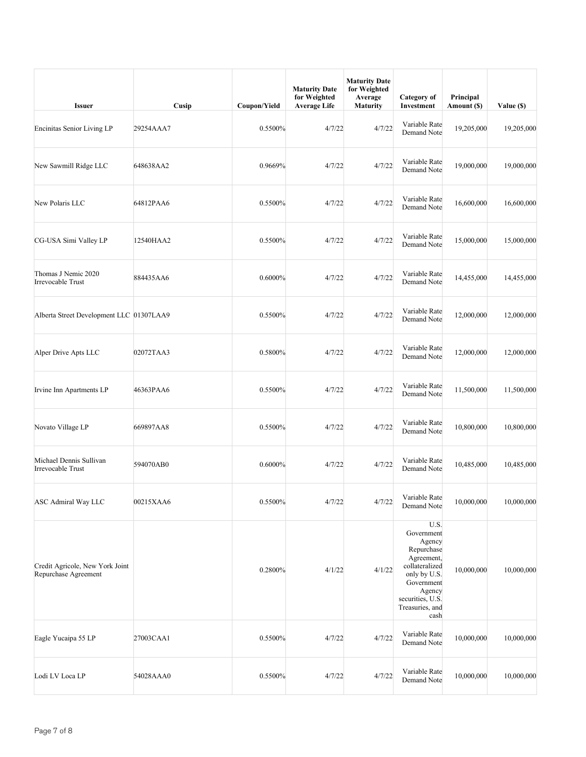| Issuer | Cusip | Coupon/Yield | Maturity Date for Weighted Average Life | Maturity Date for Weighted Average Maturity | Category of Investment | Principal Amount ($) | Value ($) |
|---|---|---|---|---|---|---|---|
| Encinitas Senior Living LP | 29254AAA7 | 0.5500% | 4/7/22 | 4/7/22 | Variable Rate Demand Note | 19,205,000 | 19,205,000 |
| New Sawmill Ridge LLC | 648638AA2 | 0.9669% | 4/7/22 | 4/7/22 | Variable Rate Demand Note | 19,000,000 | 19,000,000 |
| New Polaris LLC | 64812PAA6 | 0.5500% | 4/7/22 | 4/7/22 | Variable Rate Demand Note | 16,600,000 | 16,600,000 |
| CG-USA Simi Valley LP | 12540HAA2 | 0.5500% | 4/7/22 | 4/7/22 | Variable Rate Demand Note | 15,000,000 | 15,000,000 |
| Thomas J Nemic 2020 Irrevocable Trust | 884435AA6 | 0.6000% | 4/7/22 | 4/7/22 | Variable Rate Demand Note | 14,455,000 | 14,455,000 |
| Alberta Street Development LLC | 01307LAA9 | 0.5500% | 4/7/22 | 4/7/22 | Variable Rate Demand Note | 12,000,000 | 12,000,000 |
| Alper Drive Apts LLC | 02072TAA3 | 0.5800% | 4/7/22 | 4/7/22 | Variable Rate Demand Note | 12,000,000 | 12,000,000 |
| Irvine Inn Apartments LP | 46363PAA6 | 0.5500% | 4/7/22 | 4/7/22 | Variable Rate Demand Note | 11,500,000 | 11,500,000 |
| Novato Village LP | 669897AA8 | 0.5500% | 4/7/22 | 4/7/22 | Variable Rate Demand Note | 10,800,000 | 10,800,000 |
| Michael Dennis Sullivan Irrevocable Trust | 594070AB0 | 0.6000% | 4/7/22 | 4/7/22 | Variable Rate Demand Note | 10,485,000 | 10,485,000 |
| ASC Admiral Way LLC | 00215XAA6 | 0.5500% | 4/7/22 | 4/7/22 | Variable Rate Demand Note | 10,000,000 | 10,000,000 |
| Credit Agricole, New York Joint Repurchase Agreement | | 0.2800% | 4/1/22 | 4/1/22 | U.S. Government Agency Repurchase Agreement, collateralized only by U.S. Government Agency securities, U.S. Treasuries, and cash | 10,000,000 | 10,000,000 |
| Eagle Yucaipa 55 LP | 27003CAA1 | 0.5500% | 4/7/22 | 4/7/22 | Variable Rate Demand Note | 10,000,000 | 10,000,000 |
| Lodi LV Loca LP | 54028AAA0 | 0.5500% | 4/7/22 | 4/7/22 | Variable Rate Demand Note | 10,000,000 | 10,000,000 |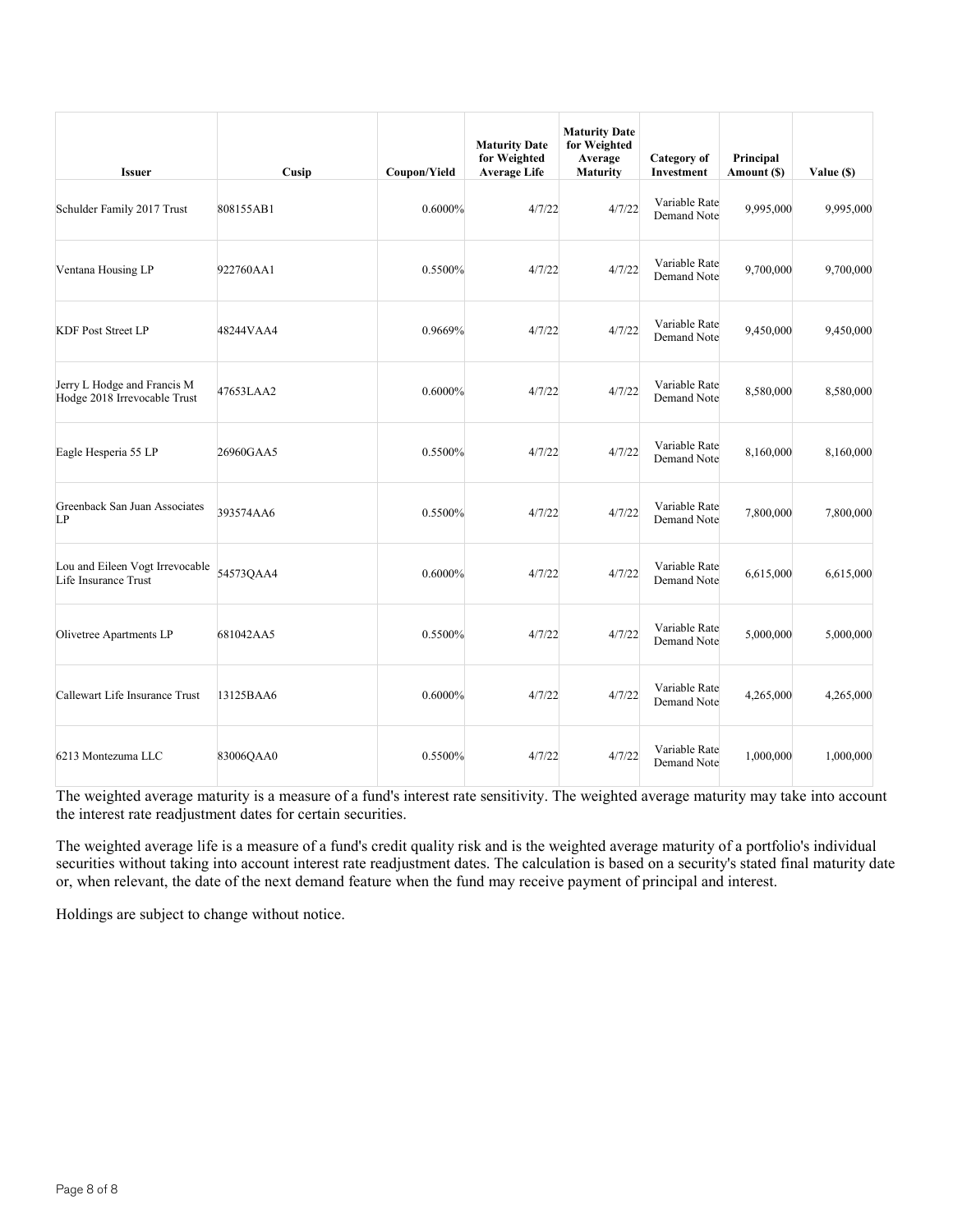| Issuer | Cusip | Coupon/Yield | Maturity Date for Weighted Average Life | Maturity Date for Weighted Average Maturity | Category of Investment | Principal Amount ($) | Value ($) |
|---|---|---|---|---|---|---|---|
| Schulder Family 2017 Trust | 808155AB1 | 0.6000% | 4/7/22 | 4/7/22 | Variable Rate Demand Note | 9,995,000 | 9,995,000 |
| Ventana Housing LP | 922760AA1 | 0.5500% | 4/7/22 | 4/7/22 | Variable Rate Demand Note | 9,700,000 | 9,700,000 |
| KDF Post Street LP | 48244VAA4 | 0.9669% | 4/7/22 | 4/7/22 | Variable Rate Demand Note | 9,450,000 | 9,450,000 |
| Jerry L Hodge and Francis M Hodge 2018 Irrevocable Trust | 47653LAA2 | 0.6000% | 4/7/22 | 4/7/22 | Variable Rate Demand Note | 8,580,000 | 8,580,000 |
| Eagle Hesperia 55 LP | 26960GAA5 | 0.5500% | 4/7/22 | 4/7/22 | Variable Rate Demand Note | 8,160,000 | 8,160,000 |
| Greenback San Juan Associates LP | 393574AA6 | 0.5500% | 4/7/22 | 4/7/22 | Variable Rate Demand Note | 7,800,000 | 7,800,000 |
| Lou and Eileen Vogt Irrevocable Life Insurance Trust | 54573QAA4 | 0.6000% | 4/7/22 | 4/7/22 | Variable Rate Demand Note | 6,615,000 | 6,615,000 |
| Olivetree Apartments LP | 681042AA5 | 0.5500% | 4/7/22 | 4/7/22 | Variable Rate Demand Note | 5,000,000 | 5,000,000 |
| Callewart Life Insurance Trust | 13125BAA6 | 0.6000% | 4/7/22 | 4/7/22 | Variable Rate Demand Note | 4,265,000 | 4,265,000 |
| 6213 Montezuma LLC | 83006QAA0 | 0.5500% | 4/7/22 | 4/7/22 | Variable Rate Demand Note | 1,000,000 | 1,000,000 |

The weighted average maturity is a measure of a fund's interest rate sensitivity. The weighted average maturity may take into account the interest rate readjustment dates for certain securities.

The weighted average life is a measure of a fund's credit quality risk and is the weighted average maturity of a portfolio's individual securities without taking into account interest rate readjustment dates. The calculation is based on a security's stated final maturity date or, when relevant, the date of the next demand feature when the fund may receive payment of principal and interest.

Holdings are subject to change without notice.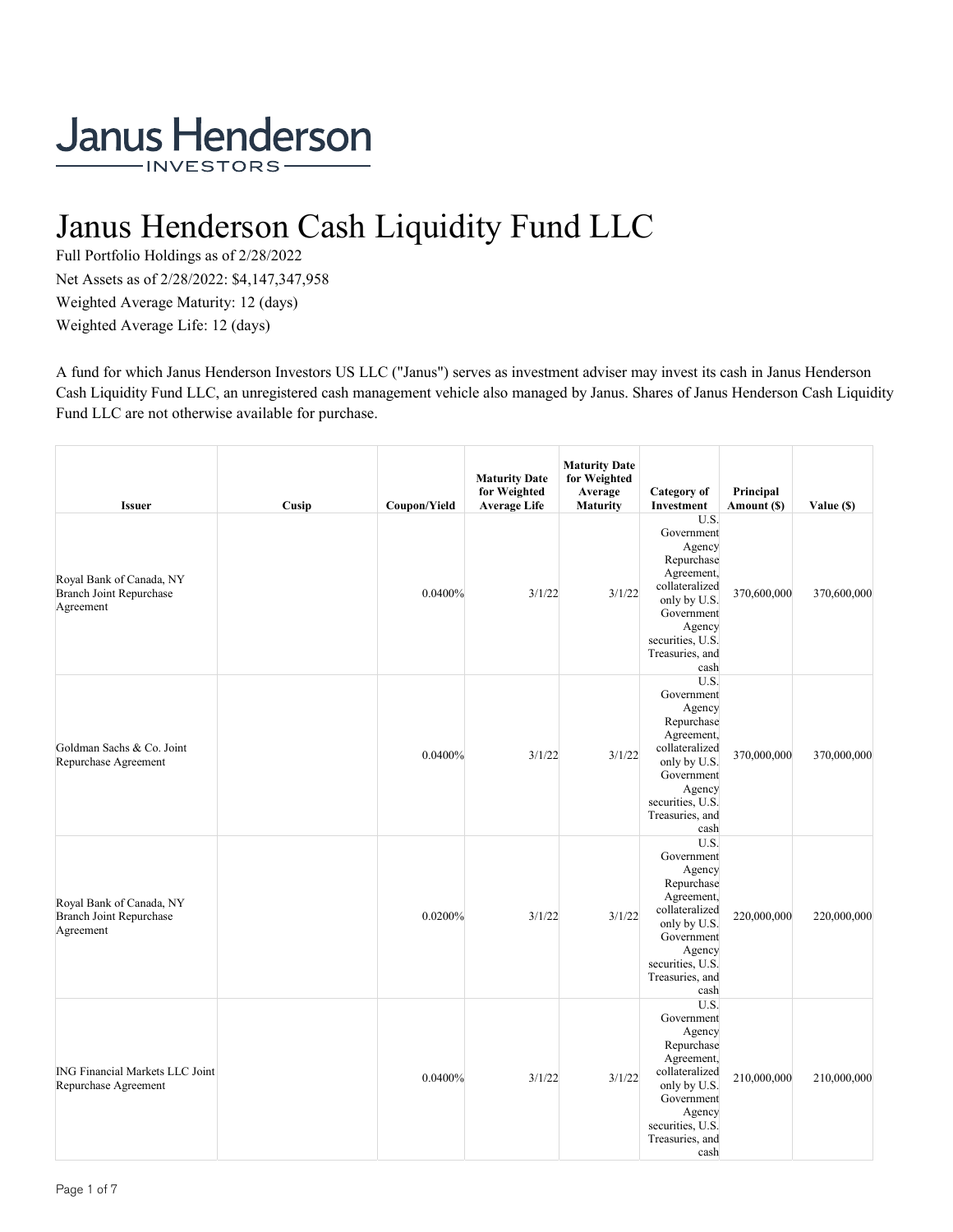Janus Henderson

INVESTORS

# Janus Henderson Cash Liquidity Fund LLC

Full Portfolio Holdings as of 2/28/2022

Net Assets as of 2/28/2022: $4,147,347,958

Weighted Average Maturity: 12 (days)

Weighted Average Life: 12 (days)

A fund for which Janus Henderson Investors US LLC ("Janus") serves as investment adviser may invest its cash in Janus Henderson Cash Liquidity Fund LLC, an unregistered cash management vehicle also managed by Janus. Shares of Janus Henderson Cash Liquidity Fund LLC are not otherwise available for purchase.

| Issuer | Cusip | Coupon/Yield | Maturity Date for Weighted Average Life | Maturity Date for Weighted Average Maturity | Category of Investment | Principal Amount ($) | Value ($) |
|---|---|---|---|---|---|---|---|
| Royal Bank of Canada, NY Branch Joint Repurchase Agreement | | 0.0400% | 3/1/22 | 3/1/22 | U.S. Government Agency Repurchase Agreement, collateralized only by U.S. Government Agency securities, U.S. Treasuries, and cash | 370,600,000 | 370,600,000 |
| Goldman Sachs & Co. Joint Repurchase Agreement | | 0.0400% | 3/1/22 | 3/1/22 | U.S. Government Agency Repurchase Agreement, collateralized only by U.S. Government Agency securities, U.S. Treasuries, and cash | 370,000,000 | 370,000,000 |
| Royal Bank of Canada, NY Branch Joint Repurchase Agreement | | 0.0200% | 3/1/22 | 3/1/22 | U.S. Government Agency Repurchase Agreement, collateralized only by U.S. Government Agency securities, U.S. Treasuries, and cash | 220,000,000 | 220,000,000 |
| ING Financial Markets LLC Joint Repurchase Agreement | | 0.0400% | 3/1/22 | 3/1/22 | U.S. Government Agency Repurchase Agreement, collateralized only by U.S. Government Agency securities, U.S. Treasuries, and cash | 210,000,000 | 210,000,000 |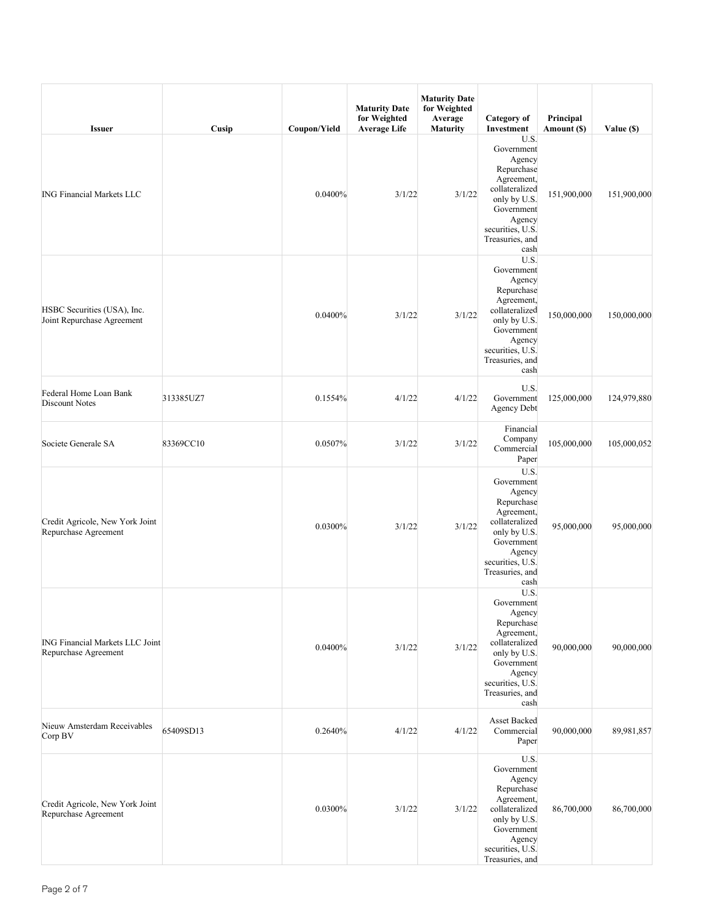| Issuer | Cusip | Coupon/Yield | Maturity Date for Weighted Average Life | Maturity Date for Weighted Average Maturity | Category of Investment | Principal Amount ($) | Value ($) |
|---|---|---|---|---|---|---|---|
| ING Financial Markets LLC | | 0.0400% | 3/1/22 | 3/1/22 | U.S. Government Agency Repurchase Agreement, collateralized only by U.S. Government Agency securities, U.S. Treasuries, and cash | 151,900,000 | 151,900,000 |
| HSBC Securities (USA), Inc. Joint Repurchase Agreement | | 0.0400% | 3/1/22 | 3/1/22 | U.S. Government Agency Repurchase Agreement, collateralized only by U.S. Government Agency securities, U.S. Treasuries, and cash | 150,000,000 | 150,000,000 |
| Federal Home Loan Bank Discount Notes | 313385UZ7 | 0.1554% | 4/1/22 | 4/1/22 | U.S. Government Agency Debt | 125,000,000 | 124,979,880 |
| Societe Generale SA | 83369CC10 | 0.0507% | 3/1/22 | 3/1/22 | Financial Company Commercial Paper | 105,000,000 | 105,000,052 |
| Credit Agricole, New York Joint Repurchase Agreement | | 0.0300% | 3/1/22 | 3/1/22 | U.S. Government Agency Repurchase Agreement, collateralized only by U.S. Government Agency securities, U.S. Treasuries, and cash | 95,000,000 | 95,000,000 |
| ING Financial Markets LLC Joint Repurchase Agreement | | 0.0400% | 3/1/22 | 3/1/22 | U.S. Government Agency Repurchase Agreement, collateralized only by U.S. Government Agency securities, U.S. Treasuries, and cash | 90,000,000 | 90,000,000 |
| Nieuw Amsterdam Receivables Corp BV | 65409SD13 | 0.2640% | 4/1/22 | 4/1/22 | Asset Backed Commercial Paper | 90,000,000 | 89,981,857 |
| Credit Agricole, New York Joint Repurchase Agreement | | 0.0300% | 3/1/22 | 3/1/22 | U.S. Government Agency Repurchase Agreement, collateralized only by U.S. Government Agency securities, U.S. Treasuries, and | 86,700,000 | 86,700,000 |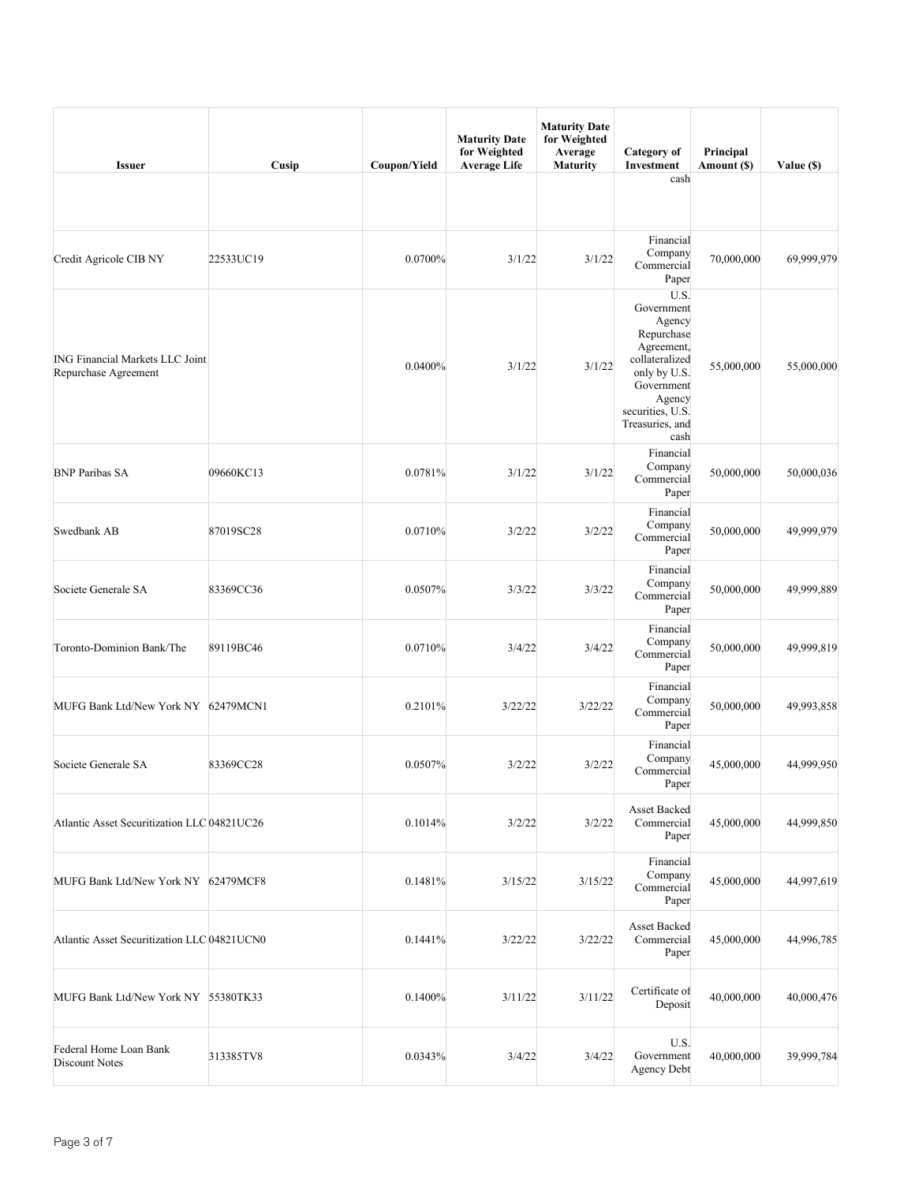| Issuer | Cusip | Coupon/Yield | Maturity Date for Weighted Average Life | Maturity Date for Weighted Average Maturity | Category of Investment | Principal Amount ($) | Value ($) |
|---|---|---|---|---|---|---|---|
| | | | | | cash | | |
| Credit Agricole CIB NY | 22533UC19 | 0.0700% | 3/1/22 | 3/1/22 | Financial Company Commercial Paper | 70,000,000 | 69,999,979 |
| ING Financial Markets LLC Joint Repurchase Agreement | | 0.0400% | 3/1/22 | 3/1/22 | U.S. Government Agency Repurchase Agreement, collateralized only by U.S. Government Agency securities, U.S. Treasuries, and cash | 55,000,000 | 55,000,000 |
| BNP Paribas SA | 09660KC13 | 0.0781% | 3/1/22 | 3/1/22 | Financial Company Commercial Paper | 50,000,000 | 50,000,036 |
| Swedbank AB | 87019SC28 | 0.0710% | 3/2/22 | 3/2/22 | Financial Company Commercial Paper | 50,000,000 | 49,999,979 |
| Societe Generale SA | 83369CC36 | 0.0507% | 3/3/22 | 3/3/22 | Financial Company Commercial Paper | 50,000,000 | 49,999,889 |
| Toronto-Dominion Bank/The | 89119BC46 | 0.0710% | 3/4/22 | 3/4/22 | Financial Company Commercial Paper | 50,000,000 | 49,999,819 |
| MUFG Bank Ltd/New York NY | 62479MCN1 | 0.2101% | 3/22/22 | 3/22/22 | Financial Company Commercial Paper | 50,000,000 | 49,993,858 |
| Societe Generale SA | 83369CC28 | 0.0507% | 3/2/22 | 3/2/22 | Financial Company Commercial Paper | 45,000,000 | 44,999,950 |
| Atlantic Asset Securitization LLC | 04821UC26 | 0.1014% | 3/2/22 | 3/2/22 | Asset Backed Commercial Paper | 45,000,000 | 44,999,850 |
| MUFG Bank Ltd/New York NY | 62479MCF8 | 0.1481% | 3/15/22 | 3/15/22 | Financial Company Commercial Paper | 45,000,000 | 44,997,619 |
| Atlantic Asset Securitization LLC | 04821UCN0 | 0.1441% | 3/22/22 | 3/22/22 | Asset Backed Commercial Paper | 45,000,000 | 44,996,785 |
| MUFG Bank Ltd/New York NY | 55380TK33 | 0.1400% | 3/11/22 | 3/11/22 | Certificate of Deposit | 40,000,000 | 40,000,476 |
| Federal Home Loan Bank Discount Notes | 313385TV8 | 0.0343% | 3/4/22 | 3/4/22 | U.S. Government Agency Debt | 40,000,000 | 39,999,784 |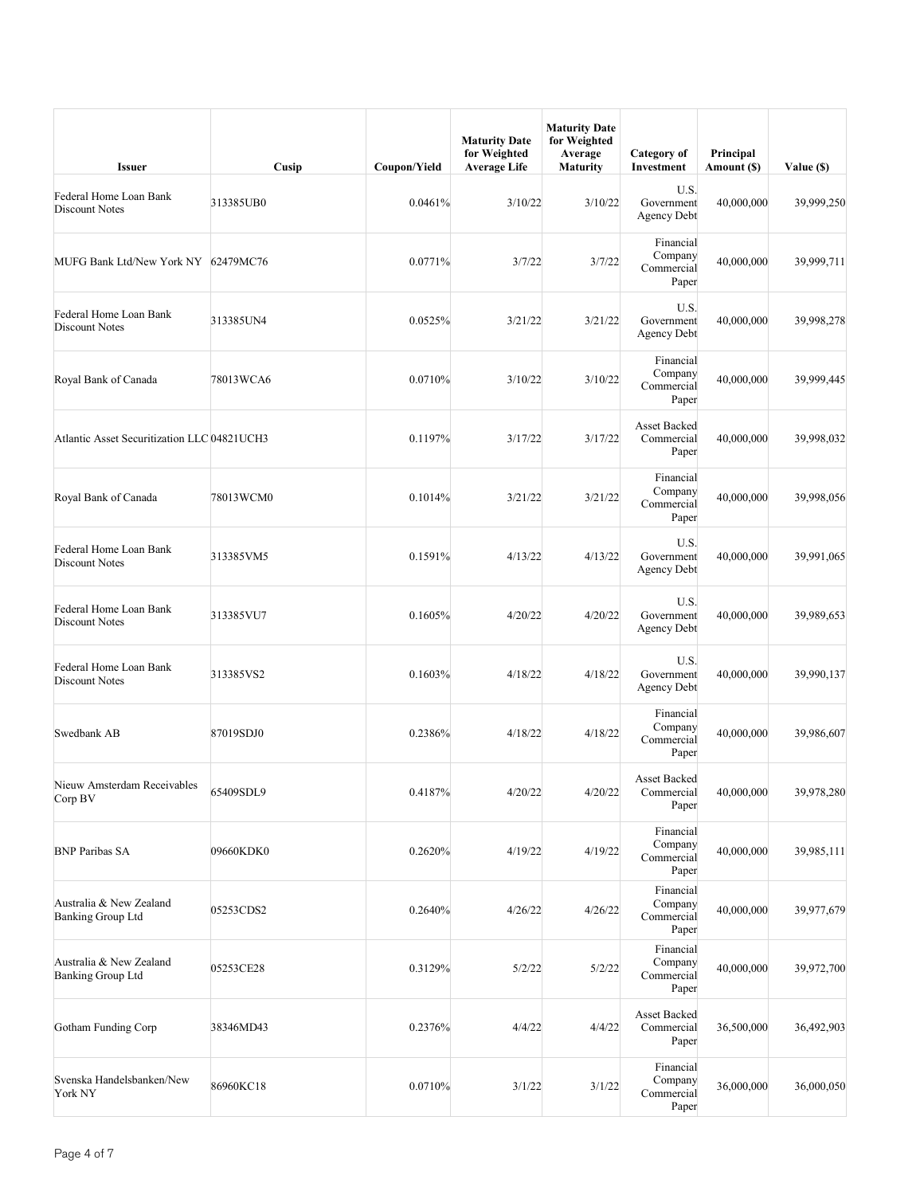| Issuer | Cusip | Coupon/Yield | Maturity Date for Weighted Average Life | Maturity Date for Weighted Average Maturity | Category of Investment | Principal Amount ($) | Value ($) |
|---|---|---|---|---|---|---|---|
| Federal Home Loan Bank Discount Notes | 313385UB0 | 0.0461% | 3/10/22 | 3/10/22 | U.S. Government Agency Debt | 40,000,000 | 39,999,250 |
| MUFG Bank Ltd/New York NY | 62479MC76 | 0.0771% | 3/7/22 | 3/7/22 | Financial Company Commercial Paper | 40,000,000 | 39,999,711 |
| Federal Home Loan Bank Discount Notes | 313385UN4 | 0.0525% | 3/21/22 | 3/21/22 | U.S. Government Agency Debt | 40,000,000 | 39,998,278 |
| Royal Bank of Canada | 78013WCA6 | 0.0710% | 3/10/22 | 3/10/22 | Financial Company Commercial Paper | 40,000,000 | 39,999,445 |
| Atlantic Asset Securitization LLC | 04821UCH3 | 0.1197% | 3/17/22 | 3/17/22 | Asset Backed Commercial Paper | 40,000,000 | 39,998,032 |
| Royal Bank of Canada | 78013WCM0 | 0.1014% | 3/21/22 | 3/21/22 | Financial Company Commercial Paper | 40,000,000 | 39,998,056 |
| Federal Home Loan Bank Discount Notes | 313385VM5 | 0.1591% | 4/13/22 | 4/13/22 | U.S. Government Agency Debt | 40,000,000 | 39,991,065 |
| Federal Home Loan Bank Discount Notes | 313385VU7 | 0.1605% | 4/20/22 | 4/20/22 | U.S. Government Agency Debt | 40,000,000 | 39,989,653 |
| Federal Home Loan Bank Discount Notes | 313385VS2 | 0.1603% | 4/18/22 | 4/18/22 | U.S. Government Agency Debt | 40,000,000 | 39,990,137 |
| Swedbank AB | 87019SDJ0 | 0.2386% | 4/18/22 | 4/18/22 | Financial Company Commercial Paper | 40,000,000 | 39,986,607 |
| Nieuw Amsterdam Receivables Corp BV | 65409SDL9 | 0.4187% | 4/20/22 | 4/20/22 | Asset Backed Commercial Paper | 40,000,000 | 39,978,280 |
| BNP Paribas SA | 09660KDK0 | 0.2620% | 4/19/22 | 4/19/22 | Financial Company Commercial Paper | 40,000,000 | 39,985,111 |
| Australia & New Zealand Banking Group Ltd | 05253CDS2 | 0.2640% | 4/26/22 | 4/26/22 | Financial Company Commercial Paper | 40,000,000 | 39,977,679 |
| Australia & New Zealand Banking Group Ltd | 05253CE28 | 0.3129% | 5/2/22 | 5/2/22 | Financial Company Commercial Paper | 40,000,000 | 39,972,700 |
| Gotham Funding Corp | 38346MD43 | 0.2376% | 4/4/22 | 4/4/22 | Asset Backed Commercial Paper | 36,500,000 | 36,492,903 |
| Svenska Handelsbanken/New York NY | 86960KC18 | 0.0710% | 3/1/22 | 3/1/22 | Financial Company Commercial Paper | 36,000,000 | 36,000,050 |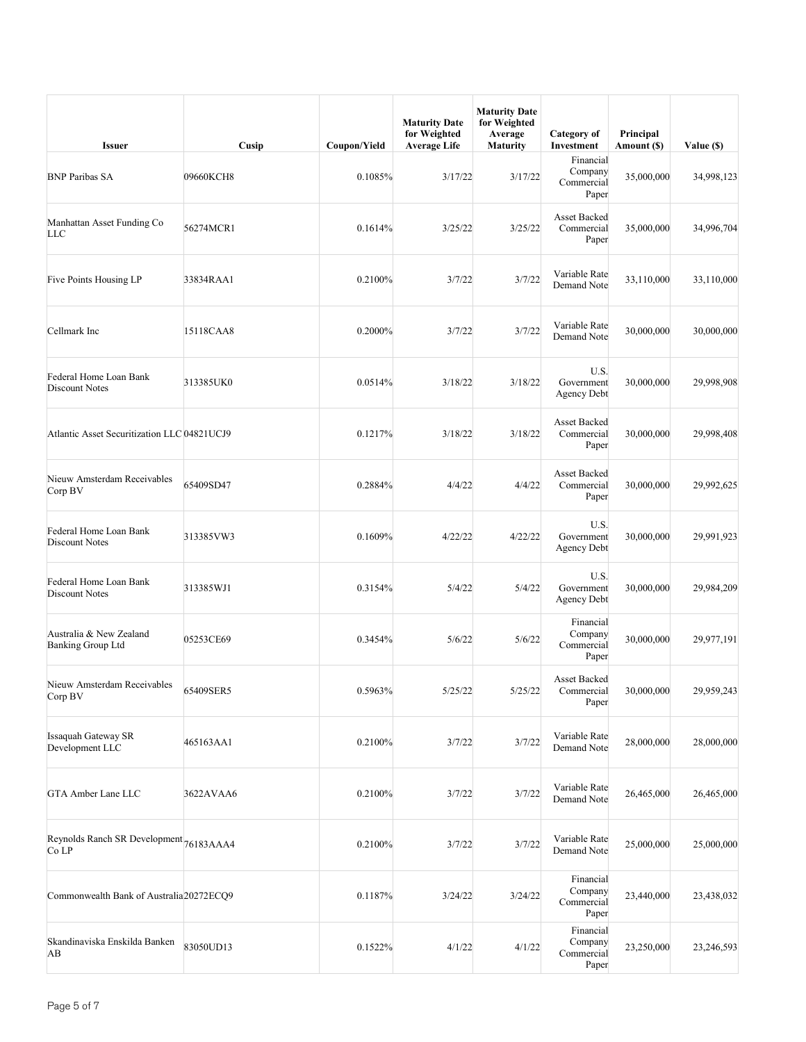| Issuer | Cusip | Coupon/Yield | Maturity Date for Weighted Average Life | Maturity Date for Weighted Average Maturity | Category of Investment | Principal Amount ($) | Value ($) |
|---|---|---|---|---|---|---|---|
| BNP Paribas SA | 09660KCH8 | 0.1085% | 3/17/22 | 3/17/22 | Financial Company Commercial Paper | 35,000,000 | 34,998,123 |
| Manhattan Asset Funding Co LLC | 56274MCR1 | 0.1614% | 3/25/22 | 3/25/22 | Asset Backed Commercial Paper | 35,000,000 | 34,996,704 |
| Five Points Housing LP | 33834RAA1 | 0.2100% | 3/7/22 | 3/7/22 | Variable Rate Demand Note | 33,110,000 | 33,110,000 |
| Cellmark Inc | 15118CAA8 | 0.2000% | 3/7/22 | 3/7/22 | Variable Rate Demand Note | 30,000,000 | 30,000,000 |
| Federal Home Loan Bank Discount Notes | 313385UK0 | 0.0514% | 3/18/22 | 3/18/22 | U.S. Government Agency Debt | 30,000,000 | 29,998,908 |
| Atlantic Asset Securitization LLC | 04821UCJ9 | 0.1217% | 3/18/22 | 3/18/22 | Asset Backed Commercial Paper | 30,000,000 | 29,998,408 |
| Nieuw Amsterdam Receivables Corp BV | 65409SD47 | 0.2884% | 4/4/22 | 4/4/22 | Asset Backed Commercial Paper | 30,000,000 | 29,992,625 |
| Federal Home Loan Bank Discount Notes | 313385VW3 | 0.1609% | 4/22/22 | 4/22/22 | U.S. Government Agency Debt | 30,000,000 | 29,991,923 |
| Federal Home Loan Bank Discount Notes | 313385WJ1 | 0.3154% | 5/4/22 | 5/4/22 | U.S. Government Agency Debt | 30,000,000 | 29,984,209 |
| Australia & New Zealand Banking Group Ltd | 05253CE69 | 0.3454% | 5/6/22 | 5/6/22 | Financial Company Commercial Paper | 30,000,000 | 29,977,191 |
| Nieuw Amsterdam Receivables Corp BV | 65409SER5 | 0.5963% | 5/25/22 | 5/25/22 | Asset Backed Commercial Paper | 30,000,000 | 29,959,243 |
| Issaquah Gateway SR Development LLC | 465163AA1 | 0.2100% | 3/7/22 | 3/7/22 | Variable Rate Demand Note | 28,000,000 | 28,000,000 |
| GTA Amber Lane LLC | 3622AVAA6 | 0.2100% | 3/7/22 | 3/7/22 | Variable Rate Demand Note | 26,465,000 | 26,465,000 |
| Reynolds Ranch SR Development Co LP | 76183AAA4 | 0.2100% | 3/7/22 | 3/7/22 | Variable Rate Demand Note | 25,000,000 | 25,000,000 |
| Commonwealth Bank of Australia | 20272ECQ9 | 0.1187% | 3/24/22 | 3/24/22 | Financial Company Commercial Paper | 23,440,000 | 23,438,032 |
| Skandinaviska Enskilda Banken AB | 83050UD13 | 0.1522% | 4/1/22 | 4/1/22 | Financial Company Commercial Paper | 23,250,000 | 23,246,593 |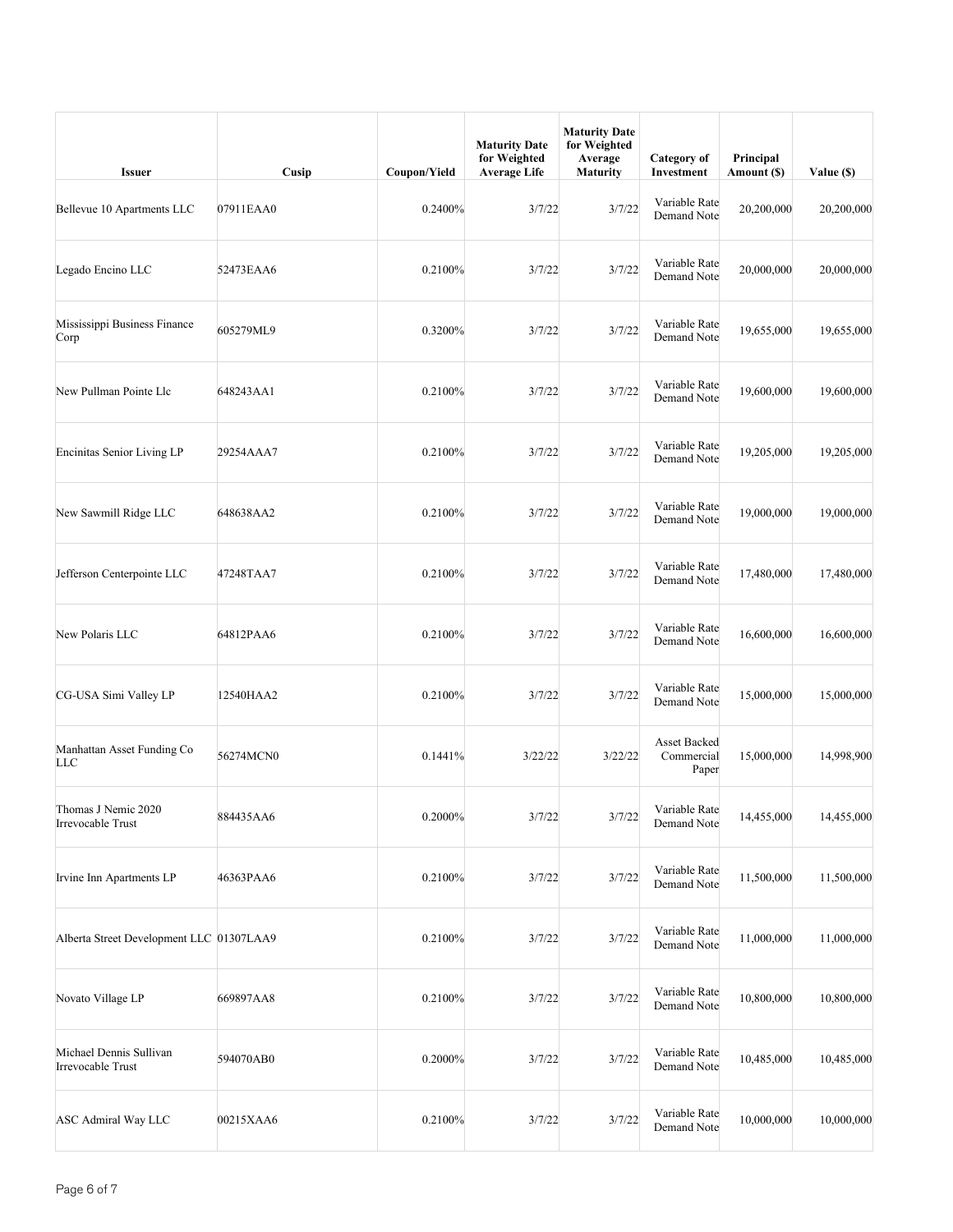| Issuer | Cusip | Coupon/Yield | Maturity Date for Weighted Average Life | Maturity Date for Weighted Average Maturity | Category of Investment | Principal Amount ($) | Value ($) |
|---|---|---|---|---|---|---|---|
| Bellevue 10 Apartments LLC | 07911EAA0 | 0.2400% | 3/7/22 | 3/7/22 | Variable Rate Demand Note | 20,200,000 | 20,200,000 |
| Legado Encino LLC | 52473EAA6 | 0.2100% | 3/7/22 | 3/7/22 | Variable Rate Demand Note | 20,000,000 | 20,000,000 |
| Mississippi Business Finance Corp | 605279ML9 | 0.3200% | 3/7/22 | 3/7/22 | Variable Rate Demand Note | 19,655,000 | 19,655,000 |
| New Pullman Pointe Llc | 648243AA1 | 0.2100% | 3/7/22 | 3/7/22 | Variable Rate Demand Note | 19,600,000 | 19,600,000 |
| Encinitas Senior Living LP | 29254AAA7 | 0.2100% | 3/7/22 | 3/7/22 | Variable Rate Demand Note | 19,205,000 | 19,205,000 |
| New Sawmill Ridge LLC | 648638AA2 | 0.2100% | 3/7/22 | 3/7/22 | Variable Rate Demand Note | 19,000,000 | 19,000,000 |
| Jefferson Centerpointe LLC | 47248TAA7 | 0.2100% | 3/7/22 | 3/7/22 | Variable Rate Demand Note | 17,480,000 | 17,480,000 |
| New Polaris LLC | 64812PAA6 | 0.2100% | 3/7/22 | 3/7/22 | Variable Rate Demand Note | 16,600,000 | 16,600,000 |
| CG-USA Simi Valley LP | 12540HAA2 | 0.2100% | 3/7/22 | 3/7/22 | Variable Rate Demand Note | 15,000,000 | 15,000,000 |
| Manhattan Asset Funding Co LLC | 56274MCN0 | 0.1441% | 3/22/22 | 3/22/22 | Asset Backed Commercial Paper | 15,000,000 | 14,998,900 |
| Thomas J Nemic 2020 Irrevocable Trust | 884435AA6 | 0.2000% | 3/7/22 | 3/7/22 | Variable Rate Demand Note | 14,455,000 | 14,455,000 |
| Irvine Inn Apartments LP | 46363PAA6 | 0.2100% | 3/7/22 | 3/7/22 | Variable Rate Demand Note | 11,500,000 | 11,500,000 |
| Alberta Street Development LLC | 01307LAA9 | 0.2100% | 3/7/22 | 3/7/22 | Variable Rate Demand Note | 11,000,000 | 11,000,000 |
| Novato Village LP | 669897AA8 | 0.2100% | 3/7/22 | 3/7/22 | Variable Rate Demand Note | 10,800,000 | 10,800,000 |
| Michael Dennis Sullivan Irrevocable Trust | 594070AB0 | 0.2000% | 3/7/22 | 3/7/22 | Variable Rate Demand Note | 10,485,000 | 10,485,000 |
| ASC Admiral Way LLC | 00215XAA6 | 0.2100% | 3/7/22 | 3/7/22 | Variable Rate Demand Note | 10,000,000 | 10,000,000 |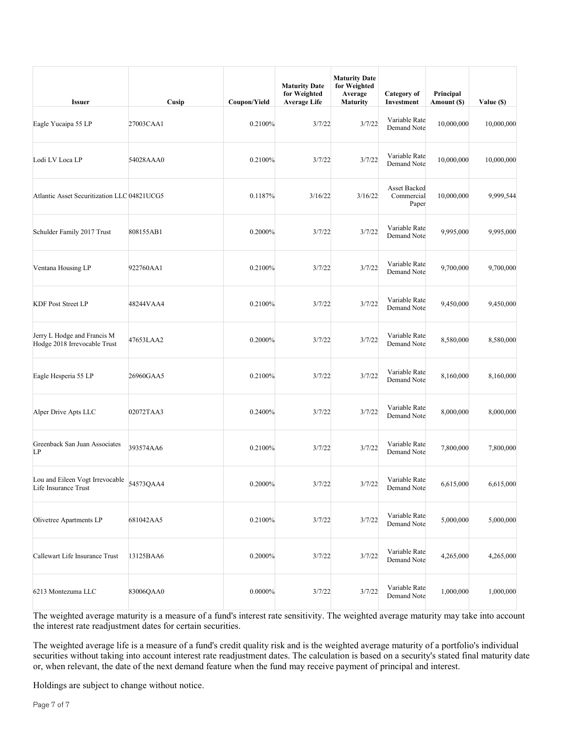| Issuer | Cusip | Coupon/Yield | Maturity Date for Weighted Average Life | Maturity Date for Weighted Average Maturity | Category of Investment | Principal Amount ($) | Value ($) |
|---|---|---|---|---|---|---|---|
| Eagle Yucaipa 55 LP | 27003CAA1 | 0.2100% | 3/7/22 | 3/7/22 | Variable Rate Demand Note | 10,000,000 | 10,000,000 |
| Lodi LV Loca LP | 54028AAA0 | 0.2100% | 3/7/22 | 3/7/22 | Variable Rate Demand Note | 10,000,000 | 10,000,000 |
| Atlantic Asset Securitization LLC | 04821UCG5 | 0.1187% | 3/16/22 | 3/16/22 | Asset Backed Commercial Paper | 10,000,000 | 9,999,544 |
| Schulder Family 2017 Trust | 808155AB1 | 0.2000% | 3/7/22 | 3/7/22 | Variable Rate Demand Note | 9,995,000 | 9,995,000 |
| Ventana Housing LP | 922760AA1 | 0.2100% | 3/7/22 | 3/7/22 | Variable Rate Demand Note | 9,700,000 | 9,700,000 |
| KDF Post Street LP | 48244VAA4 | 0.2100% | 3/7/22 | 3/7/22 | Variable Rate Demand Note | 9,450,000 | 9,450,000 |
| Jerry L Hodge and Francis M Hodge 2018 Irrevocable Trust | 47653LAA2 | 0.2000% | 3/7/22 | 3/7/22 | Variable Rate Demand Note | 8,580,000 | 8,580,000 |
| Eagle Hesperia 55 LP | 26960GAA5 | 0.2100% | 3/7/22 | 3/7/22 | Variable Rate Demand Note | 8,160,000 | 8,160,000 |
| Alper Drive Apts LLC | 02072TAA3 | 0.2400% | 3/7/22 | 3/7/22 | Variable Rate Demand Note | 8,000,000 | 8,000,000 |
| Greenback San Juan Associates LP | 393574AA6 | 0.2100% | 3/7/22 | 3/7/22 | Variable Rate Demand Note | 7,800,000 | 7,800,000 |
| Lou and Eileen Vogt Irrevocable Life Insurance Trust | 54573QAA4 | 0.2000% | 3/7/22 | 3/7/22 | Variable Rate Demand Note | 6,615,000 | 6,615,000 |
| Olivetree Apartments LP | 681042AA5 | 0.2100% | 3/7/22 | 3/7/22 | Variable Rate Demand Note | 5,000,000 | 5,000,000 |
| Callewart Life Insurance Trust | 13125BAA6 | 0.2000% | 3/7/22 | 3/7/22 | Variable Rate Demand Note | 4,265,000 | 4,265,000 |
| 6213 Montezuma LLC | 83006QAA0 | 0.0000% | 3/7/22 | 3/7/22 | Variable Rate Demand Note | 1,000,000 | 1,000,000 |

The weighted average maturity is a measure of a fund's interest rate sensitivity. The weighted average maturity may take into account the interest rate readjustment dates for certain securities.

The weighted average life is a measure of a fund's credit quality risk and is the weighted average maturity of a portfolio's individual securities without taking into account interest rate readjustment dates. The calculation is based on a security's stated final maturity date or, when relevant, the date of the next demand feature when the fund may receive payment of principal and interest.

Holdings are subject to change without notice.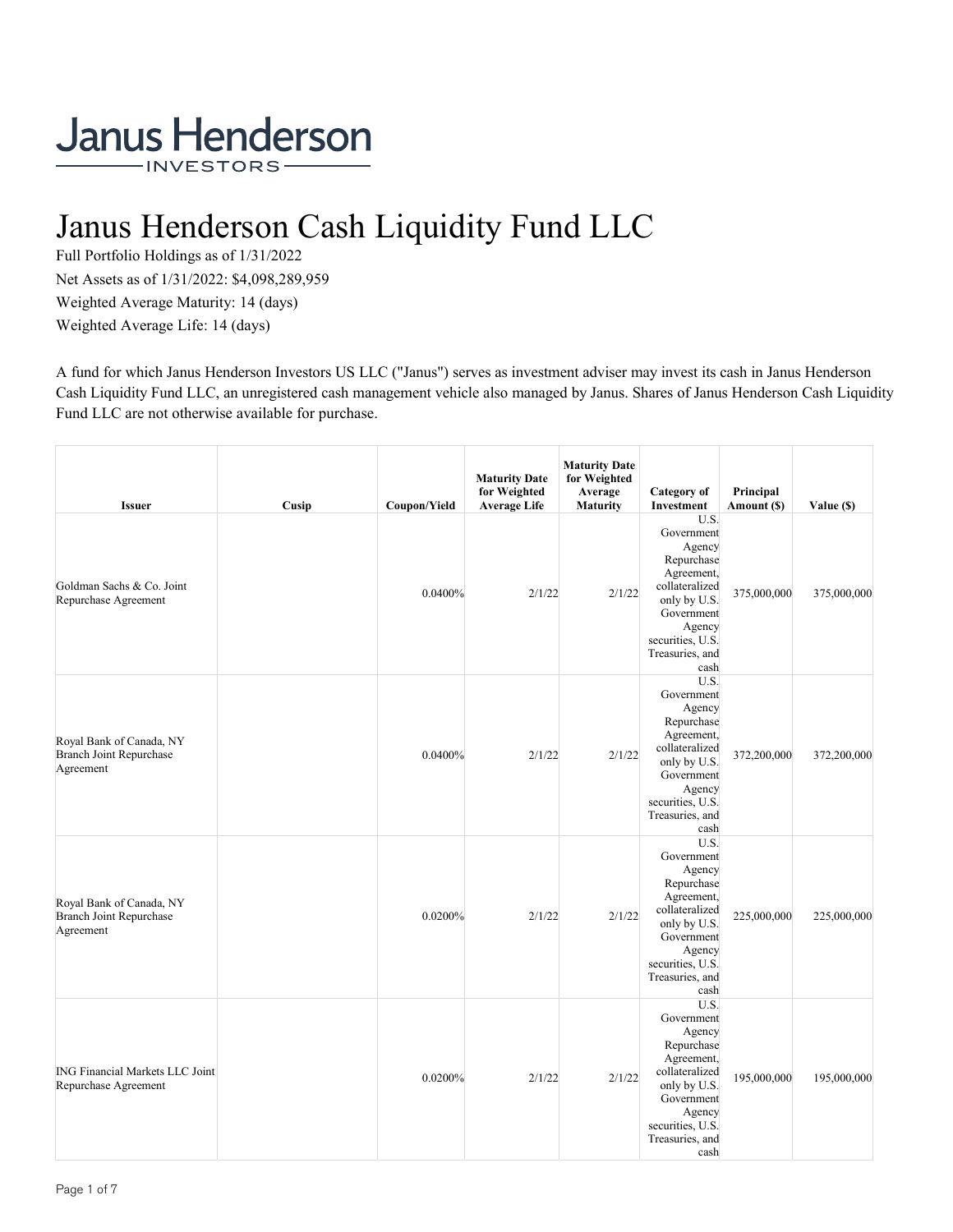Janus Henderson
INVESTORS

# Janus Henderson Cash Liquidity Fund LLC

Full Portfolio Holdings as of 1/31/2022

Net Assets as of 1/31/2022: $4,098,289,959

Weighted Average Maturity: 14 (days)

Weighted Average Life: 14 (days)

A fund for which Janus Henderson Investors US LLC ("Janus") serves as investment adviser may invest its cash in Janus Henderson Cash Liquidity Fund LLC, an unregistered cash management vehicle also managed by Janus. Shares of Janus Henderson Cash Liquidity Fund LLC are not otherwise available for purchase.

| Issuer | Cusip | Coupon/Yield | Maturity Date for Weighted Average Life | Maturity Date for Weighted Average Maturity | Category of Investment | Principal Amount ($) | Value ($) |
|---|---|---|---|---|---|---|---|
| Goldman Sachs & Co. Joint Repurchase Agreement | | 0.0400% | 2/1/22 | 2/1/22 | U.S. Government Agency Repurchase Agreement, collateralized only by U.S. Government Agency securities, U.S. Treasuries, and cash | 375,000,000 | 375,000,000 |
| Royal Bank of Canada, NY Branch Joint Repurchase Agreement | | 0.0400% | 2/1/22 | 2/1/22 | U.S. Government Agency Repurchase Agreement, collateralized only by U.S. Government Agency securities, U.S. Treasuries, and cash | 372,200,000 | 372,200,000 |
| Royal Bank of Canada, NY Branch Joint Repurchase Agreement | | 0.0200% | 2/1/22 | 2/1/22 | U.S. Government Agency Repurchase Agreement, collateralized only by U.S. Government Agency securities, U.S. Treasuries, and cash | 225,000,000 | 225,000,000 |
| ING Financial Markets LLC Joint Repurchase Agreement | | 0.0200% | 2/1/22 | 2/1/22 | U.S. Government Agency Repurchase Agreement, collateralized only by U.S. Government Agency securities, U.S. Treasuries, and cash | 195,000,000 | 195,000,000 |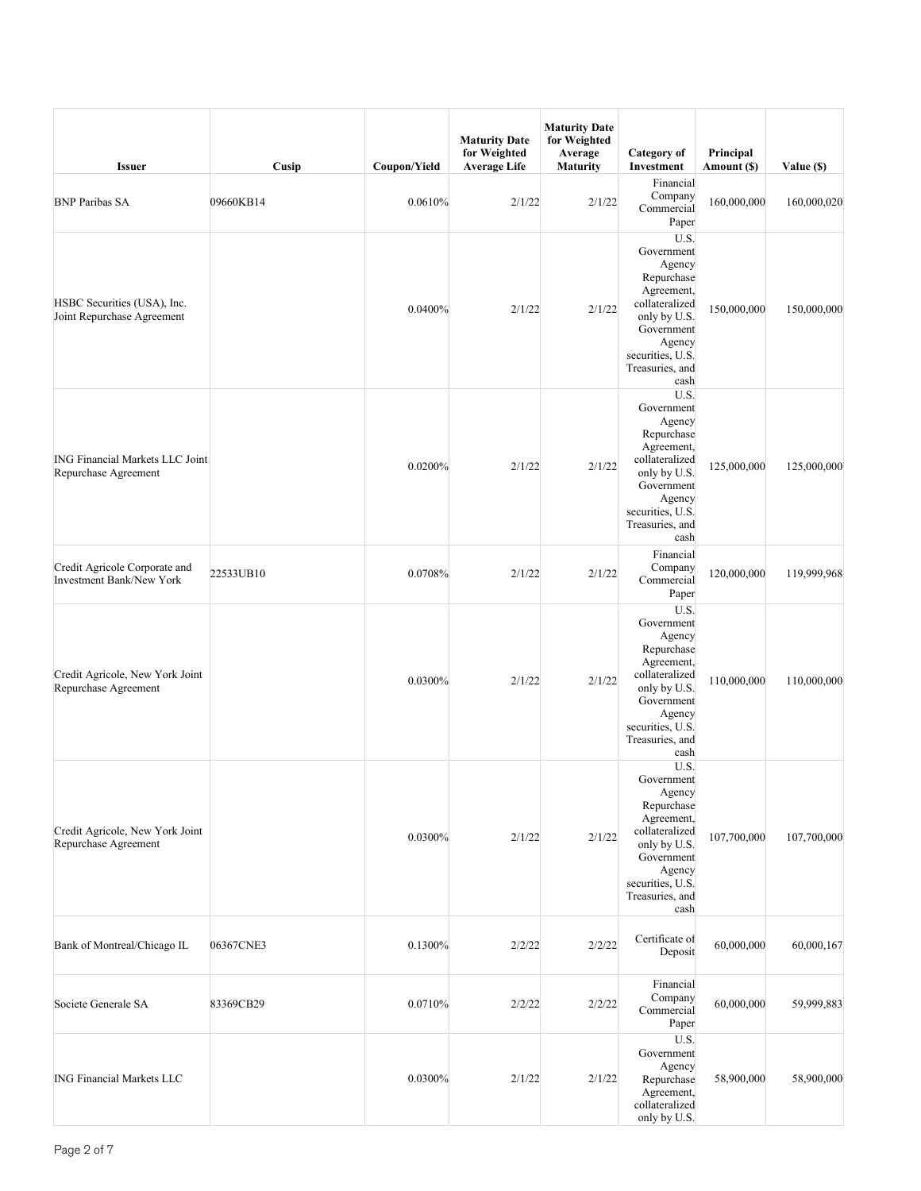| Issuer | Cusip | Coupon/Yield | Maturity Date for Weighted Average Life | Maturity Date for Weighted Average Maturity | Category of Investment | Principal Amount ($) | Value ($) |
|---|---|---|---|---|---|---|---|
| BNP Paribas SA | 09660KB14 | 0.0610% | 2/1/22 | 2/1/22 | Financial Company Commercial Paper | 160,000,000 | 160,000,020 |
| HSBC Securities (USA), Inc. Joint Repurchase Agreement | | 0.0400% | 2/1/22 | 2/1/22 | U.S. Government Agency Repurchase Agreement, collateralized only by U.S. Government Agency securities, U.S. Treasuries, and cash | 150,000,000 | 150,000,000 |
| ING Financial Markets LLC Joint Repurchase Agreement | | 0.0200% | 2/1/22 | 2/1/22 | U.S. Government Agency Repurchase Agreement, collateralized only by U.S. Government Agency securities, U.S. Treasuries, and cash | 125,000,000 | 125,000,000 |
| Credit Agricole Corporate and Investment Bank/New York | 22533UB10 | 0.0708% | 2/1/22 | 2/1/22 | Financial Company Commercial Paper | 120,000,000 | 119,999,968 |
| Credit Agricole, New York Joint Repurchase Agreement | | 0.0300% | 2/1/22 | 2/1/22 | U.S. Government Agency Repurchase Agreement, collateralized only by U.S. Government Agency securities, U.S. Treasuries, and cash | 110,000,000 | 110,000,000 |
| Credit Agricole, New York Joint Repurchase Agreement | | 0.0300% | 2/1/22 | 2/1/22 | U.S. Government Agency Repurchase Agreement, collateralized only by U.S. Government Agency securities, U.S. Treasuries, and cash | 107,700,000 | 107,700,000 |
| Bank of Montreal/Chicago IL | 06367CNE3 | 0.1300% | 2/2/22 | 2/2/22 | Certificate of Deposit | 60,000,000 | 60,000,167 |
| Societe Generale SA | 83369CB29 | 0.0710% | 2/2/22 | 2/2/22 | Financial Company Commercial Paper | 60,000,000 | 59,999,883 |
| ING Financial Markets LLC | | 0.0300% | 2/1/22 | 2/1/22 | U.S. Government Agency Repurchase Agreement, collateralized only by U.S. | 58,900,000 | 58,900,000 |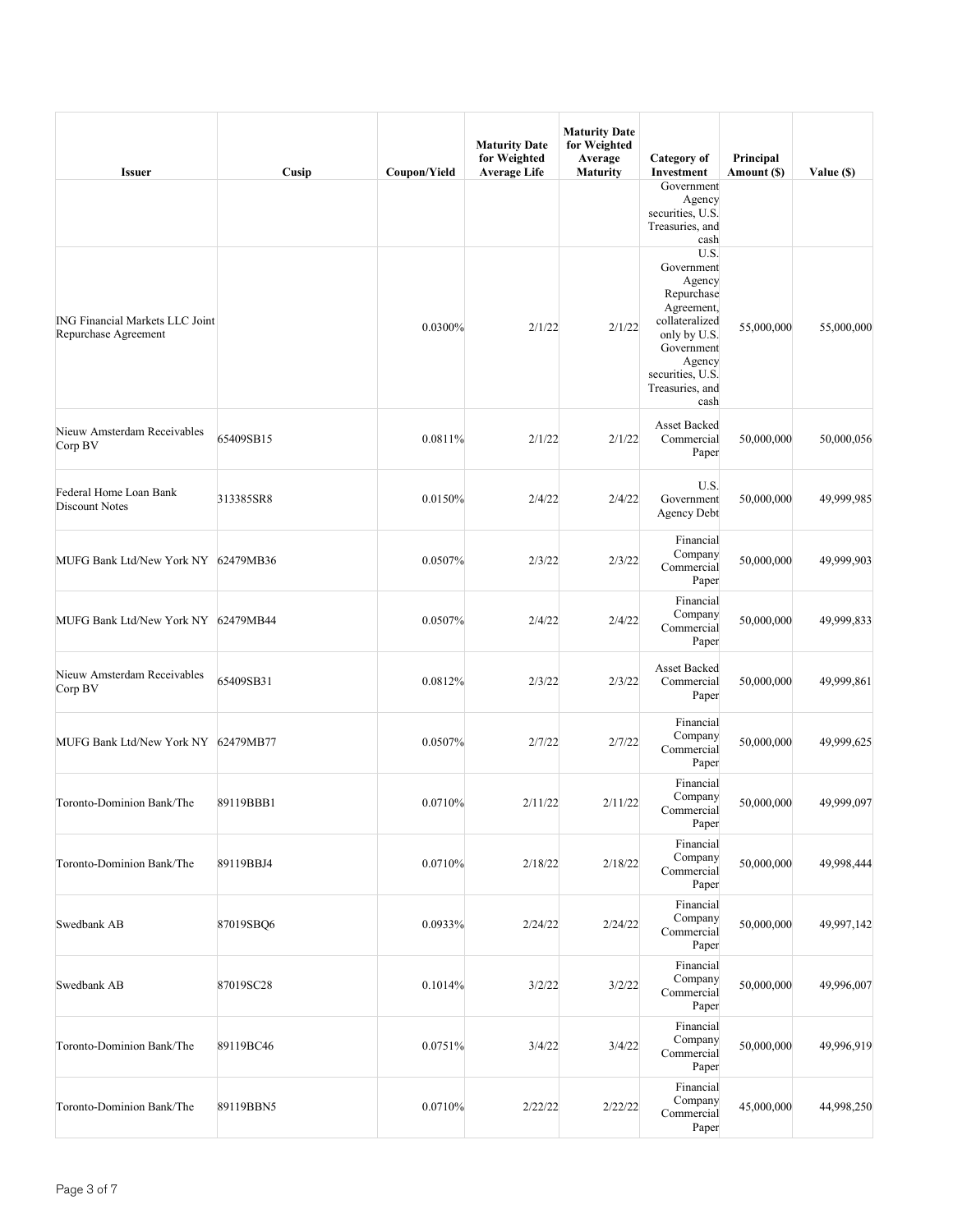| Issuer | Cusip | Coupon/Yield | Maturity Date for Weighted Average Life | Maturity Date for Weighted Average Maturity | Category of Investment | Principal Amount ($) | Value ($) |
|---|---|---|---|---|---|---|---|
| | | | | | Government Agency securities, U.S. Treasuries, and cash | | |
| ING Financial Markets LLC Joint Repurchase Agreement | | 0.0300% | 2/1/22 | 2/1/22 | U.S. Government Agency Repurchase Agreement, collateralized only by U.S. Government Agency securities, U.S. Treasuries, and cash | 55,000,000 | 55,000,000 |
| Nieuw Amsterdam Receivables Corp BV | 65409SB15 | 0.0811% | 2/1/22 | 2/1/22 | Asset Backed Commercial Paper | 50,000,000 | 50,000,056 |
| Federal Home Loan Bank Discount Notes | 313385SR8 | 0.0150% | 2/4/22 | 2/4/22 | U.S. Government Agency Debt | 50,000,000 | 49,999,985 |
| MUFG Bank Ltd/New York NY | 62479MB36 | 0.0507% | 2/3/22 | 2/3/22 | Financial Company Commercial Paper | 50,000,000 | 49,999,903 |
| MUFG Bank Ltd/New York NY | 62479MB44 | 0.0507% | 2/4/22 | 2/4/22 | Financial Company Commercial Paper | 50,000,000 | 49,999,833 |
| Nieuw Amsterdam Receivables Corp BV | 65409SB31 | 0.0812% | 2/3/22 | 2/3/22 | Asset Backed Commercial Paper | 50,000,000 | 49,999,861 |
| MUFG Bank Ltd/New York NY | 62479MB77 | 0.0507% | 2/7/22 | 2/7/22 | Financial Company Commercial Paper | 50,000,000 | 49,999,625 |
| Toronto-Dominion Bank/The | 89119BBB1 | 0.0710% | 2/11/22 | 2/11/22 | Financial Company Commercial Paper | 50,000,000 | 49,999,097 |
| Toronto-Dominion Bank/The | 89119BBJ4 | 0.0710% | 2/18/22 | 2/18/22 | Financial Company Commercial Paper | 50,000,000 | 49,998,444 |
| Swedbank AB | 87019SBQ6 | 0.0933% | 2/24/22 | 2/24/22 | Financial Company Commercial Paper | 50,000,000 | 49,997,142 |
| Swedbank AB | 87019SC28 | 0.1014% | 3/2/22 | 3/2/22 | Financial Company Commercial Paper | 50,000,000 | 49,996,007 |
| Toronto-Dominion Bank/The | 89119BC46 | 0.0751% | 3/4/22 | 3/4/22 | Financial Company Commercial Paper | 50,000,000 | 49,996,919 |
| Toronto-Dominion Bank/The | 89119BBN5 | 0.0710% | 2/22/22 | 2/22/22 | Financial Company Commercial Paper | 45,000,000 | 44,998,250 |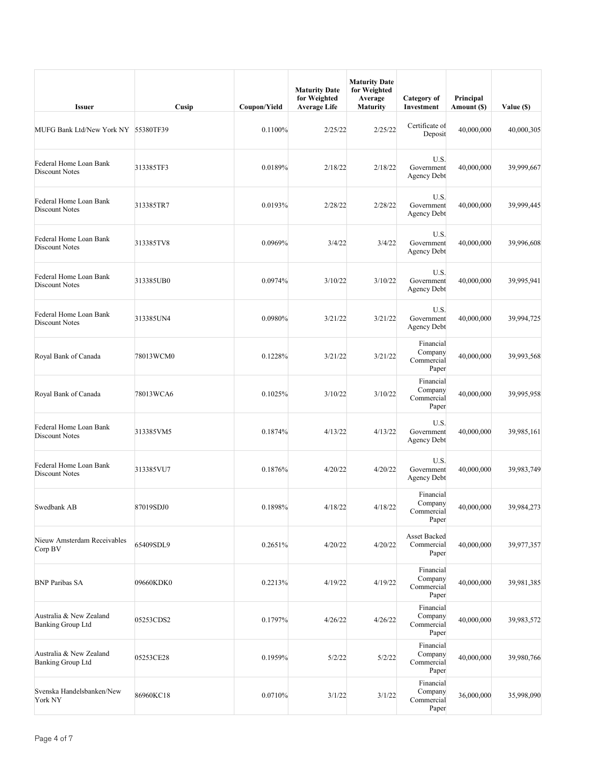| Issuer | Cusip | Coupon/Yield | Maturity Date for Weighted Average Life | Maturity Date for Weighted Average Maturity | Category of Investment | Principal Amount ($) | Value ($) |
|---|---|---|---|---|---|---|---|
| MUFG Bank Ltd/New York NY | 55380TF39 | 0.1100% | 2/25/22 | 2/25/22 | Certificate of Deposit | 40,000,000 | 40,000,305 |
| Federal Home Loan Bank Discount Notes | 313385TF3 | 0.0189% | 2/18/22 | 2/18/22 | U.S. Government Agency Debt | 40,000,000 | 39,999,667 |
| Federal Home Loan Bank Discount Notes | 313385TR7 | 0.0193% | 2/28/22 | 2/28/22 | U.S. Government Agency Debt | 40,000,000 | 39,999,445 |
| Federal Home Loan Bank Discount Notes | 313385TV8 | 0.0969% | 3/4/22 | 3/4/22 | U.S. Government Agency Debt | 40,000,000 | 39,996,608 |
| Federal Home Loan Bank Discount Notes | 313385UB0 | 0.0974% | 3/10/22 | 3/10/22 | U.S. Government Agency Debt | 40,000,000 | 39,995,941 |
| Federal Home Loan Bank Discount Notes | 313385UN4 | 0.0980% | 3/21/22 | 3/21/22 | U.S. Government Agency Debt | 40,000,000 | 39,994,725 |
| Royal Bank of Canada | 78013WCM0 | 0.1228% | 3/21/22 | 3/21/22 | Financial Company Commercial Paper | 40,000,000 | 39,993,568 |
| Royal Bank of Canada | 78013WCA6 | 0.1025% | 3/10/22 | 3/10/22 | Financial Company Commercial Paper | 40,000,000 | 39,995,958 |
| Federal Home Loan Bank Discount Notes | 313385VM5 | 0.1874% | 4/13/22 | 4/13/22 | U.S. Government Agency Debt | 40,000,000 | 39,985,161 |
| Federal Home Loan Bank Discount Notes | 313385VU7 | 0.1876% | 4/20/22 | 4/20/22 | U.S. Government Agency Debt | 40,000,000 | 39,983,749 |
| Swedbank AB | 87019SDJ0 | 0.1898% | 4/18/22 | 4/18/22 | Financial Company Commercial Paper | 40,000,000 | 39,984,273 |
| Nieuw Amsterdam Receivables Corp BV | 65409SDL9 | 0.2651% | 4/20/22 | 4/20/22 | Asset Backed Commercial Paper | 40,000,000 | 39,977,357 |
| BNP Paribas SA | 09660KDK0 | 0.2213% | 4/19/22 | 4/19/22 | Financial Company Commercial Paper | 40,000,000 | 39,981,385 |
| Australia & New Zealand Banking Group Ltd | 05253CDS2 | 0.1797% | 4/26/22 | 4/26/22 | Financial Company Commercial Paper | 40,000,000 | 39,983,572 |
| Australia & New Zealand Banking Group Ltd | 05253CE28 | 0.1959% | 5/2/22 | 5/2/22 | Financial Company Commercial Paper | 40,000,000 | 39,980,766 |
| Svenska Handelsbanken/New York NY | 86960KC18 | 0.0710% | 3/1/22 | 3/1/22 | Financial Company Commercial Paper | 36,000,000 | 35,998,090 |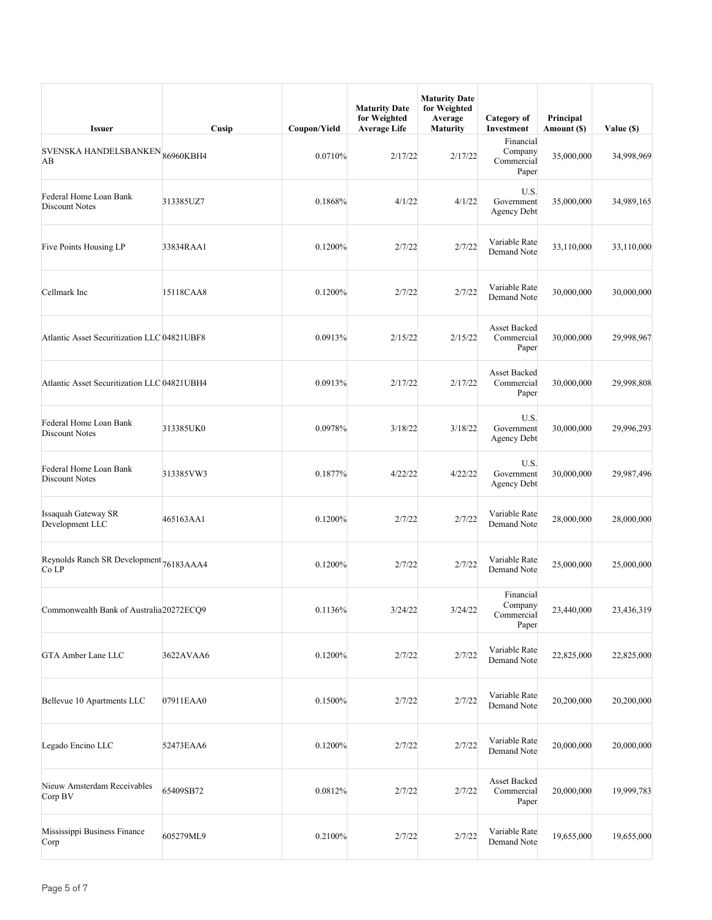| Issuer | Cusip | Coupon/Yield | Maturity Date for Weighted Average Life | Maturity Date for Weighted Average Maturity | Category of Investment | Principal Amount ($) | Value ($) |
|---|---|---|---|---|---|---|---|
| SVENSKA HANDELSBANKEN AB | 86960KBH4 | 0.0710% | 2/17/22 | 2/17/22 | Financial Company Commercial Paper | 35,000,000 | 34,998,969 |
| Federal Home Loan Bank Discount Notes | 313385UZ7 | 0.1868% | 4/1/22 | 4/1/22 | U.S. Government Agency Debt | 35,000,000 | 34,989,165 |
| Five Points Housing LP | 33834RAA1 | 0.1200% | 2/7/22 | 2/7/22 | Variable Rate Demand Note | 33,110,000 | 33,110,000 |
| Cellmark Inc | 15118CAA8 | 0.1200% | 2/7/22 | 2/7/22 | Variable Rate Demand Note | 30,000,000 | 30,000,000 |
| Atlantic Asset Securitization LLC | 04821UBF8 | 0.0913% | 2/15/22 | 2/15/22 | Asset Backed Commercial Paper | 30,000,000 | 29,998,967 |
| Atlantic Asset Securitization LLC | 04821UBH4 | 0.0913% | 2/17/22 | 2/17/22 | Asset Backed Commercial Paper | 30,000,000 | 29,998,808 |
| Federal Home Loan Bank Discount Notes | 313385UK0 | 0.0978% | 3/18/22 | 3/18/22 | U.S. Government Agency Debt | 30,000,000 | 29,996,293 |
| Federal Home Loan Bank Discount Notes | 313385VW3 | 0.1877% | 4/22/22 | 4/22/22 | U.S. Government Agency Debt | 30,000,000 | 29,987,496 |
| Issaquah Gateway SR Development LLC | 465163AA1 | 0.1200% | 2/7/22 | 2/7/22 | Variable Rate Demand Note | 28,000,000 | 28,000,000 |
| Reynolds Ranch SR Development Co LP | 76183AAA4 | 0.1200% | 2/7/22 | 2/7/22 | Variable Rate Demand Note | 25,000,000 | 25,000,000 |
| Commonwealth Bank of Australia | 20272ECQ9 | 0.1136% | 3/24/22 | 3/24/22 | Financial Company Commercial Paper | 23,440,000 | 23,436,319 |
| GTA Amber Lane LLC | 3622AVAA6 | 0.1200% | 2/7/22 | 2/7/22 | Variable Rate Demand Note | 22,825,000 | 22,825,000 |
| Bellevue 10 Apartments LLC | 07911EAA0 | 0.1500% | 2/7/22 | 2/7/22 | Variable Rate Demand Note | 20,200,000 | 20,200,000 |
| Legado Encino LLC | 52473EAA6 | 0.1200% | 2/7/22 | 2/7/22 | Variable Rate Demand Note | 20,000,000 | 20,000,000 |
| Nieuw Amsterdam Receivables Corp BV | 65409SB72 | 0.0812% | 2/7/22 | 2/7/22 | Asset Backed Commercial Paper | 20,000,000 | 19,999,783 |
| Mississippi Business Finance Corp | 605279ML9 | 0.2100% | 2/7/22 | 2/7/22 | Variable Rate Demand Note | 19,655,000 | 19,655,000 |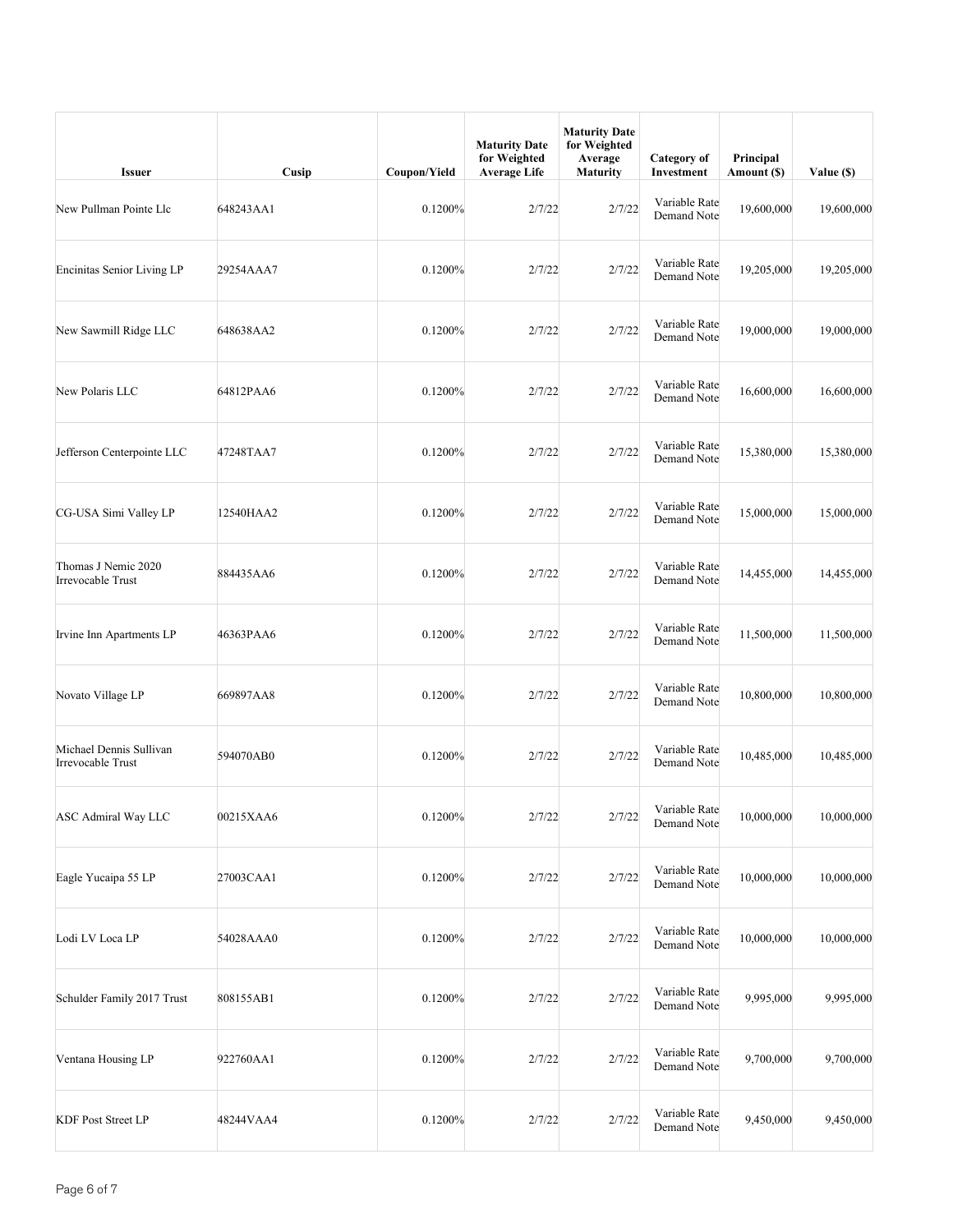| Issuer | Cusip | Coupon/Yield | Maturity Date for Weighted Average Life | Maturity Date for Weighted Average Maturity | Category of Investment | Principal Amount ($) | Value ($) |
|---|---|---|---|---|---|---|---|
| New Pullman Pointe Llc | 648243AA1 | 0.1200% | 2/7/22 | 2/7/22 | Variable Rate Demand Note | 19,600,000 | 19,600,000 |
| Encinitas Senior Living LP | 29254AAA7 | 0.1200% | 2/7/22 | 2/7/22 | Variable Rate Demand Note | 19,205,000 | 19,205,000 |
| New Sawmill Ridge LLC | 648638AA2 | 0.1200% | 2/7/22 | 2/7/22 | Variable Rate Demand Note | 19,000,000 | 19,000,000 |
| New Polaris LLC | 64812PAA6 | 0.1200% | 2/7/22 | 2/7/22 | Variable Rate Demand Note | 16,600,000 | 16,600,000 |
| Jefferson Centerpointe LLC | 47248TAA7 | 0.1200% | 2/7/22 | 2/7/22 | Variable Rate Demand Note | 15,380,000 | 15,380,000 |
| CG-USA Simi Valley LP | 12540HAA2 | 0.1200% | 2/7/22 | 2/7/22 | Variable Rate Demand Note | 15,000,000 | 15,000,000 |
| Thomas J Nemic 2020 Irrevocable Trust | 884435AA6 | 0.1200% | 2/7/22 | 2/7/22 | Variable Rate Demand Note | 14,455,000 | 14,455,000 |
| Irvine Inn Apartments LP | 46363PAA6 | 0.1200% | 2/7/22 | 2/7/22 | Variable Rate Demand Note | 11,500,000 | 11,500,000 |
| Novato Village LP | 669897AA8 | 0.1200% | 2/7/22 | 2/7/22 | Variable Rate Demand Note | 10,800,000 | 10,800,000 |
| Michael Dennis Sullivan Irrevocable Trust | 594070AB0 | 0.1200% | 2/7/22 | 2/7/22 | Variable Rate Demand Note | 10,485,000 | 10,485,000 |
| ASC Admiral Way LLC | 00215XAA6 | 0.1200% | 2/7/22 | 2/7/22 | Variable Rate Demand Note | 10,000,000 | 10,000,000 |
| Eagle Yucaipa 55 LP | 27003CAA1 | 0.1200% | 2/7/22 | 2/7/22 | Variable Rate Demand Note | 10,000,000 | 10,000,000 |
| Lodi LV Loca LP | 54028AAA0 | 0.1200% | 2/7/22 | 2/7/22 | Variable Rate Demand Note | 10,000,000 | 10,000,000 |
| Schulder Family 2017 Trust | 808155AB1 | 0.1200% | 2/7/22 | 2/7/22 | Variable Rate Demand Note | 9,995,000 | 9,995,000 |
| Ventana Housing LP | 922760AA1 | 0.1200% | 2/7/22 | 2/7/22 | Variable Rate Demand Note | 9,700,000 | 9,700,000 |
| KDF Post Street LP | 48244VAA4 | 0.1200% | 2/7/22 | 2/7/22 | Variable Rate Demand Note | 9,450,000 | 9,450,000 |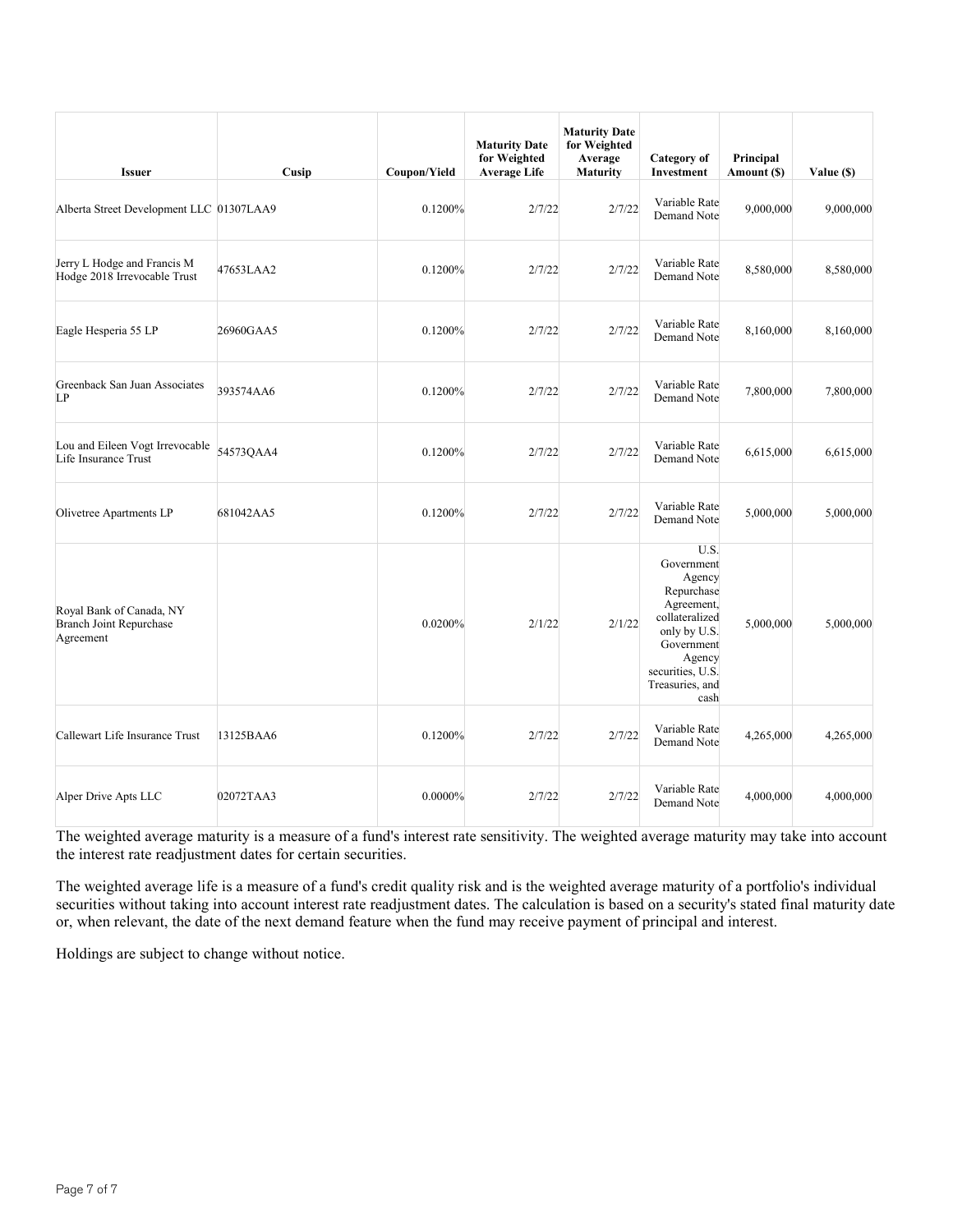| Issuer | Cusip | Coupon/Yield | Maturity Date for Weighted Average Life | Maturity Date for Weighted Average Maturity | Category of Investment | Principal Amount ($) | Value ($) |
|---|---|---|---|---|---|---|---|
| Alberta Street Development LLC | 01307LAA9 | 0.1200% | 2/7/22 | 2/7/22 | Variable Rate Demand Note | 9,000,000 | 9,000,000 |
| Jerry L Hodge and Francis M Hodge 2018 Irrevocable Trust | 47653LAA2 | 0.1200% | 2/7/22 | 2/7/22 | Variable Rate Demand Note | 8,580,000 | 8,580,000 |
| Eagle Hesperia 55 LP | 26960GAA5 | 0.1200% | 2/7/22 | 2/7/22 | Variable Rate Demand Note | 8,160,000 | 8,160,000 |
| Greenback San Juan Associates LP | 393574AA6 | 0.1200% | 2/7/22 | 2/7/22 | Variable Rate Demand Note | 7,800,000 | 7,800,000 |
| Lou and Eileen Vogt Irrevocable Life Insurance Trust | 54573QAA4 | 0.1200% | 2/7/22 | 2/7/22 | Variable Rate Demand Note | 6,615,000 | 6,615,000 |
| Olivetree Apartments LP | 681042AA5 | 0.1200% | 2/7/22 | 2/7/22 | Variable Rate Demand Note | 5,000,000 | 5,000,000 |
| Royal Bank of Canada, NY Branch Joint Repurchase Agreement | | 0.0200% | 2/1/22 | 2/1/22 | U.S. Government Agency Repurchase Agreement, collateralized only by U.S. Government Agency securities, U.S. Treasuries, and cash | 5,000,000 | 5,000,000 |
| Callewart Life Insurance Trust | 13125BAA6 | 0.1200% | 2/7/22 | 2/7/22 | Variable Rate Demand Note | 4,265,000 | 4,265,000 |
| Alper Drive Apts LLC | 02072TAA3 | 0.0000% | 2/7/22 | 2/7/22 | Variable Rate Demand Note | 4,000,000 | 4,000,000 |

The weighted average maturity is a measure of a fund's interest rate sensitivity. The weighted average maturity may take into account the interest rate readjustment dates for certain securities.

The weighted average life is a measure of a fund's credit quality risk and is the weighted average maturity of a portfolio's individual securities without taking into account interest rate readjustment dates. The calculation is based on a security's stated final maturity date or, when relevant, the date of the next demand feature when the fund may receive payment of principal and interest.

Holdings are subject to change without notice.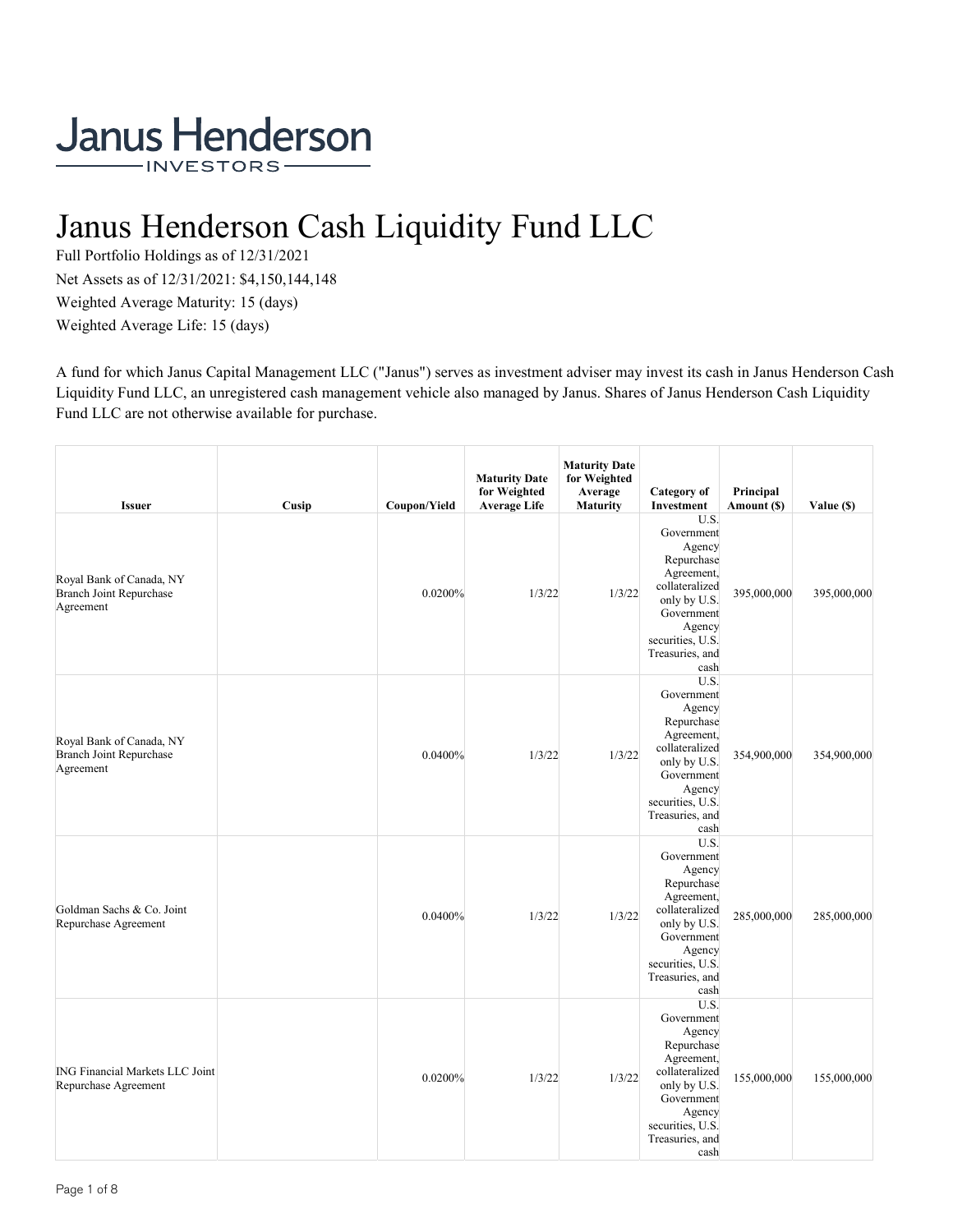# Janus Henderson Cash Liquidity Fund LLC

Full Portfolio Holdings as of 12/31/2021

Net Assets as of 12/31/2021: $4,150,144,148

Weighted Average Maturity: 15 (days)

Weighted Average Life: 15 (days)

A fund for which Janus Capital Management LLC ("Janus") serves as investment adviser may invest its cash in Janus Henderson Cash Liquidity Fund LLC, an unregistered cash management vehicle also managed by Janus. Shares of Janus Henderson Cash Liquidity Fund LLC are not otherwise available for purchase.

| Issuer | Cusip | Coupon/Yield | Maturity Date for Weighted Average Life | Maturity Date for Weighted Average Maturity | Category of Investment | Principal Amount ($) | Value ($) |
|---|---|---|---|---|---|---|---|
| Royal Bank of Canada, NY Branch Joint Repurchase Agreement | | 0.0200% | 1/3/22 | 1/3/22 | U.S. Government Agency Repurchase Agreement, collateralized only by U.S. Government Agency securities, U.S. Treasuries, and cash | 395,000,000 | 395,000,000 |
| Royal Bank of Canada, NY Branch Joint Repurchase Agreement | | 0.0400% | 1/3/22 | 1/3/22 | U.S. Government Agency Repurchase Agreement, collateralized only by U.S. Government Agency securities, U.S. Treasuries, and cash | 354,900,000 | 354,900,000 |
| Goldman Sachs & Co. Joint Repurchase Agreement | | 0.0400% | 1/3/22 | 1/3/22 | U.S. Government Agency Repurchase Agreement, collateralized only by U.S. Government Agency securities, U.S. Treasuries, and cash | 285,000,000 | 285,000,000 |
| ING Financial Markets LLC Joint Repurchase Agreement | | 0.0200% | 1/3/22 | 1/3/22 | U.S. Government Agency Repurchase Agreement, collateralized only by U.S. Government Agency securities, U.S. Treasuries, and cash | 155,000,000 | 155,000,000 |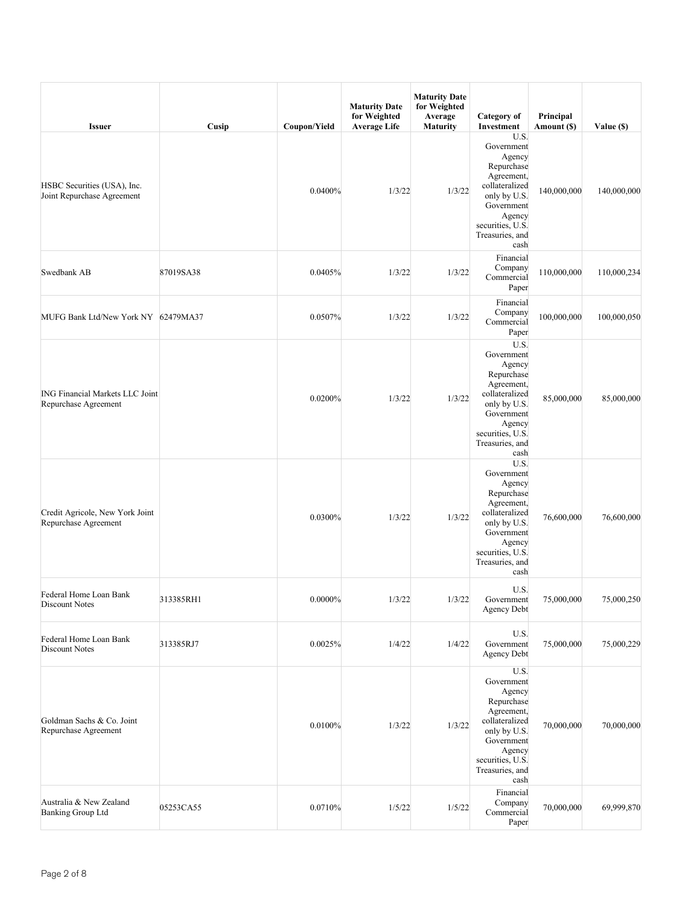| Issuer | Cusip | Coupon/Yield | Maturity Date for Weighted Average Life | Maturity Date for Weighted Average Maturity | Category of Investment | Principal Amount ($) | Value ($) |
|---|---|---|---|---|---|---|---|
| HSBC Securities (USA), Inc. Joint Repurchase Agreement | | 0.0400% | 1/3/22 | 1/3/22 | U.S. Government Agency Repurchase Agreement, collateralized only by U.S. Government Agency securities, U.S. Treasuries, and cash | 140,000,000 | 140,000,000 |
| Swedbank AB | 87019SA38 | 0.0405% | 1/3/22 | 1/3/22 | Financial Company Commercial Paper | 110,000,000 | 110,000,234 |
| MUFG Bank Ltd/New York NY | 62479MA37 | 0.0507% | 1/3/22 | 1/3/22 | Financial Company Commercial Paper | 100,000,000 | 100,000,050 |
| ING Financial Markets LLC Joint Repurchase Agreement | | 0.0200% | 1/3/22 | 1/3/22 | U.S. Government Agency Repurchase Agreement, collateralized only by U.S. Government Agency securities, U.S. Treasuries, and cash | 85,000,000 | 85,000,000 |
| Credit Agricole, New York Joint Repurchase Agreement | | 0.0300% | 1/3/22 | 1/3/22 | U.S. Government Agency Repurchase Agreement, collateralized only by U.S. Government Agency securities, U.S. Treasuries, and cash | 76,600,000 | 76,600,000 |
| Federal Home Loan Bank Discount Notes | 313385RH1 | 0.0000% | 1/3/22 | 1/3/22 | U.S. Government Agency Debt | 75,000,000 | 75,000,250 |
| Federal Home Loan Bank Discount Notes | 313385RJ7 | 0.0025% | 1/4/22 | 1/4/22 | U.S. Government Agency Debt | 75,000,000 | 75,000,229 |
| Goldman Sachs & Co. Joint Repurchase Agreement | | 0.0100% | 1/3/22 | 1/3/22 | U.S. Government Agency Repurchase Agreement, collateralized only by U.S. Government Agency securities, U.S. Treasuries, and cash | 70,000,000 | 70,000,000 |
| Australia & New Zealand Banking Group Ltd | 05253CA55 | 0.0710% | 1/5/22 | 1/5/22 | Financial Company Commercial Paper | 70,000,000 | 69,999,870 |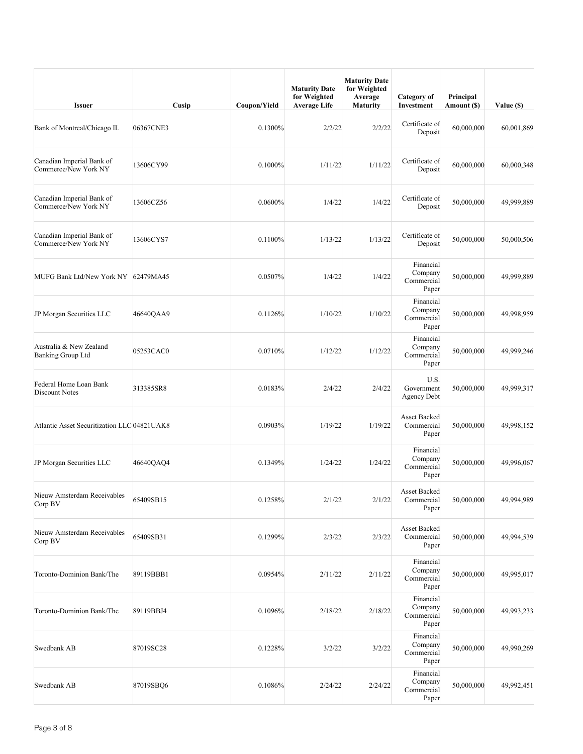| Issuer | Cusip | Coupon/Yield | Maturity Date for Weighted Average Life | Maturity Date for Weighted Average Maturity | Category of Investment | Principal Amount ($) | Value ($) |
|---|---|---|---|---|---|---|---|
| Bank of Montreal/Chicago IL | 06367CNE3 | 0.1300% | 2/2/22 | 2/2/22 | Certificate of Deposit | 60,000,000 | 60,001,869 |
| Canadian Imperial Bank of Commerce/New York NY | 13606CY99 | 0.1000% | 1/11/22 | 1/11/22 | Certificate of Deposit | 60,000,000 | 60,000,348 |
| Canadian Imperial Bank of Commerce/New York NY | 13606CZ56 | 0.0600% | 1/4/22 | 1/4/22 | Certificate of Deposit | 50,000,000 | 49,999,889 |
| Canadian Imperial Bank of Commerce/New York NY | 13606CYS7 | 0.1100% | 1/13/22 | 1/13/22 | Certificate of Deposit | 50,000,000 | 50,000,506 |
| MUFG Bank Ltd/New York NY | 62479MA45 | 0.0507% | 1/4/22 | 1/4/22 | Financial Company Commercial Paper | 50,000,000 | 49,999,889 |
| JP Morgan Securities LLC | 46640QAA9 | 0.1126% | 1/10/22 | 1/10/22 | Financial Company Commercial Paper | 50,000,000 | 49,998,959 |
| Australia & New Zealand Banking Group Ltd | 05253CAC0 | 0.0710% | 1/12/22 | 1/12/22 | Financial Company Commercial Paper | 50,000,000 | 49,999,246 |
| Federal Home Loan Bank Discount Notes | 313385SR8 | 0.0183% | 2/4/22 | 2/4/22 | U.S. Government Agency Debt | 50,000,000 | 49,999,317 |
| Atlantic Asset Securitization LLC | 04821UAK8 | 0.0903% | 1/19/22 | 1/19/22 | Asset Backed Commercial Paper | 50,000,000 | 49,998,152 |
| JP Morgan Securities LLC | 46640QAQ4 | 0.1349% | 1/24/22 | 1/24/22 | Financial Company Commercial Paper | 50,000,000 | 49,996,067 |
| Nieuw Amsterdam Receivables Corp BV | 65409SB15 | 0.1258% | 2/1/22 | 2/1/22 | Asset Backed Commercial Paper | 50,000,000 | 49,994,989 |
| Nieuw Amsterdam Receivables Corp BV | 65409SB31 | 0.1299% | 2/3/22 | 2/3/22 | Asset Backed Commercial Paper | 50,000,000 | 49,994,539 |
| Toronto-Dominion Bank/The | 89119BBB1 | 0.0954% | 2/11/22 | 2/11/22 | Financial Company Commercial Paper | 50,000,000 | 49,995,017 |
| Toronto-Dominion Bank/The | 89119BBJ4 | 0.1096% | 2/18/22 | 2/18/22 | Financial Company Commercial Paper | 50,000,000 | 49,993,233 |
| Swedbank AB | 87019SC28 | 0.1228% | 3/2/22 | 3/2/22 | Financial Company Commercial Paper | 50,000,000 | 49,990,269 |
| Swedbank AB | 87019SBQ6 | 0.1086% | 2/24/22 | 2/24/22 | Financial Company Commercial Paper | 50,000,000 | 49,992,451 |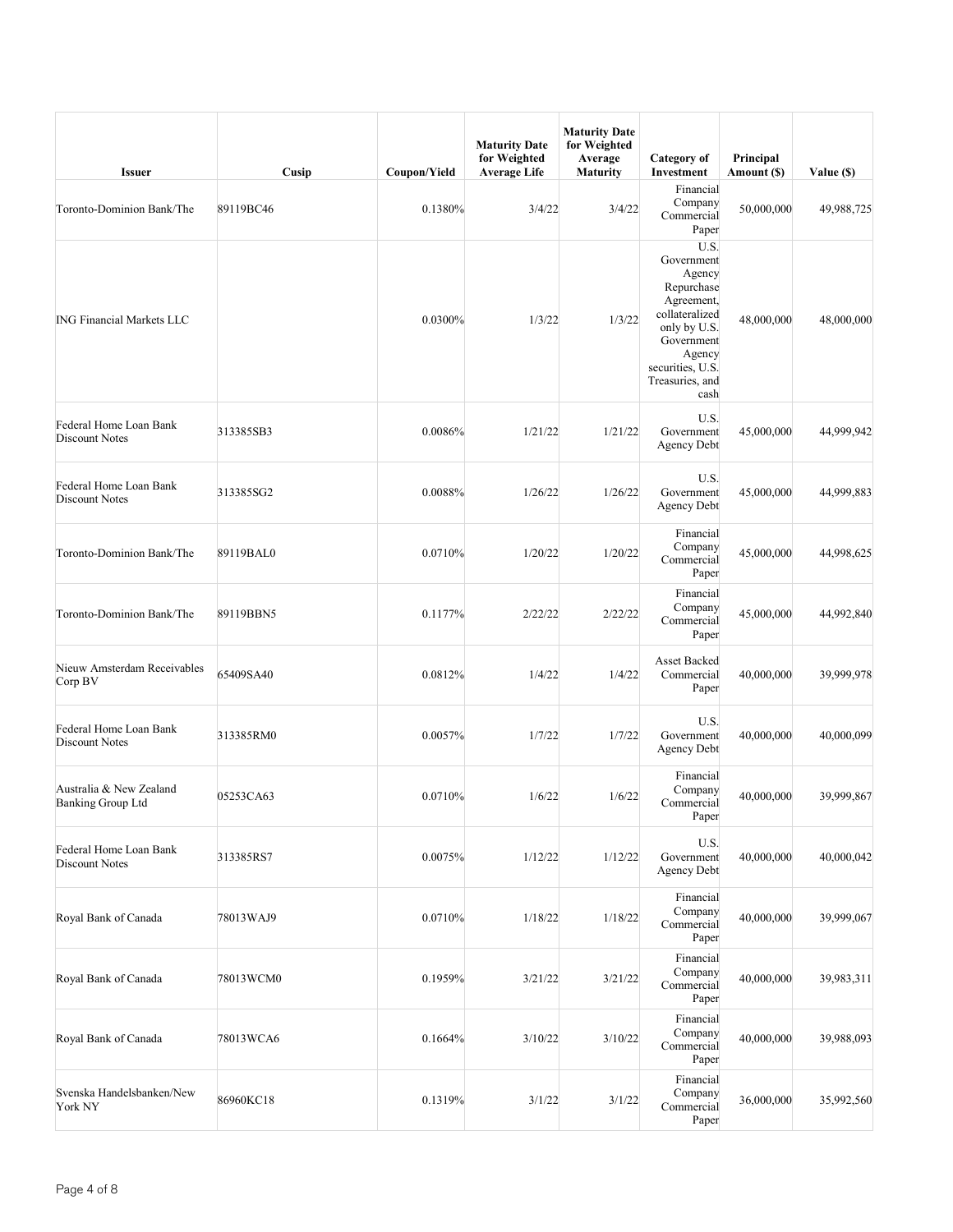| Issuer | Cusip | Coupon/Yield | Maturity Date for Weighted Average Life | Maturity Date for Weighted Average Maturity | Category of Investment | Principal Amount ($) | Value ($) |
|---|---|---|---|---|---|---|---|
| Toronto-Dominion Bank/The | 89119BC46 | 0.1380% | 3/4/22 | 3/4/22 | Financial Company Commercial Paper | 50,000,000 | 49,988,725 |
| ING Financial Markets LLC | | 0.0300% | 1/3/22 | 1/3/22 | U.S. Government Agency Repurchase Agreement, collateralized only by U.S. Government Agency securities, U.S. Treasuries, and cash | 48,000,000 | 48,000,000 |
| Federal Home Loan Bank Discount Notes | 313385SB3 | 0.0086% | 1/21/22 | 1/21/22 | U.S. Government Agency Debt | 45,000,000 | 44,999,942 |
| Federal Home Loan Bank Discount Notes | 313385SG2 | 0.0088% | 1/26/22 | 1/26/22 | U.S. Government Agency Debt | 45,000,000 | 44,999,883 |
| Toronto-Dominion Bank/The | 89119BAL0 | 0.0710% | 1/20/22 | 1/20/22 | Financial Company Commercial Paper | 45,000,000 | 44,998,625 |
| Toronto-Dominion Bank/The | 89119BBN5 | 0.1177% | 2/22/22 | 2/22/22 | Financial Company Commercial Paper | 45,000,000 | 44,992,840 |
| Nieuw Amsterdam Receivables Corp BV | 65409SA40 | 0.0812% | 1/4/22 | 1/4/22 | Asset Backed Commercial Paper | 40,000,000 | 39,999,978 |
| Federal Home Loan Bank Discount Notes | 313385RM0 | 0.0057% | 1/7/22 | 1/7/22 | U.S. Government Agency Debt | 40,000,000 | 40,000,099 |
| Australia & New Zealand Banking Group Ltd | 05253CA63 | 0.0710% | 1/6/22 | 1/6/22 | Financial Company Commercial Paper | 40,000,000 | 39,999,867 |
| Federal Home Loan Bank Discount Notes | 313385RS7 | 0.0075% | 1/12/22 | 1/12/22 | U.S. Government Agency Debt | 40,000,000 | 40,000,042 |
| Royal Bank of Canada | 78013WAJ9 | 0.0710% | 1/18/22 | 1/18/22 | Financial Company Commercial Paper | 40,000,000 | 39,999,067 |
| Royal Bank of Canada | 78013WCM0 | 0.1959% | 3/21/22 | 3/21/22 | Financial Company Commercial Paper | 40,000,000 | 39,983,311 |
| Royal Bank of Canada | 78013WCA6 | 0.1664% | 3/10/22 | 3/10/22 | Financial Company Commercial Paper | 40,000,000 | 39,988,093 |
| Svenska Handelsbanken/New York NY | 86960KC18 | 0.1319% | 3/1/22 | 3/1/22 | Financial Company Commercial Paper | 36,000,000 | 35,992,560 |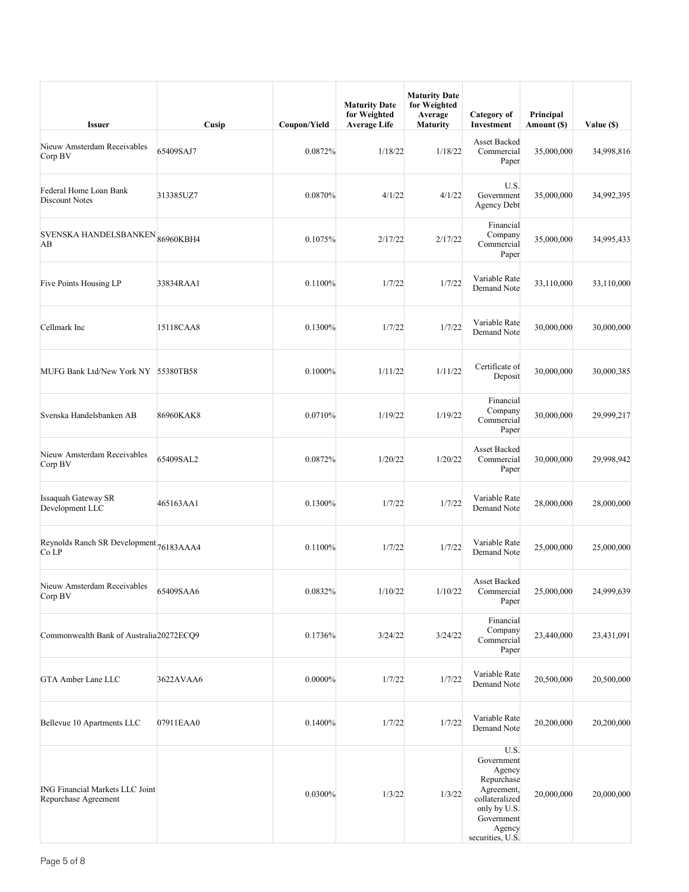| Issuer | Cusip | Coupon/Yield | Maturity Date for Weighted Average Life | Maturity Date for Weighted Average Maturity | Category of Investment | Principal Amount ($) | Value ($) |
|---|---|---|---|---|---|---|---|
| Nieuw Amsterdam Receivables Corp BV | 65409SAJ7 | 0.0872% | 1/18/22 | 1/18/22 | Asset Backed Commercial Paper | 35,000,000 | 34,998,816 |
| Federal Home Loan Bank Discount Notes | 313385UZ7 | 0.0870% | 4/1/22 | 4/1/22 | U.S. Government Agency Debt | 35,000,000 | 34,992,395 |
| SVENSKA HANDELSBANKEN AB | 86960KBH4 | 0.1075% | 2/17/22 | 2/17/22 | Financial Company Commercial Paper | 35,000,000 | 34,995,433 |
| Five Points Housing LP | 33834RAA1 | 0.1100% | 1/7/22 | 1/7/22 | Variable Rate Demand Note | 33,110,000 | 33,110,000 |
| Cellmark Inc | 15118CAA8 | 0.1300% | 1/7/22 | 1/7/22 | Variable Rate Demand Note | 30,000,000 | 30,000,000 |
| MUFG Bank Ltd/New York NY | 55380TB58 | 0.1000% | 1/11/22 | 1/11/22 | Certificate of Deposit | 30,000,000 | 30,000,385 |
| Svenska Handelsbanken AB | 86960KAK8 | 0.0710% | 1/19/22 | 1/19/22 | Financial Company Commercial Paper | 30,000,000 | 29,999,217 |
| Nieuw Amsterdam Receivables Corp BV | 65409SAL2 | 0.0872% | 1/20/22 | 1/20/22 | Asset Backed Commercial Paper | 30,000,000 | 29,998,942 |
| Issaquah Gateway SR Development LLC | 465163AA1 | 0.1300% | 1/7/22 | 1/7/22 | Variable Rate Demand Note | 28,000,000 | 28,000,000 |
| Reynolds Ranch SR Development Co LP | 76183AAA4 | 0.1100% | 1/7/22 | 1/7/22 | Variable Rate Demand Note | 25,000,000 | 25,000,000 |
| Nieuw Amsterdam Receivables Corp BV | 65409SAA6 | 0.0832% | 1/10/22 | 1/10/22 | Asset Backed Commercial Paper | 25,000,000 | 24,999,639 |
| Commonwealth Bank of Australia | 20272ECQ9 | 0.1736% | 3/24/22 | 3/24/22 | Financial Company Commercial Paper | 23,440,000 | 23,431,091 |
| GTA Amber Lane LLC | 3622AVAA6 | 0.0000% | 1/7/22 | 1/7/22 | Variable Rate Demand Note | 20,500,000 | 20,500,000 |
| Bellevue 10 Apartments LLC | 07911EAA0 | 0.1400% | 1/7/22 | 1/7/22 | Variable Rate Demand Note | 20,200,000 | 20,200,000 |
| ING Financial Markets LLC Joint Repurchase Agreement | | 0.0300% | 1/3/22 | 1/3/22 | U.S. Government Agency Repurchase Agreement, collateralized only by U.S. Government Agency securities, U.S. | 20,000,000 | 20,000,000 |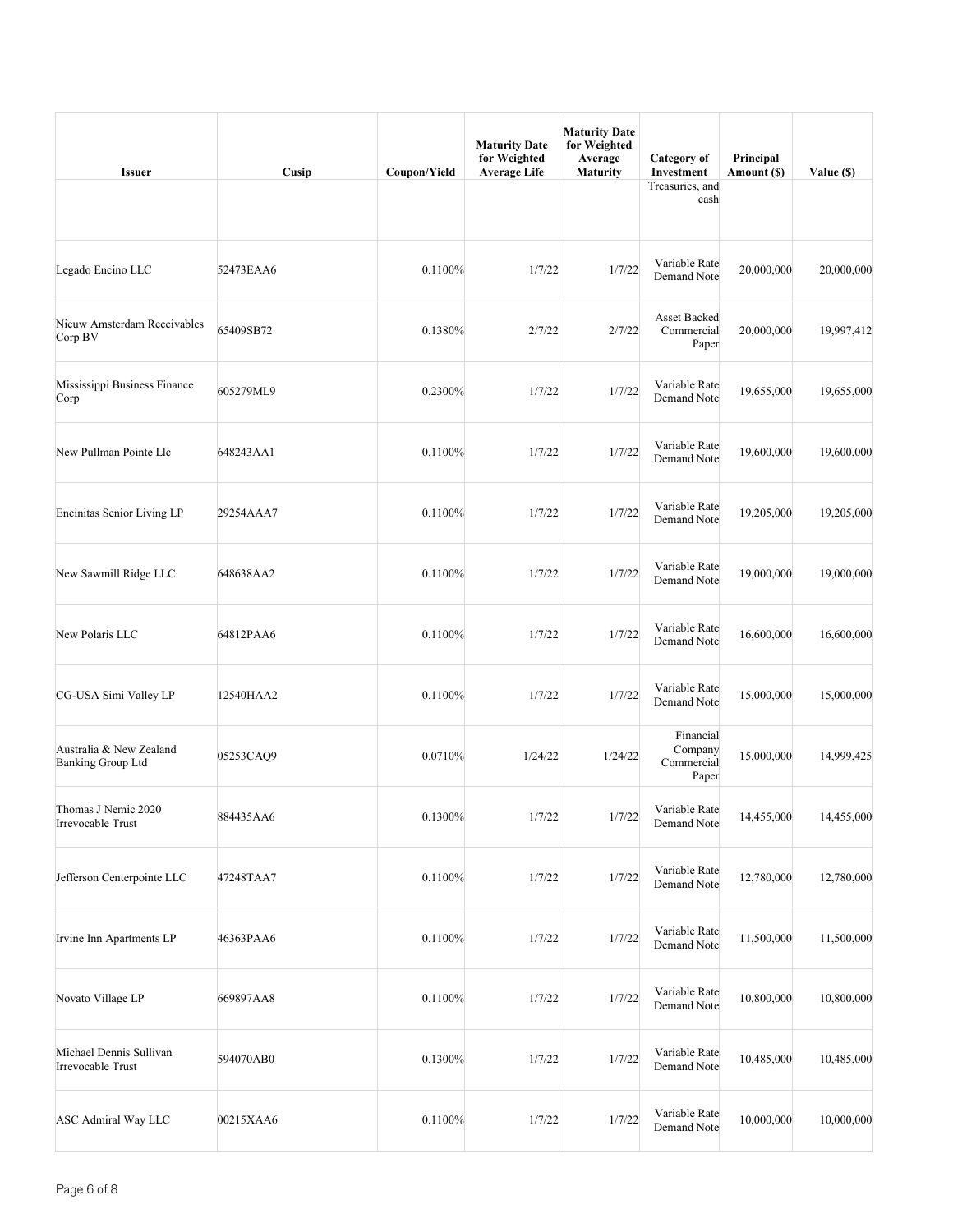| Issuer | Cusip | Coupon/Yield | Maturity Date for Weighted Average Life | Maturity Date for Weighted Average Maturity | Category of Investment | Principal Amount ($) | Value ($) |
|---|---|---|---|---|---|---|---|
| | | | | | Treasuries, and cash | | |
| Legado Encino LLC | 52473EAA6 | 0.1100% | 1/7/22 | 1/7/22 | Variable Rate Demand Note | 20,000,000 | 20,000,000 |
| Nieuw Amsterdam Receivables Corp BV | 65409SB72 | 0.1380% | 2/7/22 | 2/7/22 | Asset Backed Commercial Paper | 20,000,000 | 19,997,412 |
| Mississippi Business Finance Corp | 605279ML9 | 0.2300% | 1/7/22 | 1/7/22 | Variable Rate Demand Note | 19,655,000 | 19,655,000 |
| New Pullman Pointe Llc | 648243AA1 | 0.1100% | 1/7/22 | 1/7/22 | Variable Rate Demand Note | 19,600,000 | 19,600,000 |
| Encinitas Senior Living LP | 29254AAA7 | 0.1100% | 1/7/22 | 1/7/22 | Variable Rate Demand Note | 19,205,000 | 19,205,000 |
| New Sawmill Ridge LLC | 648638AA2 | 0.1100% | 1/7/22 | 1/7/22 | Variable Rate Demand Note | 19,000,000 | 19,000,000 |
| New Polaris LLC | 64812PAA6 | 0.1100% | 1/7/22 | 1/7/22 | Variable Rate Demand Note | 16,600,000 | 16,600,000 |
| CG-USA Simi Valley LP | 12540HAA2 | 0.1100% | 1/7/22 | 1/7/22 | Variable Rate Demand Note | 15,000,000 | 15,000,000 |
| Australia & New Zealand Banking Group Ltd | 05253CAQ9 | 0.0710% | 1/24/22 | 1/24/22 | Financial Company Commercial Paper | 15,000,000 | 14,999,425 |
| Thomas J Nemic 2020 Irrevocable Trust | 884435AA6 | 0.1300% | 1/7/22 | 1/7/22 | Variable Rate Demand Note | 14,455,000 | 14,455,000 |
| Jefferson Centerpointe LLC | 47248TAA7 | 0.1100% | 1/7/22 | 1/7/22 | Variable Rate Demand Note | 12,780,000 | 12,780,000 |
| Irvine Inn Apartments LP | 46363PAA6 | 0.1100% | 1/7/22 | 1/7/22 | Variable Rate Demand Note | 11,500,000 | 11,500,000 |
| Novato Village LP | 669897AA8 | 0.1100% | 1/7/22 | 1/7/22 | Variable Rate Demand Note | 10,800,000 | 10,800,000 |
| Michael Dennis Sullivan Irrevocable Trust | 594070AB0 | 0.1300% | 1/7/22 | 1/7/22 | Variable Rate Demand Note | 10,485,000 | 10,485,000 |
| ASC Admiral Way LLC | 00215XAA6 | 0.1100% | 1/7/22 | 1/7/22 | Variable Rate Demand Note | 10,000,000 | 10,000,000 |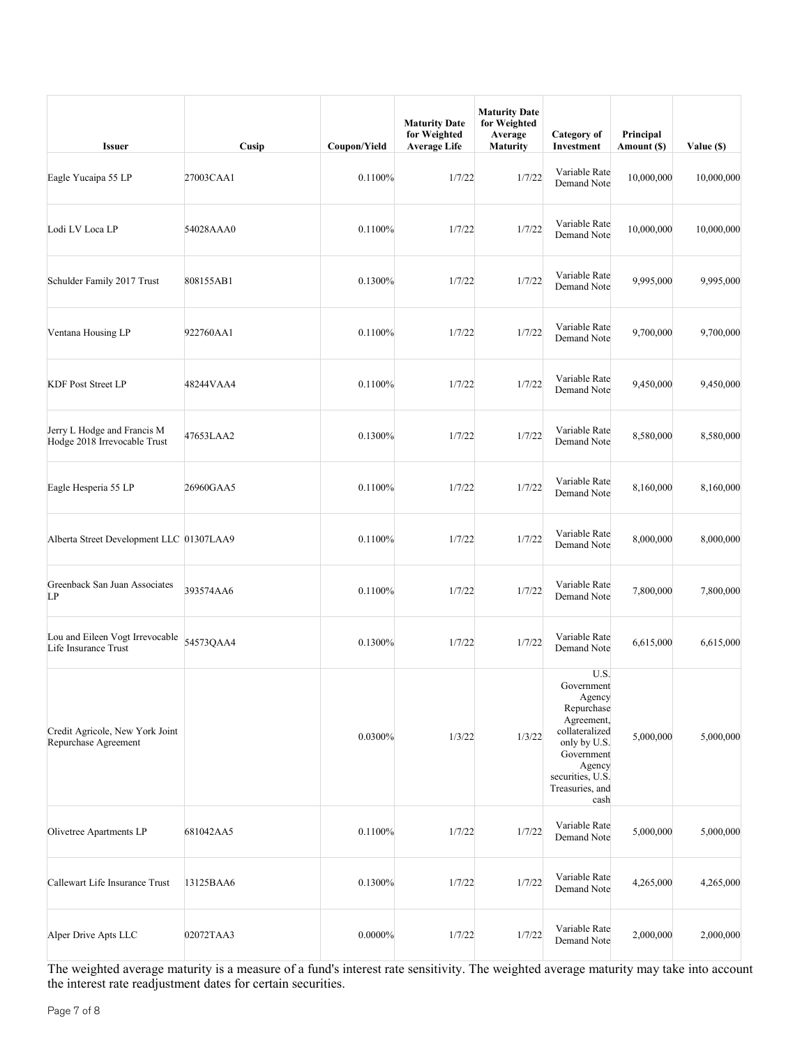| Issuer | Cusip | Coupon/Yield | Maturity Date for Weighted Average Life | Maturity Date for Weighted Average Maturity | Category of Investment | Principal Amount ($) | Value ($) |
|---|---|---|---|---|---|---|---|
| Eagle Yucaipa 55 LP | 27003CAA1 | 0.1100% | 1/7/22 | 1/7/22 | Variable Rate Demand Note | 10,000,000 | 10,000,000 |
| Lodi LV Loca LP | 54028AAA0 | 0.1100% | 1/7/22 | 1/7/22 | Variable Rate Demand Note | 10,000,000 | 10,000,000 |
| Schulder Family 2017 Trust | 808155AB1 | 0.1300% | 1/7/22 | 1/7/22 | Variable Rate Demand Note | 9,995,000 | 9,995,000 |
| Ventana Housing LP | 922760AA1 | 0.1100% | 1/7/22 | 1/7/22 | Variable Rate Demand Note | 9,700,000 | 9,700,000 |
| KDF Post Street LP | 48244VAA4 | 0.1100% | 1/7/22 | 1/7/22 | Variable Rate Demand Note | 9,450,000 | 9,450,000 |
| Jerry L Hodge and Francis M Hodge 2018 Irrevocable Trust | 47653LAA2 | 0.1300% | 1/7/22 | 1/7/22 | Variable Rate Demand Note | 8,580,000 | 8,580,000 |
| Eagle Hesperia 55 LP | 26960GAA5 | 0.1100% | 1/7/22 | 1/7/22 | Variable Rate Demand Note | 8,160,000 | 8,160,000 |
| Alberta Street Development LLC | 01307LAA9 | 0.1100% | 1/7/22 | 1/7/22 | Variable Rate Demand Note | 8,000,000 | 8,000,000 |
| Greenback San Juan Associates LP | 393574AA6 | 0.1100% | 1/7/22 | 1/7/22 | Variable Rate Demand Note | 7,800,000 | 7,800,000 |
| Lou and Eileen Vogt Irrevocable Life Insurance Trust | 54573QAA4 | 0.1300% | 1/7/22 | 1/7/22 | Variable Rate Demand Note | 6,615,000 | 6,615,000 |
| Credit Agricole, New York Joint Repurchase Agreement | | 0.0300% | 1/3/22 | 1/3/22 | U.S. Government Agency Repurchase Agreement, collateralized only by U.S. Government Agency securities, U.S. Treasuries, and cash | 5,000,000 | 5,000,000 |
| Olivetree Apartments LP | 681042AA5 | 0.1100% | 1/7/22 | 1/7/22 | Variable Rate Demand Note | 5,000,000 | 5,000,000 |
| Callewart Life Insurance Trust | 13125BAA6 | 0.1300% | 1/7/22 | 1/7/22 | Variable Rate Demand Note | 4,265,000 | 4,265,000 |
| Alper Drive Apts LLC | 02072TAA3 | 0.0000% | 1/7/22 | 1/7/22 | Variable Rate Demand Note | 2,000,000 | 2,000,000 |

The weighted average maturity is a measure of a fund's interest rate sensitivity. The weighted average maturity may take into account the interest rate readjustment dates for certain securities.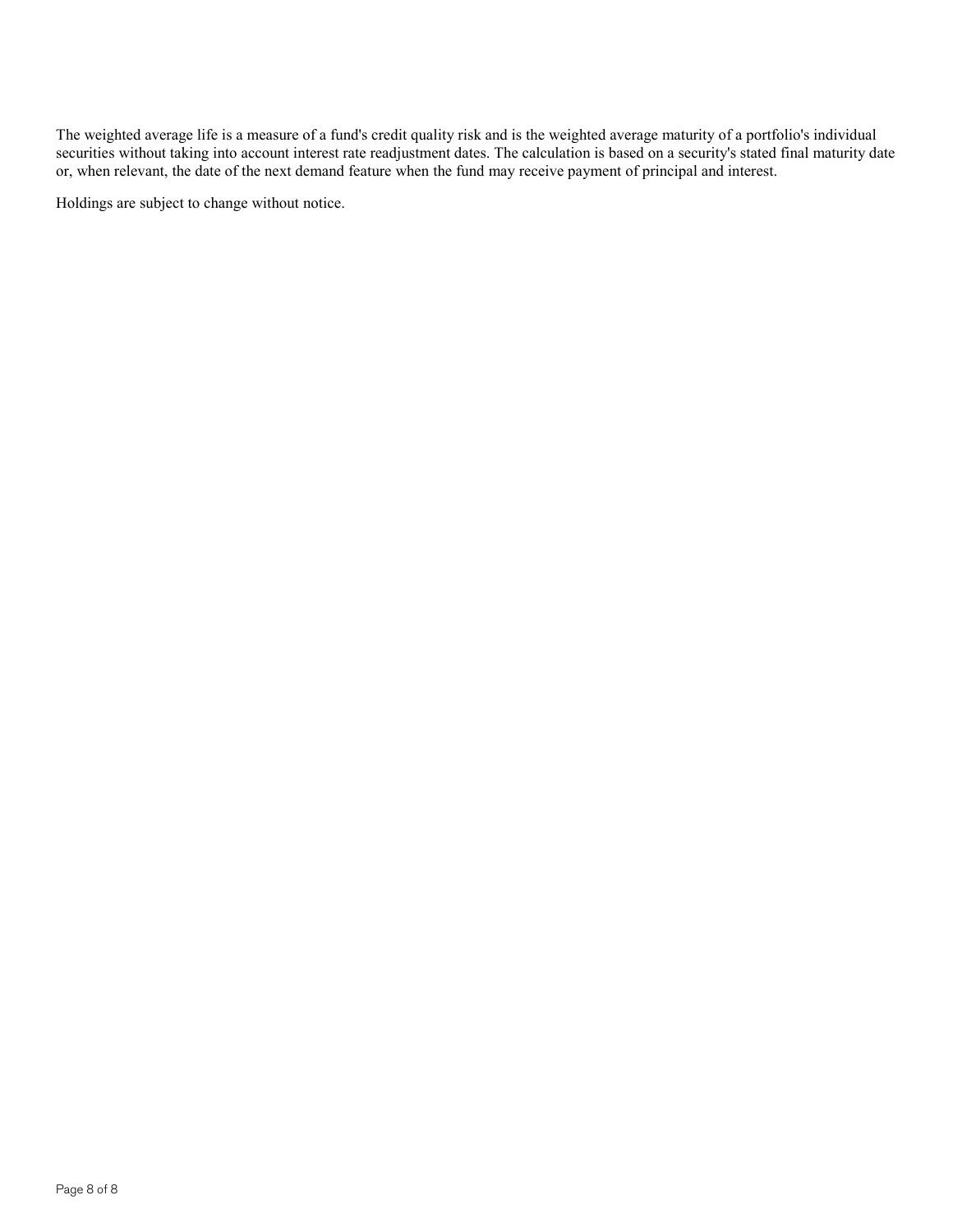The weighted average life is a measure of a fund's credit quality risk and is the weighted average maturity of a portfolio's individual securities without taking into account interest rate readjustment dates. The calculation is based on a security's stated final maturity date or, when relevant, the date of the next demand feature when the fund may receive payment of principal and interest.

Holdings are subject to change without notice.